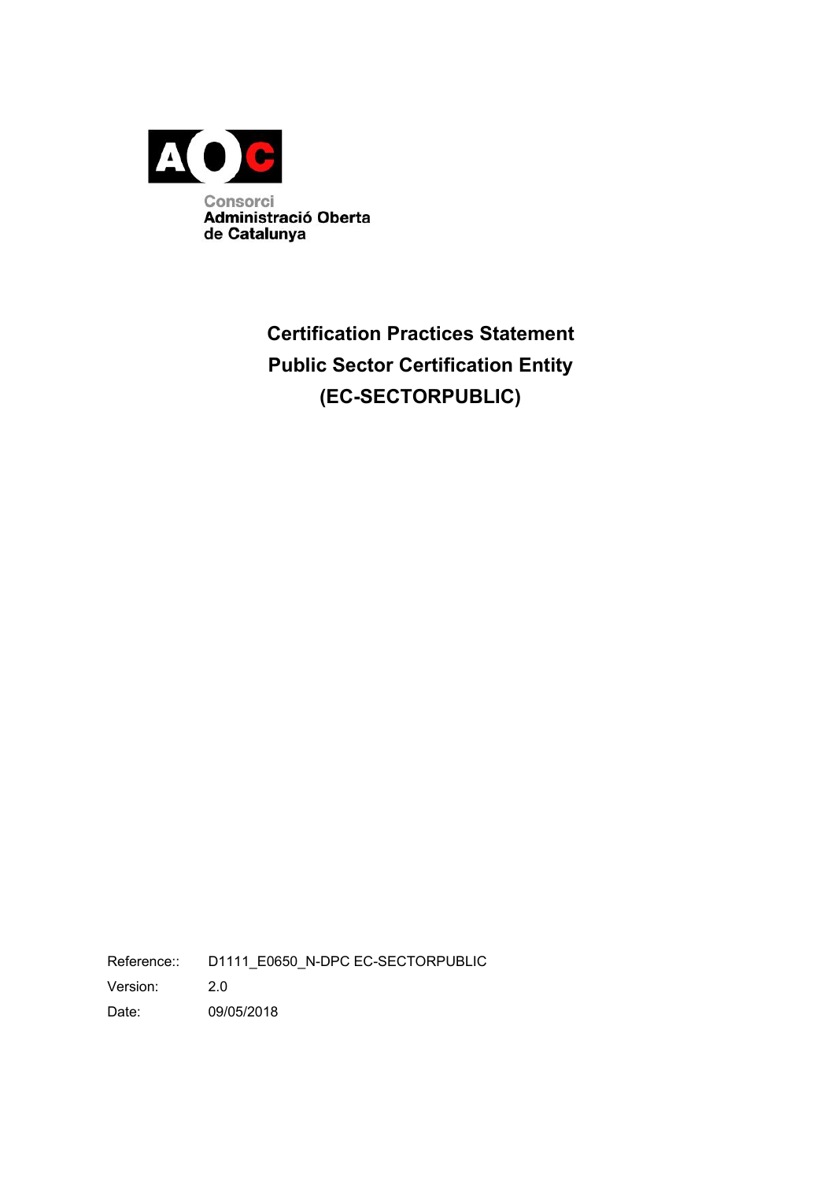AOC

Consorci
Administració Oberta
de Catalunya

# Certification Practices Statement
# Public Sector Certification Entity
# (EC-SECTORPUBLIC)

| | |
|---|---|
| Reference:: | D1111_E0650_N-DPC EC-SECTORPUBLIC |
| Version: | 2.0 |
| Date: | 09/05/2018 |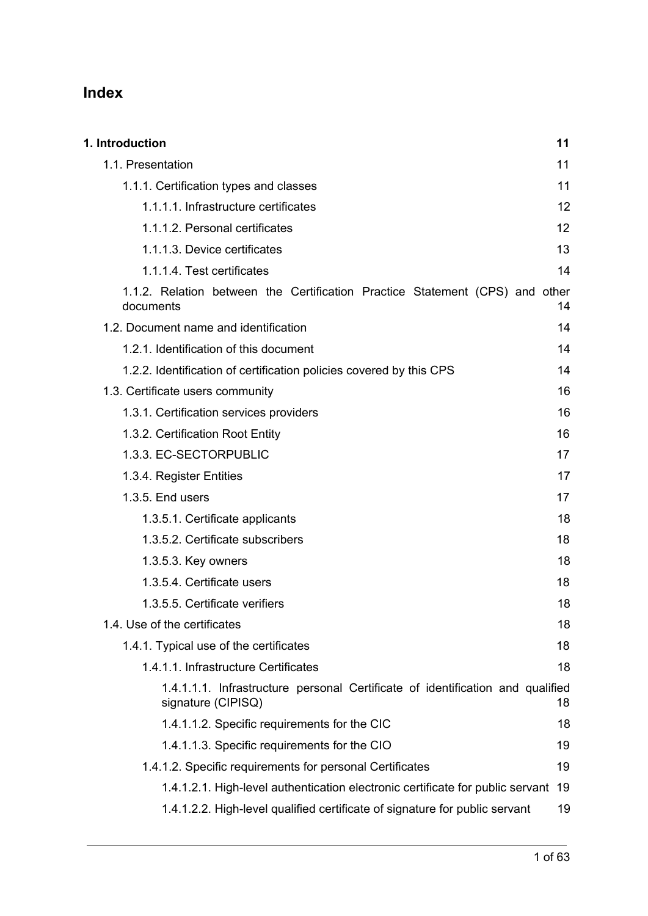# Index

**1. Introduction** **11**

- 1.1. Presentation 11
  - 1.1.1. Certification types and classes 11
    - 1.1.1.1. Infrastructure certificates 12
    - 1.1.1.2. Personal certificates 12
    - 1.1.1.3. Device certificates 13
    - 1.1.1.4. Test certificates 14
  - 1.1.2. Relation between the Certification Practice Statement (CPS) and other documents 14
- 1.2. Document name and identification 14
  - 1.2.1. Identification of this document 14
  - 1.2.2. Identification of certification policies covered by this CPS 14
- 1.3. Certificate users community 16
  - 1.3.1. Certification services providers 16
  - 1.3.2. Certification Root Entity 16
  - 1.3.3. EC-SECTORPUBLIC 17
  - 1.3.4. Register Entities 17
  - 1.3.5. End users 17
    - 1.3.5.1. Certificate applicants 18
    - 1.3.5.2. Certificate subscribers 18
    - 1.3.5.3. Key owners 18
    - 1.3.5.4. Certificate users 18
    - 1.3.5.5. Certificate verifiers 18
- 1.4. Use of the certificates 18
  - 1.4.1. Typical use of the certificates 18
    - 1.4.1.1. Infrastructure Certificates 18
      - 1.4.1.1.1. Infrastructure personal Certificate of identification and qualified signature (CIPISQ) 18
      - 1.4.1.1.2. Specific requirements for the CIC 18
      - 1.4.1.1.3. Specific requirements for the CIO 19
    - 1.4.1.2. Specific requirements for personal Certificates 19
      - 1.4.1.2.1. High-level authentication electronic certificate for public servant 19
      - 1.4.1.2.2. High-level qualified certificate of signature for public servant 19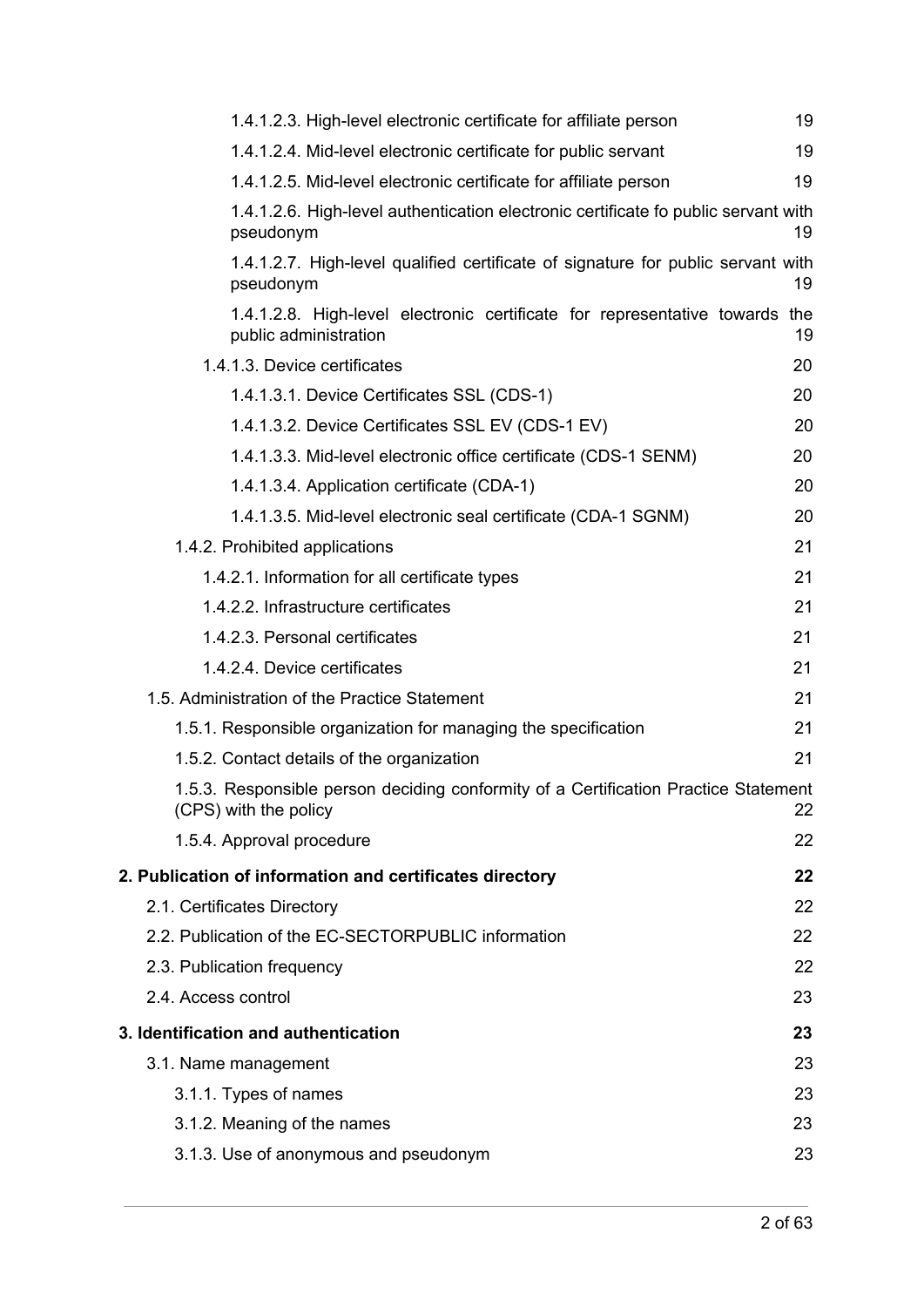1.4.1.2.3. High-level electronic certificate for affiliate person 19

1.4.1.2.4. Mid-level electronic certificate for public servant 19

1.4.1.2.5. Mid-level electronic certificate for affiliate person 19

1.4.1.2.6. High-level authentication electronic certificate fo public servant with pseudonym 19

1.4.1.2.7. High-level qualified certificate of signature for public servant with pseudonym 19

1.4.1.2.8. High-level electronic certificate for representative towards the public administration 19

1.4.1.3. Device certificates 20

1.4.1.3.1. Device Certificates SSL (CDS-1) 20

1.4.1.3.2. Device Certificates SSL EV (CDS-1 EV) 20

1.4.1.3.3. Mid-level electronic office certificate (CDS-1 SENM) 20

1.4.1.3.4. Application certificate (CDA-1) 20

1.4.1.3.5. Mid-level electronic seal certificate (CDA-1 SGNM) 20

1.4.2. Prohibited applications 21

1.4.2.1. Information for all certificate types 21

1.4.2.2. Infrastructure certificates 21

1.4.2.3. Personal certificates 21

1.4.2.4. Device certificates 21

1.5. Administration of the Practice Statement 21

1.5.1. Responsible organization for managing the specification 21

1.5.2. Contact details of the organization 21

1.5.3. Responsible person deciding conformity of a Certification Practice Statement (CPS) with the policy 22

1.5.4. Approval procedure 22

**2. Publication of information and certificates directory 22**

2.1. Certificates Directory 22

2.2. Publication of the EC-SECTORPUBLIC information 22

2.3. Publication frequency 22

2.4. Access control 23

**3. Identification and authentication 23**

3.1. Name management 23

3.1.1. Types of names 23

3.1.2. Meaning of the names 23

3.1.3. Use of anonymous and pseudonym 23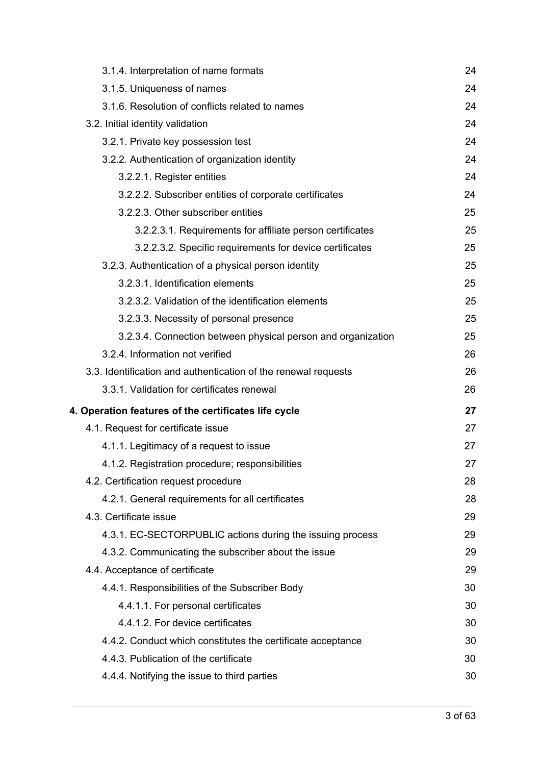3.1.4. Interpretation of name formats 24

3.1.5. Uniqueness of names 24

3.1.6. Resolution of conflicts related to names 24

3.2. Initial identity validation 24

3.2.1. Private key possession test 24

3.2.2. Authentication of organization identity 24

3.2.2.1. Register entities 24

3.2.2.2. Subscriber entities of corporate certificates 24

3.2.2.3. Other subscriber entities 25

3.2.2.3.1. Requirements for affiliate person certificates 25

3.2.2.3.2. Specific requirements for device certificates 25

3.2.3. Authentication of a physical person identity 25

3.2.3.1. Identification elements 25

3.2.3.2. Validation of the identification elements 25

3.2.3.3. Necessity of personal presence 25

3.2.3.4. Connection between physical person and organization 25

3.2.4. Information not verified 26

3.3. Identification and authentication of the renewal requests 26

3.3.1. Validation for certificates renewal 26

**4. Operation features of the certificates life cycle 27**

4.1. Request for certificate issue 27

4.1.1. Legitimacy of a request to issue 27

4.1.2. Registration procedure; responsibilities 27

4.2. Certification request procedure 28

4.2.1. General requirements for all certificates 28

4.3. Certificate issue 29

4.3.1. EC-SECTORPUBLIC actions during the issuing process 29

4.3.2. Communicating the subscriber about the issue 29

4.4. Acceptance of certificate 29

4.4.1. Responsibilities of the Subscriber Body 30

4.4.1.1. For personal certificates 30

4.4.1.2. For device certificates 30

4.4.2. Conduct which constitutes the certificate acceptance 30

4.4.3. Publication of the certificate 30

4.4.4. Notifying the issue to third parties 30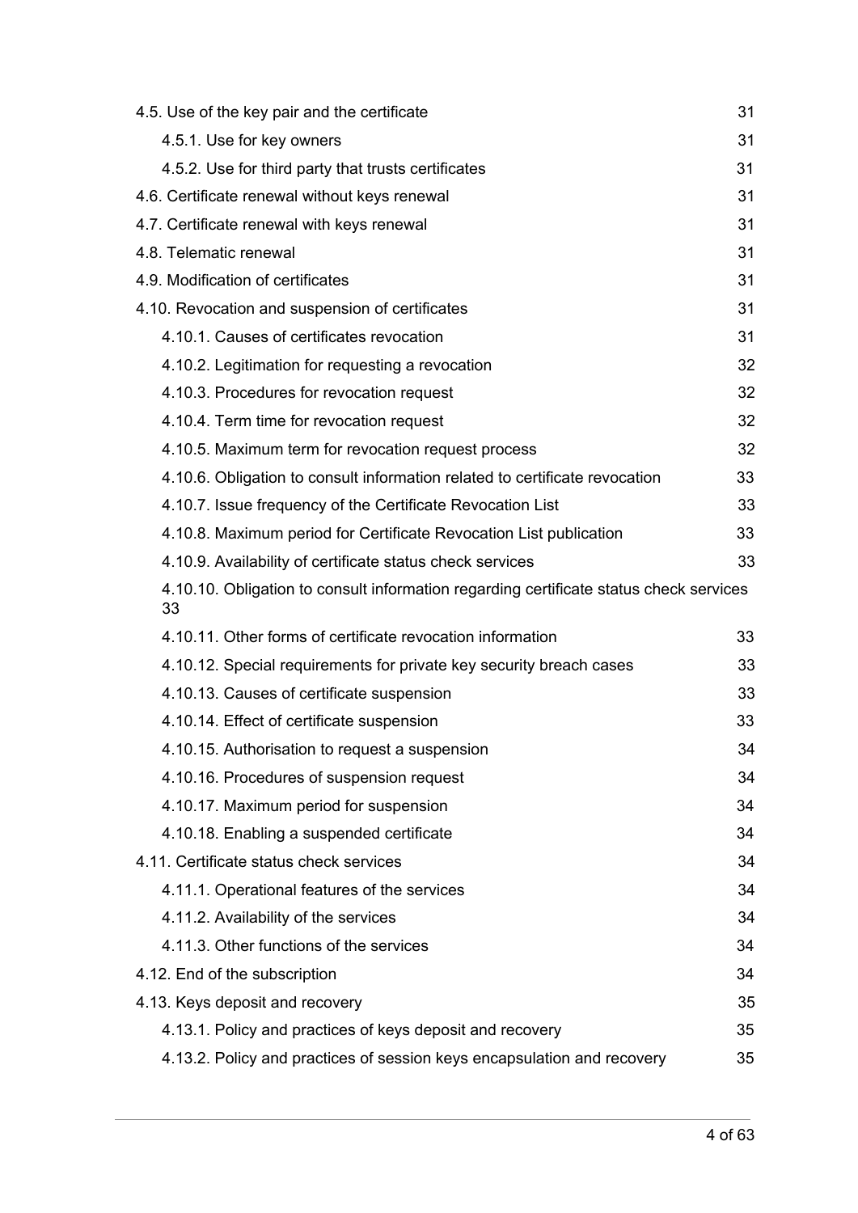4.5. Use of the key pair and the certificate 31

- 4.5.1. Use for key owners 31
- 4.5.2. Use for third party that trusts certificates 31

4.6. Certificate renewal without keys renewal 31

4.7. Certificate renewal with keys renewal 31

4.8. Telematic renewal 31

4.9. Modification of certificates 31

4.10. Revocation and suspension of certificates 31

- 4.10.1. Causes of certificates revocation 31
- 4.10.2. Legitimation for requesting a revocation 32
- 4.10.3. Procedures for revocation request 32
- 4.10.4. Term time for revocation request 32
- 4.10.5. Maximum term for revocation request process 32
- 4.10.6. Obligation to consult information related to certificate revocation 33
- 4.10.7. Issue frequency of the Certificate Revocation List 33
- 4.10.8. Maximum period for Certificate Revocation List publication 33
- 4.10.9. Availability of certificate status check services 33
- 4.10.10. Obligation to consult information regarding certificate status check services 33
- 4.10.11. Other forms of certificate revocation information 33
- 4.10.12. Special requirements for private key security breach cases 33
- 4.10.13. Causes of certificate suspension 33
- 4.10.14. Effect of certificate suspension 33
- 4.10.15. Authorisation to request a suspension 34
- 4.10.16. Procedures of suspension request 34
- 4.10.17. Maximum period for suspension 34
- 4.10.18. Enabling a suspended certificate 34

4.11. Certificate status check services 34

- 4.11.1. Operational features of the services 34
- 4.11.2. Availability of the services 34
- 4.11.3. Other functions of the services 34

4.12. End of the subscription 34

4.13. Keys deposit and recovery 35

- 4.13.1. Policy and practices of keys deposit and recovery 35
- 4.13.2. Policy and practices of session keys encapsulation and recovery 35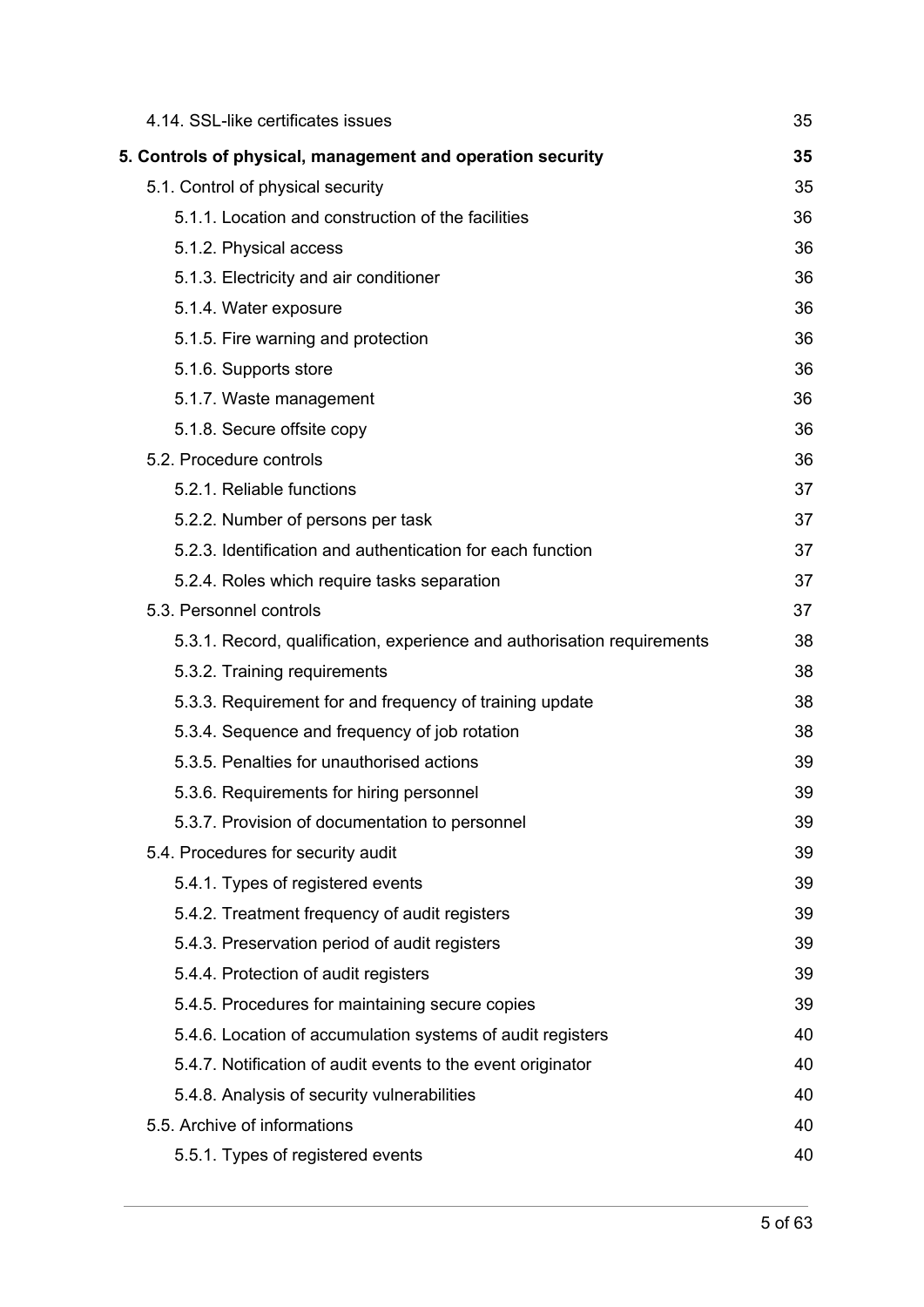| | |
|---|---|
| 4.14. SSL-like certificates issues | 35 |
| **5. Controls of physical, management and operation security** | **35** |
| 5.1. Control of physical security | 35 |
| 5.1.1. Location and construction of the facilities | 36 |
| 5.1.2. Physical access | 36 |
| 5.1.3. Electricity and air conditioner | 36 |
| 5.1.4. Water exposure | 36 |
| 5.1.5. Fire warning and protection | 36 |
| 5.1.6. Supports store | 36 |
| 5.1.7. Waste management | 36 |
| 5.1.8. Secure offsite copy | 36 |
| 5.2. Procedure controls | 36 |
| 5.2.1. Reliable functions | 37 |
| 5.2.2. Number of persons per task | 37 |
| 5.2.3. Identification and authentication for each function | 37 |
| 5.2.4. Roles which require tasks separation | 37 |
| 5.3. Personnel controls | 37 |
| 5.3.1. Record, qualification, experience and authorisation requirements | 38 |
| 5.3.2. Training requirements | 38 |
| 5.3.3. Requirement for and frequency of training update | 38 |
| 5.3.4. Sequence and frequency of job rotation | 38 |
| 5.3.5. Penalties for unauthorised actions | 39 |
| 5.3.6. Requirements for hiring personnel | 39 |
| 5.3.7. Provision of documentation to personnel | 39 |
| 5.4. Procedures for security audit | 39 |
| 5.4.1. Types of registered events | 39 |
| 5.4.2. Treatment frequency of audit registers | 39 |
| 5.4.3. Preservation period of audit registers | 39 |
| 5.4.4. Protection of audit registers | 39 |
| 5.4.5. Procedures for maintaining secure copies | 39 |
| 5.4.6. Location of accumulation systems of audit registers | 40 |
| 5.4.7. Notification of audit events to the event originator | 40 |
| 5.4.8. Analysis of security vulnerabilities | 40 |
| 5.5. Archive of informations | 40 |
| 5.5.1. Types of registered events | 40 |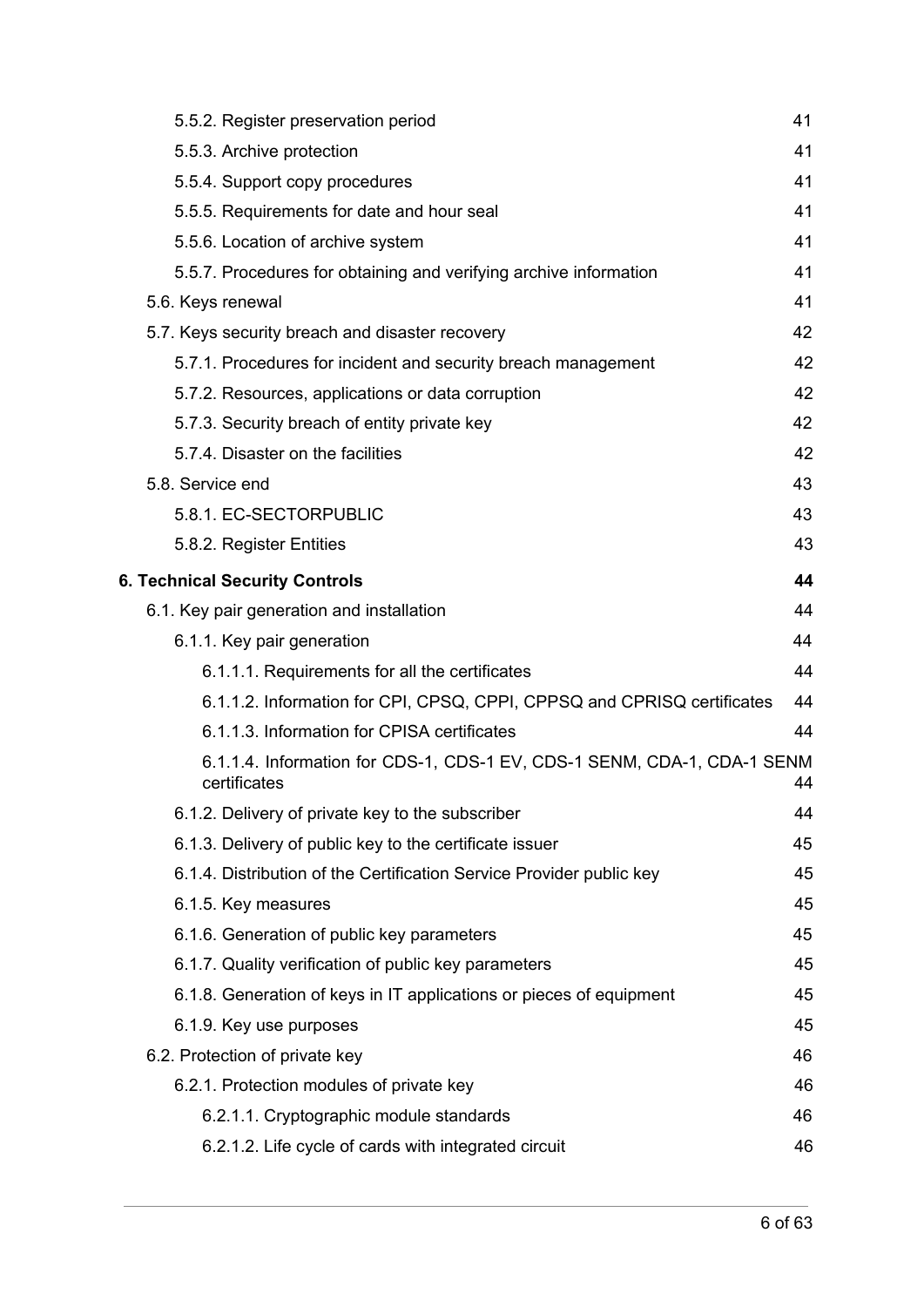5.5.2. Register preservation period 41

5.5.3. Archive protection 41

5.5.4. Support copy procedures 41

5.5.5. Requirements for date and hour seal 41

5.5.6. Location of archive system 41

5.5.7. Procedures for obtaining and verifying archive information 41

5.6. Keys renewal 41

5.7. Keys security breach and disaster recovery 42

5.7.1. Procedures for incident and security breach management 42

5.7.2. Resources, applications or data corruption 42

5.7.3. Security breach of entity private key 42

5.7.4. Disaster on the facilities 42

5.8. Service end 43

5.8.1. EC-SECTORPUBLIC 43

5.8.2. Register Entities 43

**6. Technical Security Controls 44**

6.1. Key pair generation and installation 44

6.1.1. Key pair generation 44

6.1.1.1. Requirements for all the certificates 44

6.1.1.2. Information for CPI, CPSQ, CPPI, CPPSQ and CPRISQ certificates 44

6.1.1.3. Information for CPISA certificates 44

6.1.1.4. Information for CDS-1, CDS-1 EV, CDS-1 SENM, CDA-1, CDA-1 SENM certificates 44

6.1.2. Delivery of private key to the subscriber 44

6.1.3. Delivery of public key to the certificate issuer 45

6.1.4. Distribution of the Certification Service Provider public key 45

6.1.5. Key measures 45

6.1.6. Generation of public key parameters 45

6.1.7. Quality verification of public key parameters 45

6.1.8. Generation of keys in IT applications or pieces of equipment 45

6.1.9. Key use purposes 45

6.2. Protection of private key 46

6.2.1. Protection modules of private key 46

6.2.1.1. Cryptographic module standards 46

6.2.1.2. Life cycle of cards with integrated circuit 46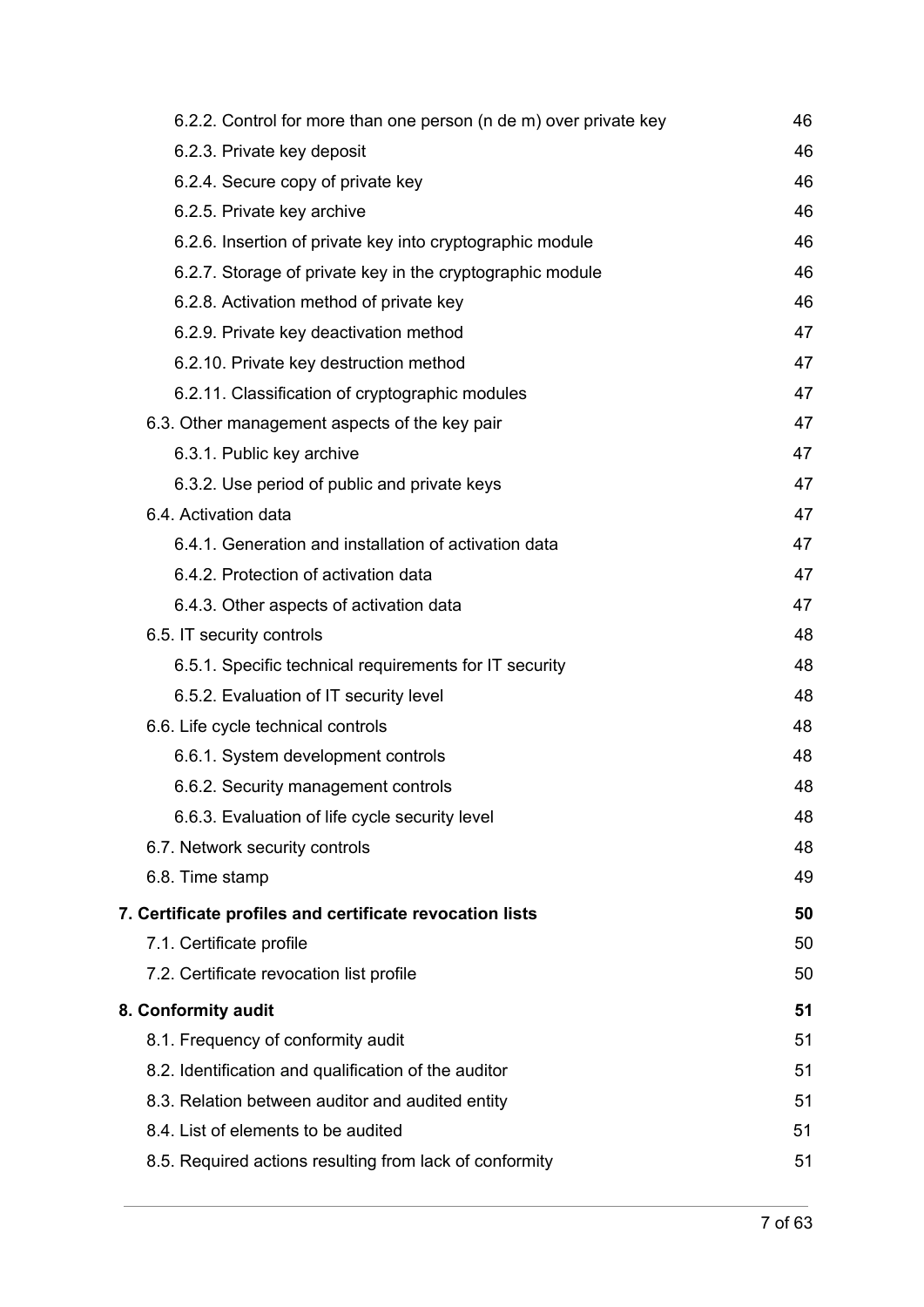6.2.2. Control for more than one person (n de m) over private key 46
6.2.3. Private key deposit 46
6.2.4. Secure copy of private key 46
6.2.5. Private key archive 46
6.2.6. Insertion of private key into cryptographic module 46
6.2.7. Storage of private key in the cryptographic module 46
6.2.8. Activation method of private key 46
6.2.9. Private key deactivation method 47
6.2.10. Private key destruction method 47
6.2.11. Classification of cryptographic modules 47
6.3. Other management aspects of the key pair 47
6.3.1. Public key archive 47
6.3.2. Use period of public and private keys 47
6.4. Activation data 47
6.4.1. Generation and installation of activation data 47
6.4.2. Protection of activation data 47
6.4.3. Other aspects of activation data 47
6.5. IT security controls 48
6.5.1. Specific technical requirements for IT security 48
6.5.2. Evaluation of IT security level 48
6.6. Life cycle technical controls 48
6.6.1. System development controls 48
6.6.2. Security management controls 48
6.6.3. Evaluation of life cycle security level 48
6.7. Network security controls 48
6.8. Time stamp 49

**7. Certificate profiles and certificate revocation lists 50**

7.1. Certificate profile 50
7.2. Certificate revocation list profile 50

**8. Conformity audit 51**

8.1. Frequency of conformity audit 51
8.2. Identification and qualification of the auditor 51
8.3. Relation between auditor and audited entity 51
8.4. List of elements to be audited 51
8.5. Required actions resulting from lack of conformity 51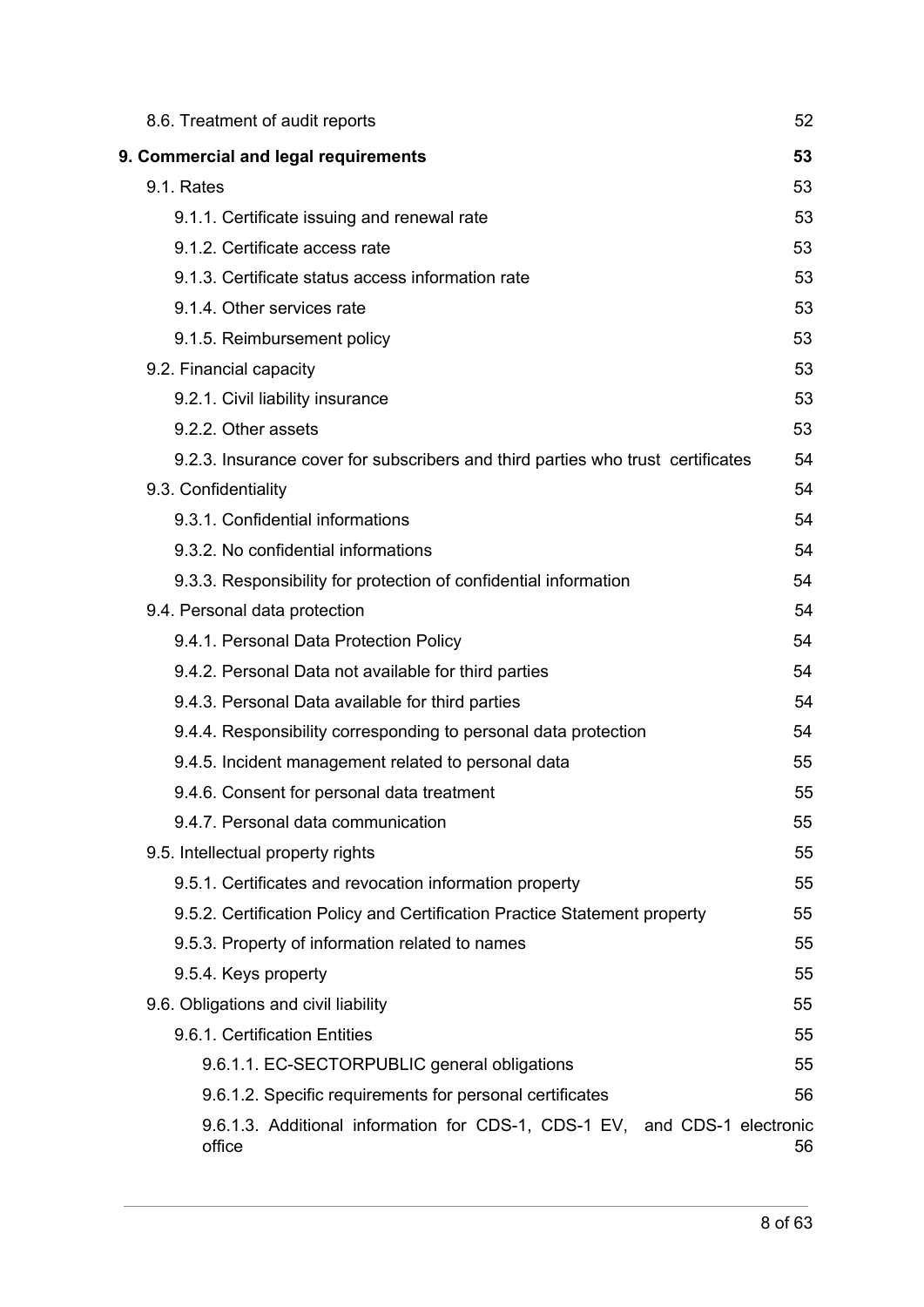8.6. Treatment of audit reports 52

**9. Commercial and legal requirements 53**

9.1. Rates 53

9.1.1. Certificate issuing and renewal rate 53

9.1.2. Certificate access rate 53

9.1.3. Certificate status access information rate 53

9.1.4. Other services rate 53

9.1.5. Reimbursement policy 53

9.2. Financial capacity 53

9.2.1. Civil liability insurance 53

9.2.2. Other assets 53

9.2.3. Insurance cover for subscribers and third parties who trust certificates 54

9.3. Confidentiality 54

9.3.1. Confidential informations 54

9.3.2. No confidential informations 54

9.3.3. Responsibility for protection of confidential information 54

9.4. Personal data protection 54

9.4.1. Personal Data Protection Policy 54

9.4.2. Personal Data not available for third parties 54

9.4.3. Personal Data available for third parties 54

9.4.4. Responsibility corresponding to personal data protection 54

9.4.5. Incident management related to personal data 55

9.4.6. Consent for personal data treatment 55

9.4.7. Personal data communication 55

9.5. Intellectual property rights 55

9.5.1. Certificates and revocation information property 55

9.5.2. Certification Policy and Certification Practice Statement property 55

9.5.3. Property of information related to names 55

9.5.4. Keys property 55

9.6. Obligations and civil liability 55

9.6.1. Certification Entities 55

9.6.1.1. EC-SECTORPUBLIC general obligations 55

9.6.1.2. Specific requirements for personal certificates 56

9.6.1.3. Additional information for CDS-1, CDS-1 EV, and CDS-1 electronic office 56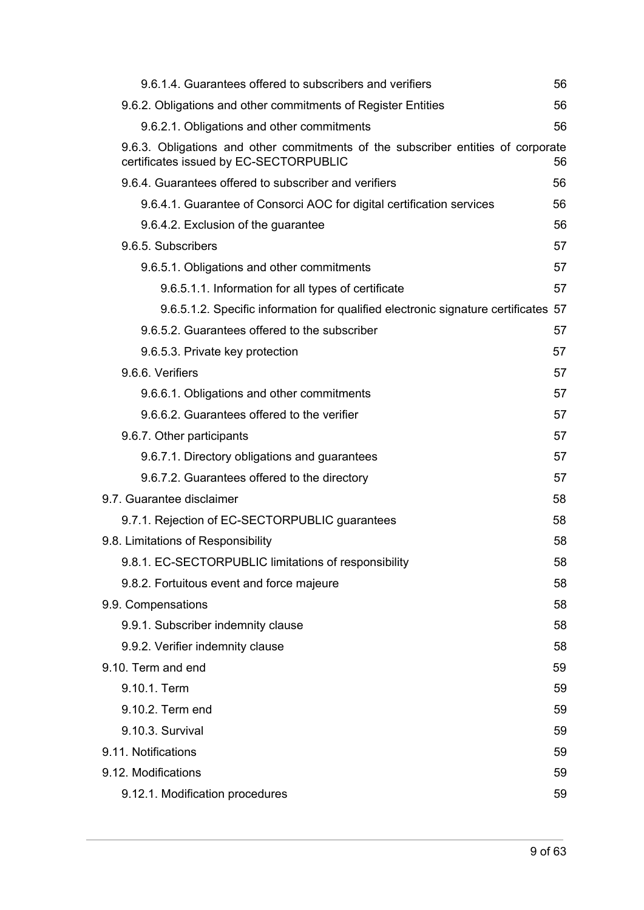9.6.1.4. Guarantees offered to subscribers and verifiers 56

9.6.2. Obligations and other commitments of Register Entities 56

9.6.2.1. Obligations and other commitments 56

9.6.3. Obligations and other commitments of the subscriber entities of corporate certificates issued by EC-SECTORPUBLIC 56

9.6.4. Guarantees offered to subscriber and verifiers 56

9.6.4.1. Guarantee of Consorci AOC for digital certification services 56

9.6.4.2. Exclusion of the guarantee 56

9.6.5. Subscribers 57

9.6.5.1. Obligations and other commitments 57

9.6.5.1.1. Information for all types of certificate 57

9.6.5.1.2. Specific information for qualified electronic signature certificates 57

9.6.5.2. Guarantees offered to the subscriber 57

9.6.5.3. Private key protection 57

9.6.6. Verifiers 57

9.6.6.1. Obligations and other commitments 57

9.6.6.2. Guarantees offered to the verifier 57

9.6.7. Other participants 57

9.6.7.1. Directory obligations and guarantees 57

9.6.7.2. Guarantees offered to the directory 57

9.7. Guarantee disclaimer 58

9.7.1. Rejection of EC-SECTORPUBLIC guarantees 58

9.8. Limitations of Responsibility 58

9.8.1. EC-SECTORPUBLIC limitations of responsibility 58

9.8.2. Fortuitous event and force majeure 58

9.9. Compensations 58

9.9.1. Subscriber indemnity clause 58

9.9.2. Verifier indemnity clause 58

9.10. Term and end 59

9.10.1. Term 59

9.10.2. Term end 59

9.10.3. Survival 59

9.11. Notifications 59

9.12. Modifications 59

9.12.1. Modification procedures 59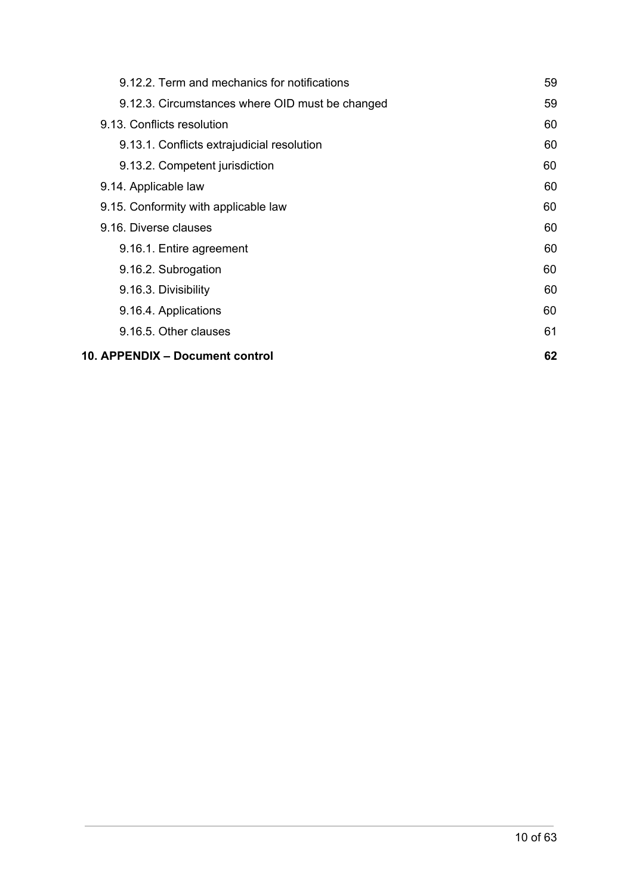- 9.12.2. Term and mechanics for notifications 59
- 9.12.3. Circumstances where OID must be changed 59
- 9.13. Conflicts resolution 60
  - 9.13.1. Conflicts extrajudicial resolution 60
  - 9.13.2. Competent jurisdiction 60
- 9.14. Applicable law 60
- 9.15. Conformity with applicable law 60
- 9.16. Diverse clauses 60
  - 9.16.1. Entire agreement 60
  - 9.16.2. Subrogation 60
  - 9.16.3. Divisibility 60
  - 9.16.4. Applications 60
  - 9.16.5. Other clauses 61

**10. APPENDIX – Document control 62**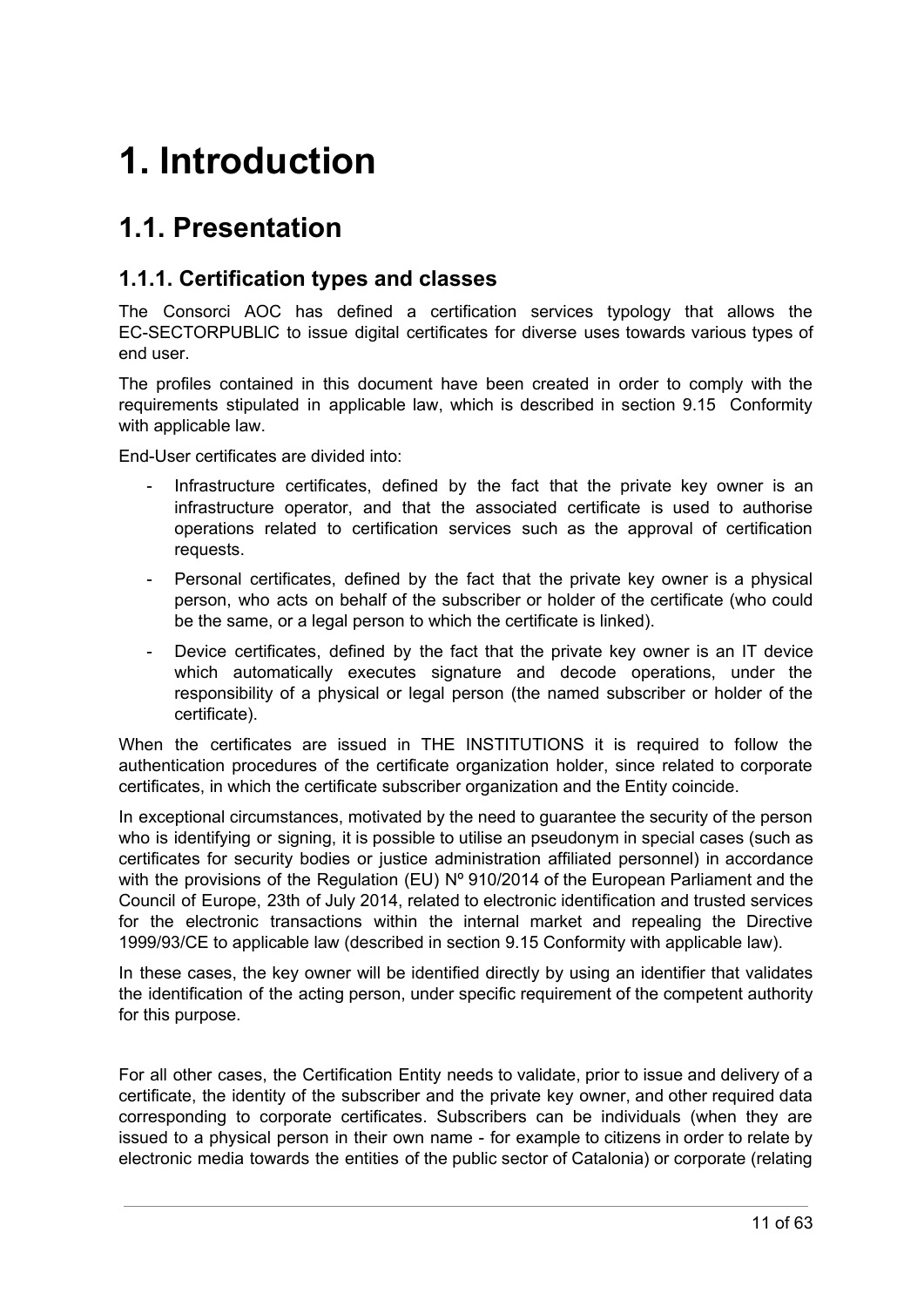# 1. Introduction

## 1.1. Presentation

### 1.1.1. Certification types and classes

The Consorci AOC has defined a certification services typology that allows the EC-SECTORPUBLIC to issue digital certificates for diverse uses towards various types of end user.

The profiles contained in this document have been created in order to comply with the requirements stipulated in applicable law, which is described in section 9.15 Conformity with applicable law.

End-User certificates are divided into:

- Infrastructure certificates, defined by the fact that the private key owner is an infrastructure operator, and that the associated certificate is used to authorise operations related to certification services such as the approval of certification requests.
- Personal certificates, defined by the fact that the private key owner is a physical person, who acts on behalf of the subscriber or holder of the certificate (who could be the same, or a legal person to which the certificate is linked).
- Device certificates, defined by the fact that the private key owner is an IT device which automatically executes signature and decode operations, under the responsibility of a physical or legal person (the named subscriber or holder of the certificate).

When the certificates are issued in THE INSTITUTIONS it is required to follow the authentication procedures of the certificate organization holder, since related to corporate certificates, in which the certificate subscriber organization and the Entity coincide.

In exceptional circumstances, motivated by the need to guarantee the security of the person who is identifying or signing, it is possible to utilise an pseudonym in special cases (such as certificates for security bodies or justice administration affiliated personnel) in accordance with the provisions of the Regulation (EU) Nº 910/2014 of the European Parliament and the Council of Europe, 23th of July 2014, related to electronic identification and trusted services for the electronic transactions within the internal market and repealing the Directive 1999/93/CE to applicable law (described in section 9.15 Conformity with applicable law).

In these cases, the key owner will be identified directly by using an identifier that validates the identification of the acting person, under specific requirement of the competent authority for this purpose.

For all other cases, the Certification Entity needs to validate, prior to issue and delivery of a certificate, the identity of the subscriber and the private key owner, and other required data corresponding to corporate certificates. Subscribers can be individuals (when they are issued to a physical person in their own name - for example to citizens in order to relate by electronic media towards the entities of the public sector of Catalonia) or corporate (relating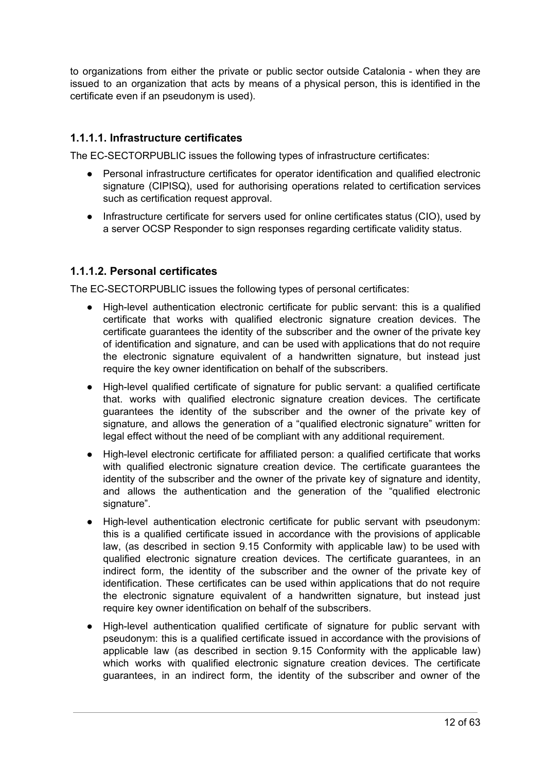to organizations from either the private or public sector outside Catalonia - when they are issued to an organization that acts by means of a physical person, this is identified in the certificate even if an pseudonym is used).

### 1.1.1.1. Infrastructure certificates

The EC-SECTORPUBLIC issues the following types of infrastructure certificates:

- Personal infrastructure certificates for operator identification and qualified electronic signature (CIPISQ), used for authorising operations related to certification services such as certification request approval.
- Infrastructure certificate for servers used for online certificates status (CIO), used by a server OCSP Responder to sign responses regarding certificate validity status.

### 1.1.1.2. Personal certificates

The EC-SECTORPUBLIC issues the following types of personal certificates:

- High-level authentication electronic certificate for public servant: this is a qualified certificate that works with qualified electronic signature creation devices. The certificate guarantees the identity of the subscriber and the owner of the private key of identification and signature, and can be used with applications that do not require the electronic signature equivalent of a handwritten signature, but instead just require the key owner identification on behalf of the subscribers.
- High-level qualified certificate of signature for public servant: a qualified certificate that. works with qualified electronic signature creation devices. The certificate guarantees the identity of the subscriber and the owner of the private key of signature, and allows the generation of a "qualified electronic signature" written for legal effect without the need of be compliant with any additional requirement.
- High-level electronic certificate for affiliated person: a qualified certificate that works with qualified electronic signature creation device. The certificate guarantees the identity of the subscriber and the owner of the private key of signature and identity, and allows the authentication and the generation of the "qualified electronic signature".
- High-level authentication electronic certificate for public servant with pseudonym: this is a qualified certificate issued in accordance with the provisions of applicable law, (as described in section 9.15 Conformity with applicable law) to be used with qualified electronic signature creation devices. The certificate guarantees, in an indirect form, the identity of the subscriber and the owner of the private key of identification. These certificates can be used within applications that do not require the electronic signature equivalent of a handwritten signature, but instead just require key owner identification on behalf of the subscribers.
- High-level authentication qualified certificate of signature for public servant with pseudonym: this is a qualified certificate issued in accordance with the provisions of applicable law (as described in section 9.15 Conformity with the applicable law) which works with qualified electronic signature creation devices. The certificate guarantees, in an indirect form, the identity of the subscriber and owner of the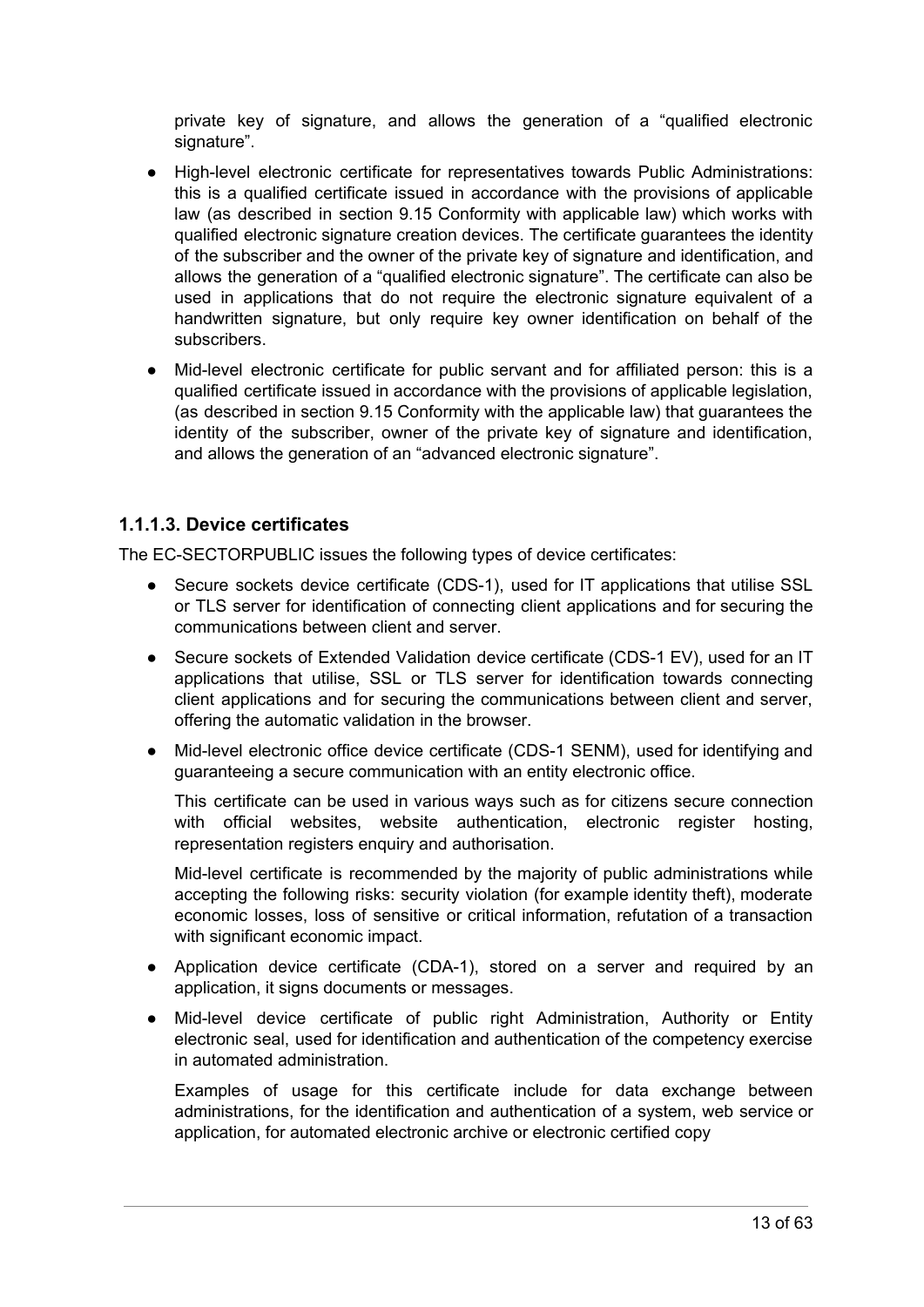private key of signature, and allows the generation of a "qualified electronic signature".

- High-level electronic certificate for representatives towards Public Administrations: this is a qualified certificate issued in accordance with the provisions of applicable law (as described in section 9.15 Conformity with applicable law) which works with qualified electronic signature creation devices. The certificate guarantees the identity of the subscriber and the owner of the private key of signature and identification, and allows the generation of a "qualified electronic signature". The certificate can also be used in applications that do not require the electronic signature equivalent of a handwritten signature, but only require key owner identification on behalf of the subscribers.
- Mid-level electronic certificate for public servant and for affiliated person: this is a qualified certificate issued in accordance with the provisions of applicable legislation, (as described in section 9.15 Conformity with the applicable law) that guarantees the identity of the subscriber, owner of the private key of signature and identification, and allows the generation of an "advanced electronic signature".

### 1.1.1.3. Device certificates

The EC-SECTORPUBLIC issues the following types of device certificates:

- Secure sockets device certificate (CDS-1), used for IT applications that utilise SSL or TLS server for identification of connecting client applications and for securing the communications between client and server.
- Secure sockets of Extended Validation device certificate (CDS-1 EV), used for an IT applications that utilise, SSL or TLS server for identification towards connecting client applications and for securing the communications between client and server, offering the automatic validation in the browser.
- Mid-level electronic office device certificate (CDS-1 SENM), used for identifying and guaranteeing a secure communication with an entity electronic office.

  This certificate can be used in various ways such as for citizens secure connection with official websites, website authentication, electronic register hosting, representation registers enquiry and authorisation.

  Mid-level certificate is recommended by the majority of public administrations while accepting the following risks: security violation (for example identity theft), moderate economic losses, loss of sensitive or critical information, refutation of a transaction with significant economic impact.
- Application device certificate (CDA-1), stored on a server and required by an application, it signs documents or messages.
- Mid-level device certificate of public right Administration, Authority or Entity electronic seal, used for identification and authentication of the competency exercise in automated administration.

  Examples of usage for this certificate include for data exchange between administrations, for the identification and authentication of a system, web service or application, for automated electronic archive or electronic certified copy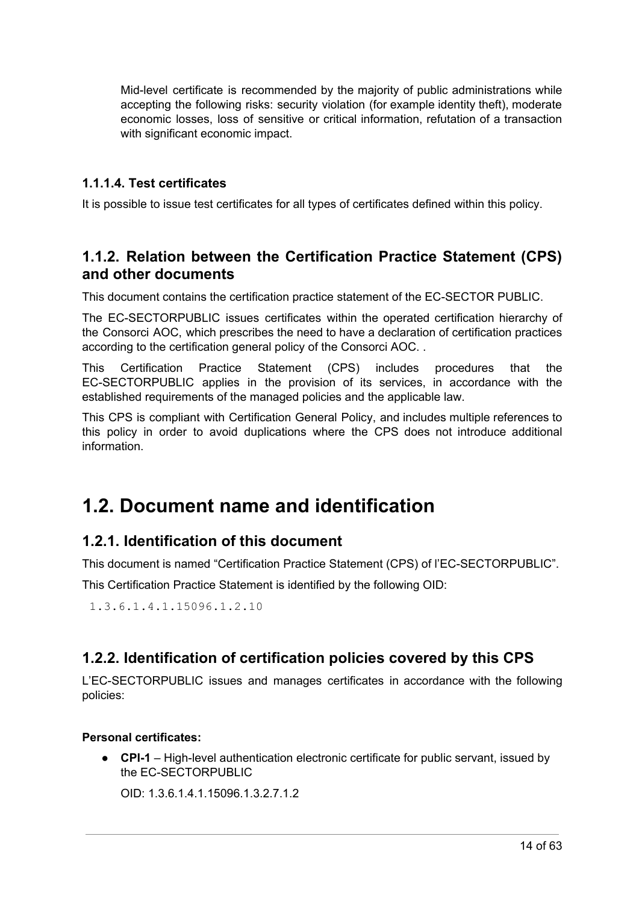Mid-level certificate is recommended by the majority of public administrations while accepting the following risks: security violation (for example identity theft), moderate economic losses, loss of sensitive or critical information, refutation of a transaction with significant economic impact.

#### 1.1.1.4. Test certificates

It is possible to issue test certificates for all types of certificates defined within this policy.

### 1.1.2. Relation between the Certification Practice Statement (CPS) and other documents

This document contains the certification practice statement of the EC-SECTOR PUBLIC.

The EC-SECTORPUBLIC issues certificates within the operated certification hierarchy of the Consorci AOC, which prescribes the need to have a declaration of certification practices according to the certification general policy of the Consorci AOC. .

This Certification Practice Statement (CPS) includes procedures that the EC-SECTORPUBLIC applies in the provision of its services, in accordance with the established requirements of the managed policies and the applicable law.

This CPS is compliant with Certification General Policy, and includes multiple references to this policy in order to avoid duplications where the CPS does not introduce additional information.

## 1.2. Document name and identification

### 1.2.1. Identification of this document

This document is named "Certification Practice Statement (CPS) of l'EC-SECTORPUBLIC".

This Certification Practice Statement is identified by the following OID:

```
1.3.6.1.4.1.15096.1.2.10
```

### 1.2.2. Identification of certification policies covered by this CPS

L'EC-SECTORPUBLIC issues and manages certificates in accordance with the following policies:

**Personal certificates:**

- **CPI-1** – High-level authentication electronic certificate for public servant, issued by the EC-SECTORPUBLIC

  OID: 1.3.6.1.4.1.15096.1.3.2.7.1.2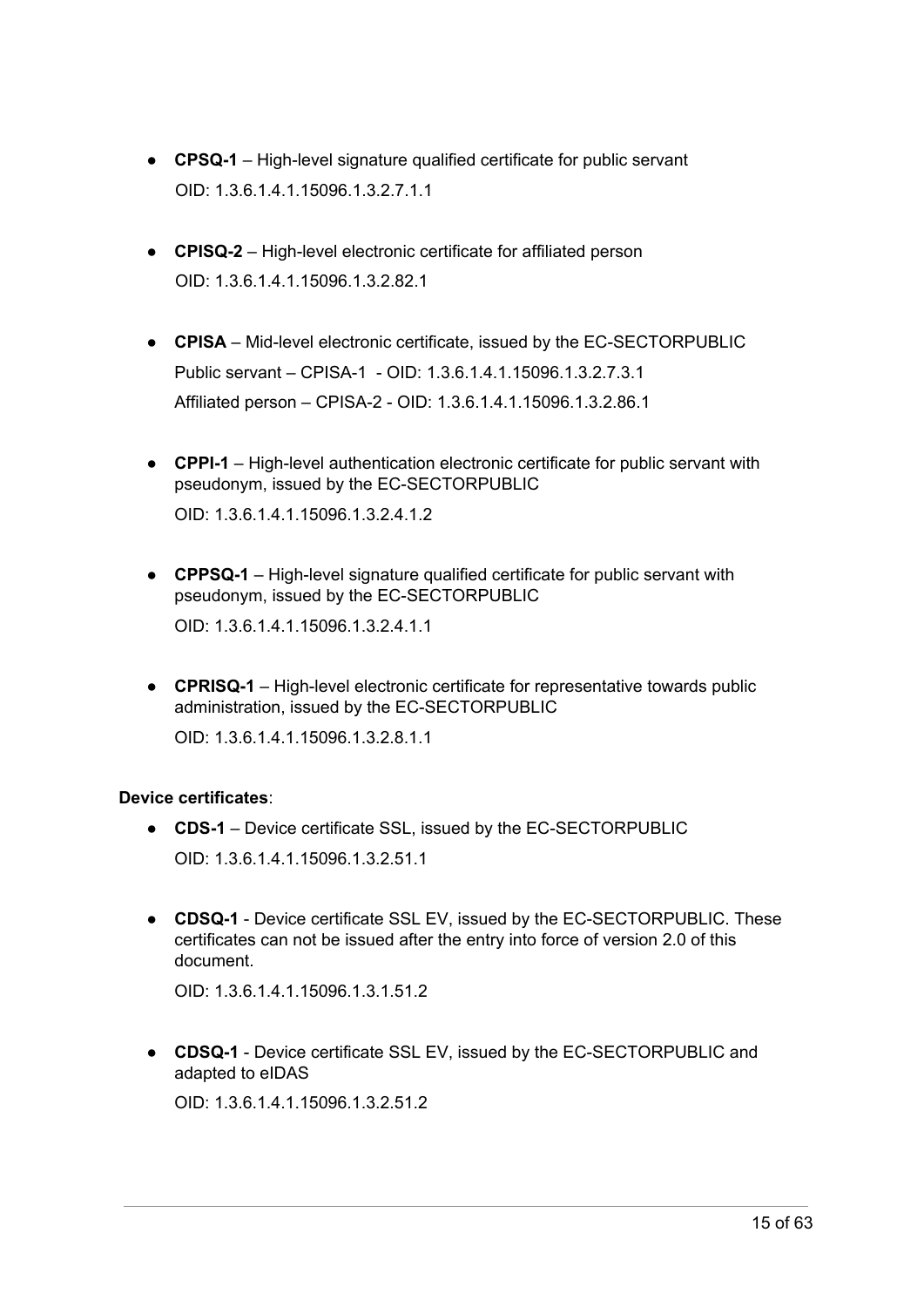- **CPSQ-1** – High-level signature qualified certificate for public servant
  OID: 1.3.6.1.4.1.15096.1.3.2.7.1.1

- **CPISQ-2** – High-level electronic certificate for affiliated person
  OID: 1.3.6.1.4.1.15096.1.3.2.82.1

- **CPISA** – Mid-level electronic certificate, issued by the EC-SECTORPUBLIC
  Public servant – CPISA-1 - OID: 1.3.6.1.4.1.15096.1.3.2.7.3.1
  Affiliated person – CPISA-2 - OID: 1.3.6.1.4.1.15096.1.3.2.86.1

- **CPPI-1** – High-level authentication electronic certificate for public servant with pseudonym, issued by the EC-SECTORPUBLIC
  OID: 1.3.6.1.4.1.15096.1.3.2.4.1.2

- **CPPSQ-1** – High-level signature qualified certificate for public servant with pseudonym, issued by the EC-SECTORPUBLIC
  OID: 1.3.6.1.4.1.15096.1.3.2.4.1.1

- **CPRISQ-1** – High-level electronic certificate for representative towards public administration, issued by the EC-SECTORPUBLIC
  OID: 1.3.6.1.4.1.15096.1.3.2.8.1.1

**Device certificates**:

- **CDS-1** – Device certificate SSL, issued by the EC-SECTORPUBLIC
  OID: 1.3.6.1.4.1.15096.1.3.2.51.1

- **CDSQ-1** - Device certificate SSL EV, issued by the EC-SECTORPUBLIC. These certificates can not be issued after the entry into force of version 2.0 of this document.
  OID: 1.3.6.1.4.1.15096.1.3.1.51.2

- **CDSQ-1** - Device certificate SSL EV, issued by the EC-SECTORPUBLIC and adapted to eIDAS
  OID: 1.3.6.1.4.1.15096.1.3.2.51.2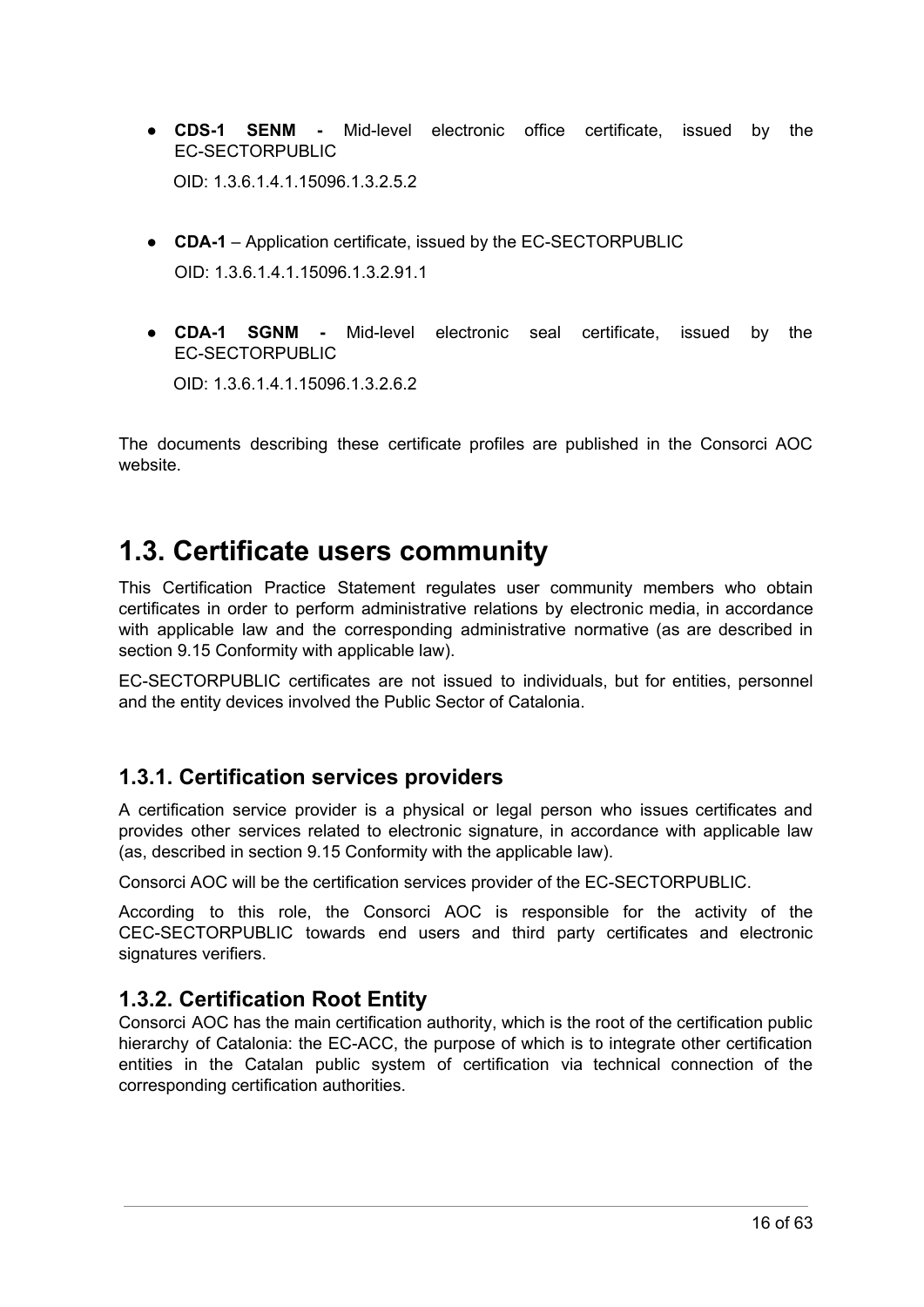- **CDS-1 SENM -** Mid-level electronic office certificate, issued by the EC-SECTORPUBLIC

  OID: 1.3.6.1.4.1.15096.1.3.2.5.2

- **CDA-1** – Application certificate, issued by the EC-SECTORPUBLIC

  OID: 1.3.6.1.4.1.15096.1.3.2.91.1

- **CDA-1 SGNM -** Mid-level electronic seal certificate, issued by the EC-SECTORPUBLIC

  OID: 1.3.6.1.4.1.15096.1.3.2.6.2

The documents describing these certificate profiles are published in the Consorci AOC website.

# 1.3. Certificate users community

This Certification Practice Statement regulates user community members who obtain certificates in order to perform administrative relations by electronic media, in accordance with applicable law and the corresponding administrative normative (as are described in section 9.15 Conformity with applicable law).

EC-SECTORPUBLIC certificates are not issued to individuals, but for entities, personnel and the entity devices involved the Public Sector of Catalonia.

## 1.3.1. Certification services providers

A certification service provider is a physical or legal person who issues certificates and provides other services related to electronic signature, in accordance with applicable law (as, described in section 9.15 Conformity with the applicable law).

Consorci AOC will be the certification services provider of the EC-SECTORPUBLIC.

According to this role, the Consorci AOC is responsible for the activity of the CEC-SECTORPUBLIC towards end users and third party certificates and electronic signatures verifiers.

## 1.3.2. Certification Root Entity

Consorci AOC has the main certification authority, which is the root of the certification public hierarchy of Catalonia: the EC-ACC, the purpose of which is to integrate other certification entities in the Catalan public system of certification via technical connection of the corresponding certification authorities.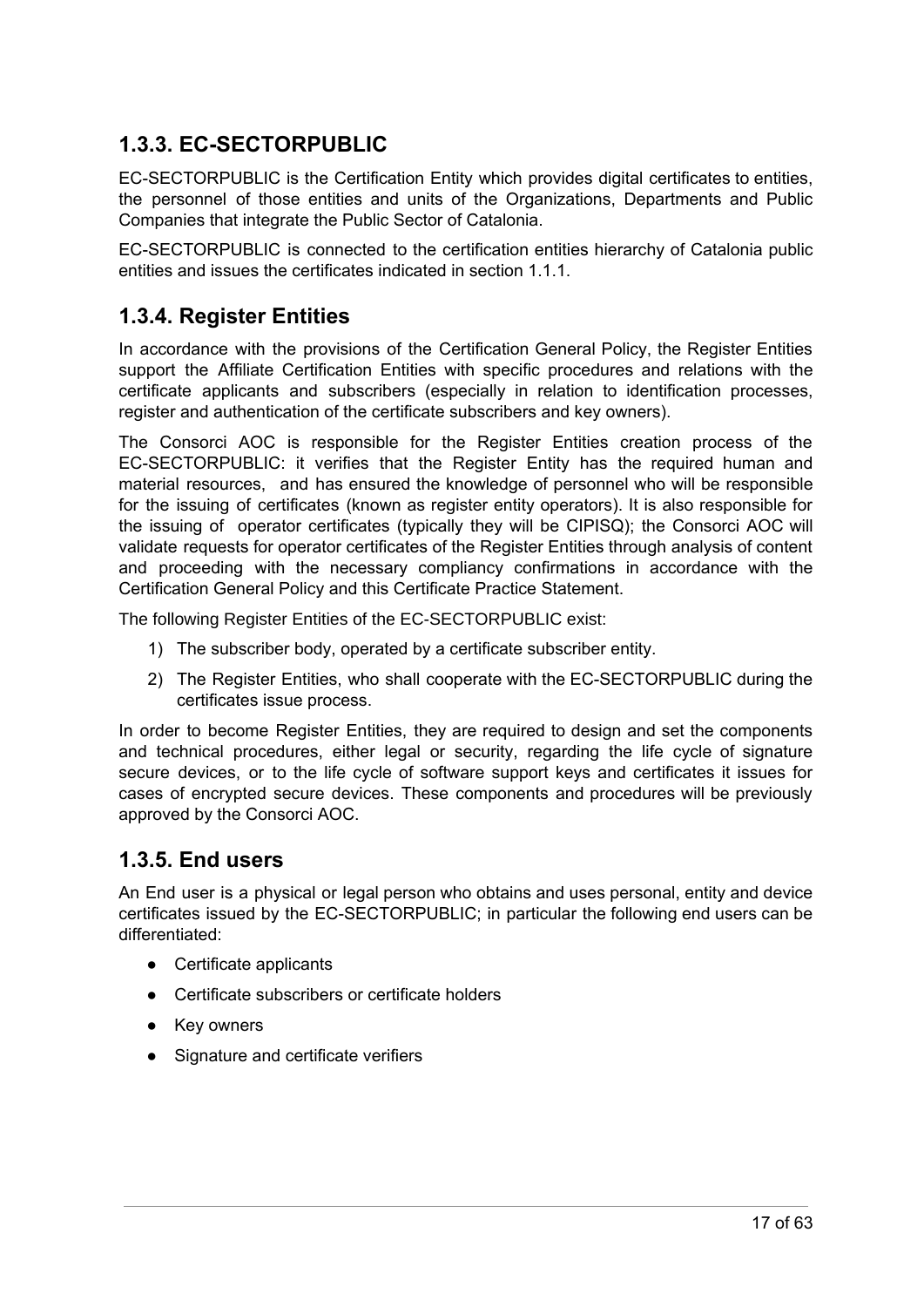### 1.3.3. EC-SECTORPUBLIC

EC-SECTORPUBLIC is the Certification Entity which provides digital certificates to entities, the personnel of those entities and units of the Organizations, Departments and Public Companies that integrate the Public Sector of Catalonia.

EC-SECTORPUBLIC is connected to the certification entities hierarchy of Catalonia public entities and issues the certificates indicated in section 1.1.1.

### 1.3.4. Register Entities

In accordance with the provisions of the Certification General Policy, the Register Entities support the Affiliate Certification Entities with specific procedures and relations with the certificate applicants and subscribers (especially in relation to identification processes, register and authentication of the certificate subscribers and key owners).

The Consorci AOC is responsible for the Register Entities creation process of the EC-SECTORPUBLIC: it verifies that the Register Entity has the required human and material resources, and has ensured the knowledge of personnel who will be responsible for the issuing of certificates (known as register entity operators). It is also responsible for the issuing of operator certificates (typically they will be CIPISQ); the Consorci AOC will validate requests for operator certificates of the Register Entities through analysis of content and proceeding with the necessary compliancy confirmations in accordance with the Certification General Policy and this Certificate Practice Statement.

The following Register Entities of the EC-SECTORPUBLIC exist:

1) The subscriber body, operated by a certificate subscriber entity.
2) The Register Entities, who shall cooperate with the EC-SECTORPUBLIC during the certificates issue process.

In order to become Register Entities, they are required to design and set the components and technical procedures, either legal or security, regarding the life cycle of signature secure devices, or to the life cycle of software support keys and certificates it issues for cases of encrypted secure devices. These components and procedures will be previously approved by the Consorci AOC.

### 1.3.5. End users

An End user is a physical or legal person who obtains and uses personal, entity and device certificates issued by the EC-SECTORPUBLIC; in particular the following end users can be differentiated:

- Certificate applicants
- Certificate subscribers or certificate holders
- Key owners
- Signature and certificate verifiers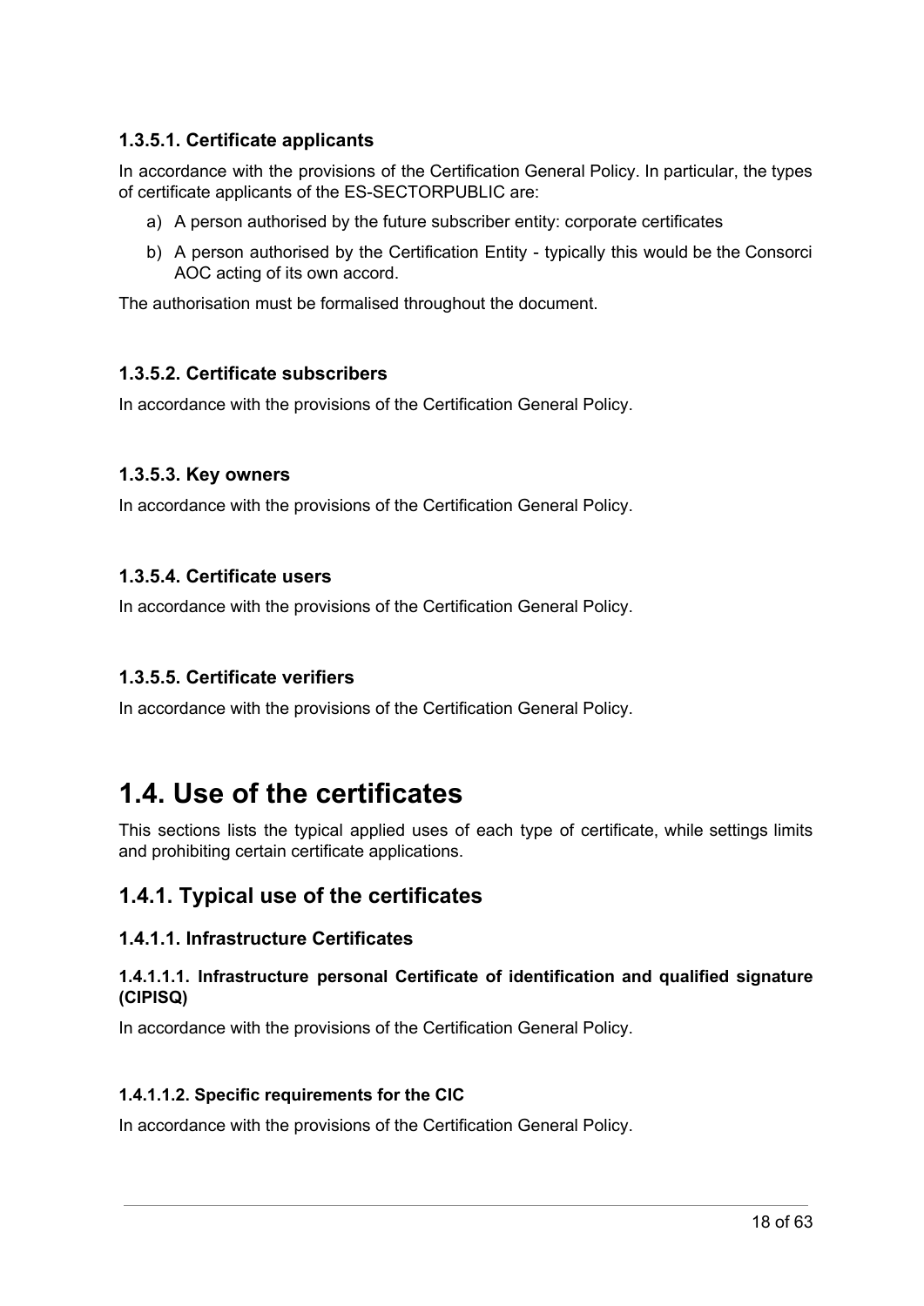#### 1.3.5.1. Certificate applicants

In accordance with the provisions of the Certification General Policy. In particular, the types of certificate applicants of the ES-SECTORPUBLIC are:

a) A person authorised by the future subscriber entity: corporate certificates

b) A person authorised by the Certification Entity - typically this would be the Consorci AOC acting of its own accord.

The authorisation must be formalised throughout the document.

#### 1.3.5.2. Certificate subscribers

In accordance with the provisions of the Certification General Policy.

#### 1.3.5.3. Key owners

In accordance with the provisions of the Certification General Policy.

#### 1.3.5.4. Certificate users

In accordance with the provisions of the Certification General Policy.

#### 1.3.5.5. Certificate verifiers

In accordance with the provisions of the Certification General Policy.

# 1.4. Use of the certificates

This sections lists the typical applied uses of each type of certificate, while settings limits and prohibiting certain certificate applications.

## 1.4.1. Typical use of the certificates

### 1.4.1.1. Infrastructure Certificates

#### 1.4.1.1.1. Infrastructure personal Certificate of identification and qualified signature (CIPISQ)

In accordance with the provisions of the Certification General Policy.

#### 1.4.1.1.2. Specific requirements for the CIC

In accordance with the provisions of the Certification General Policy.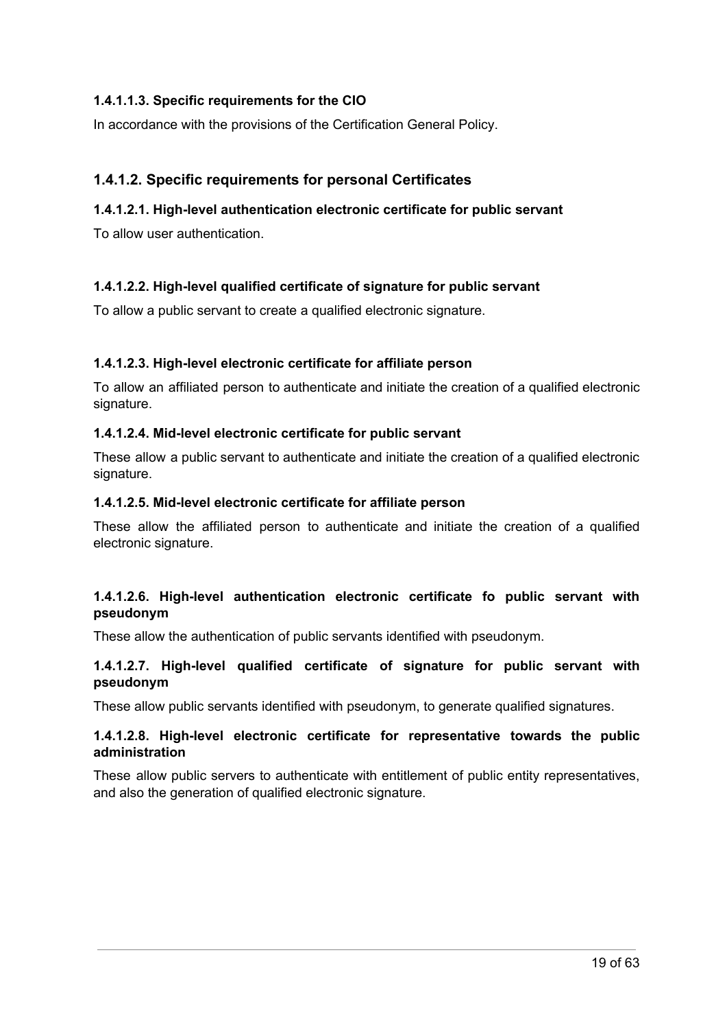#### 1.4.1.1.3. Specific requirements for the CIO

In accordance with the provisions of the Certification General Policy.

### 1.4.1.2. Specific requirements for personal Certificates

#### 1.4.1.2.1. High-level authentication electronic certificate for public servant

To allow user authentication.

#### 1.4.1.2.2. High-level qualified certificate of signature for public servant

To allow a public servant to create a qualified electronic signature.

#### 1.4.1.2.3. High-level electronic certificate for affiliate person

To allow an affiliated person to authenticate and initiate the creation of a qualified electronic signature.

#### 1.4.1.2.4. Mid-level electronic certificate for public servant

These allow a public servant to authenticate and initiate the creation of a qualified electronic signature.

#### 1.4.1.2.5. Mid-level electronic certificate for affiliate person

These allow the affiliated person to authenticate and initiate the creation of a qualified electronic signature.

#### 1.4.1.2.6. High-level authentication electronic certificate fo public servant with pseudonym

These allow the authentication of public servants identified with pseudonym.

#### 1.4.1.2.7. High-level qualified certificate of signature for public servant with pseudonym

These allow public servants identified with pseudonym, to generate qualified signatures.

#### 1.4.1.2.8. High-level electronic certificate for representative towards the public administration

These allow public servers to authenticate with entitlement of public entity representatives, and also the generation of qualified electronic signature.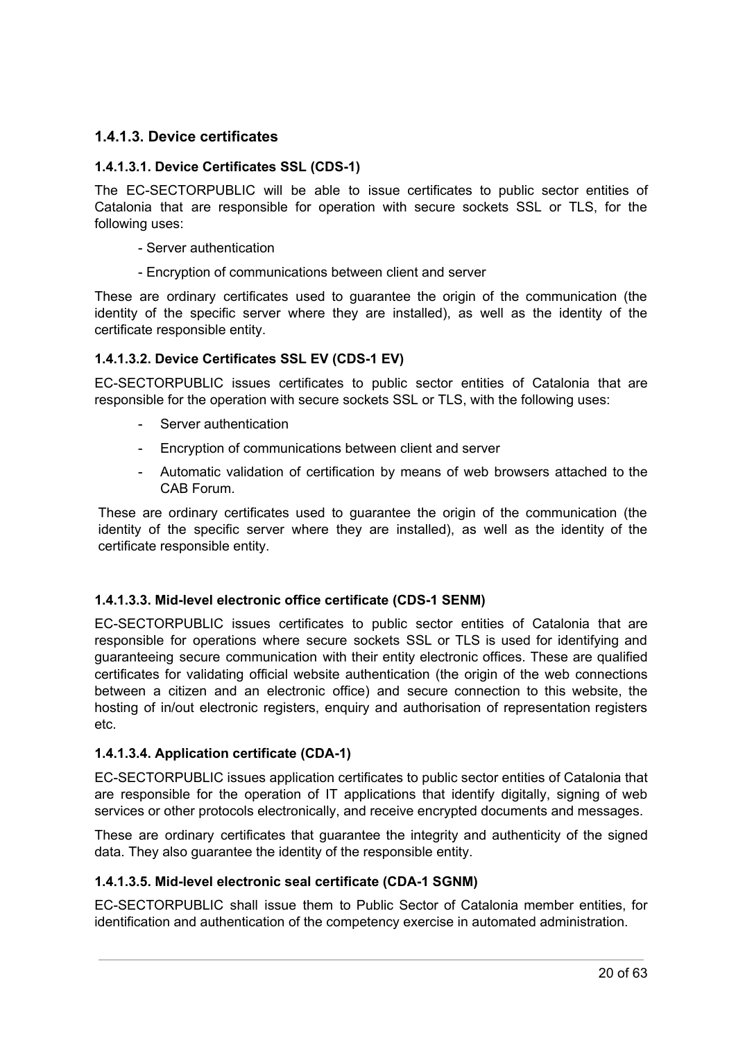### 1.4.1.3. Device certificates

#### 1.4.1.3.1. Device Certificates SSL (CDS-1)

The EC-SECTORPUBLIC will be able to issue certificates to public sector entities of Catalonia that are responsible for operation with secure sockets SSL or TLS, for the following uses:

- Server authentication
- Encryption of communications between client and server

These are ordinary certificates used to guarantee the origin of the communication (the identity of the specific server where they are installed), as well as the identity of the certificate responsible entity.

#### 1.4.1.3.2. Device Certificates SSL EV (CDS-1 EV)

EC-SECTORPUBLIC issues certificates to public sector entities of Catalonia that are responsible for the operation with secure sockets SSL or TLS, with the following uses:

- Server authentication
- Encryption of communications between client and server
- Automatic validation of certification by means of web browsers attached to the CAB Forum.

These are ordinary certificates used to guarantee the origin of the communication (the identity of the specific server where they are installed), as well as the identity of the certificate responsible entity.

#### 1.4.1.3.3. Mid-level electronic office certificate (CDS-1 SENM)

EC-SECTORPUBLIC issues certificates to public sector entities of Catalonia that are responsible for operations where secure sockets SSL or TLS is used for identifying and guaranteeing secure communication with their entity electronic offices. These are qualified certificates for validating official website authentication (the origin of the web connections between a citizen and an electronic office) and secure connection to this website, the hosting of in/out electronic registers, enquiry and authorisation of representation registers etc.

#### 1.4.1.3.4. Application certificate (CDA-1)

EC-SECTORPUBLIC issues application certificates to public sector entities of Catalonia that are responsible for the operation of IT applications that identify digitally, signing of web services or other protocols electronically, and receive encrypted documents and messages.

These are ordinary certificates that guarantee the integrity and authenticity of the signed data. They also guarantee the identity of the responsible entity.

#### 1.4.1.3.5. Mid-level electronic seal certificate (CDA-1 SGNM)

EC-SECTORPUBLIC shall issue them to Public Sector of Catalonia member entities, for identification and authentication of the competency exercise in automated administration.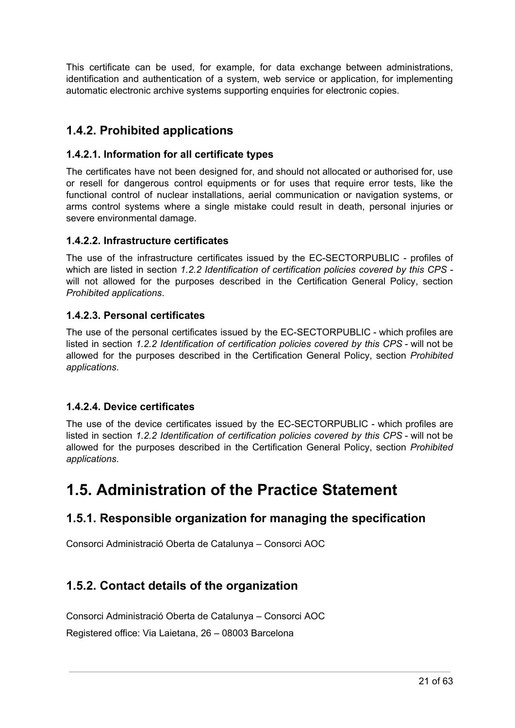This certificate can be used, for example, for data exchange between administrations, identification and authentication of a system, web service or application, for implementing automatic electronic archive systems supporting enquiries for electronic copies.

### 1.4.2. Prohibited applications

#### 1.4.2.1. Information for all certificate types

The certificates have not been designed for, and should not allocated or authorised for, use or resell for dangerous control equipments or for uses that require error tests, like the functional control of nuclear installations, aerial communication or navigation systems, or arms control systems where a single mistake could result in death, personal injuries or severe environmental damage.

#### 1.4.2.2. Infrastructure certificates

The use of the infrastructure certificates issued by the EC-SECTORPUBLIC - profiles of which are listed in section *1.2.2 Identification of certification policies covered by this CPS* - will not allowed for the purposes described in the Certification General Policy, section *Prohibited applications*.

#### 1.4.2.3. Personal certificates

The use of the personal certificates issued by the EC-SECTORPUBLIC - which profiles are listed in section *1.2.2 Identification of certification policies covered by this CPS* - will not be allowed for the purposes described in the Certification General Policy, section *Prohibited applications*.

#### 1.4.2.4. Device certificates

The use of the device certificates issued by the EC-SECTORPUBLIC - which profiles are listed in section *1.2.2 Identification of certification policies covered by this CPS* - will not be allowed for the purposes described in the Certification General Policy, section *Prohibited applications*.

## 1.5. Administration of the Practice Statement

### 1.5.1. Responsible organization for managing the specification

Consorci Administració Oberta de Catalunya – Consorci AOC

### 1.5.2. Contact details of the organization

Consorci Administració Oberta de Catalunya – Consorci AOC

Registered office: Via Laietana, 26 – 08003 Barcelona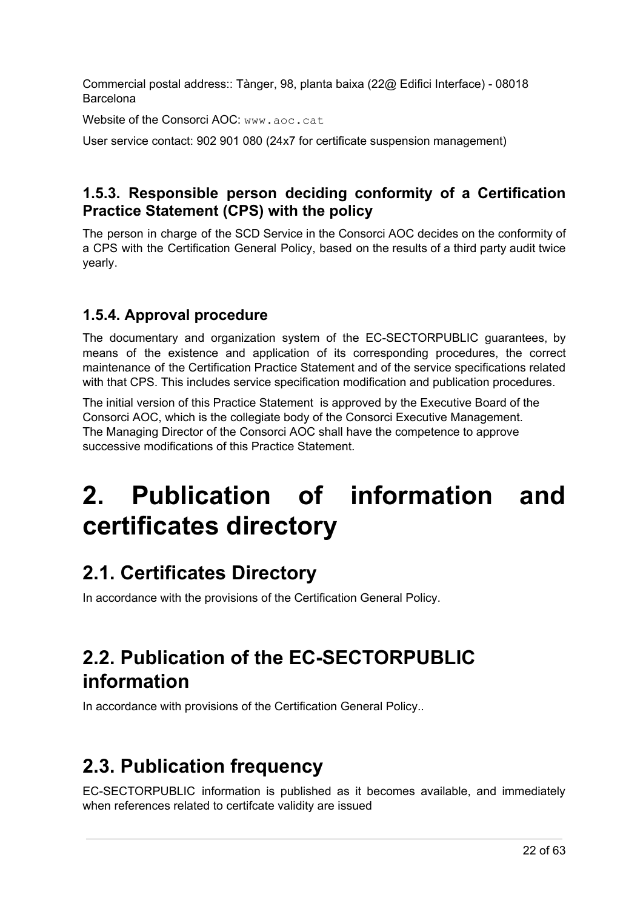Commercial postal address:: Tànger, 98, planta baixa (22@ Edifici Interface) - 08018 Barcelona

Website of the Consorci AOC: www.aoc.cat

User service contact: 902 901 080 (24x7 for certificate suspension management)

### 1.5.3. Responsible person deciding conformity of a Certification Practice Statement (CPS) with the policy

The person in charge of the SCD Service in the Consorci AOC decides on the conformity of a CPS with the Certification General Policy, based on the results of a third party audit twice yearly.

### 1.5.4. Approval procedure

The documentary and organization system of the EC-SECTORPUBLIC guarantees, by means of the existence and application of its corresponding procedures, the correct maintenance of the Certification Practice Statement and of the service specifications related with that CPS. This includes service specification modification and publication procedures.

The initial version of this Practice Statement is approved by the Executive Board of the Consorci AOC, which is the collegiate body of the Consorci Executive Management.
The Managing Director of the Consorci AOC shall have the competence to approve successive modifications of this Practice Statement.

# 2. Publication of information and certificates directory

## 2.1. Certificates Directory

In accordance with the provisions of the Certification General Policy.

## 2.2. Publication of the EC-SECTORPUBLIC information

In accordance with provisions of the Certification General Policy..

## 2.3. Publication frequency

EC-SECTORPUBLIC information is published as it becomes available, and immediately when references related to certifcate validity are issued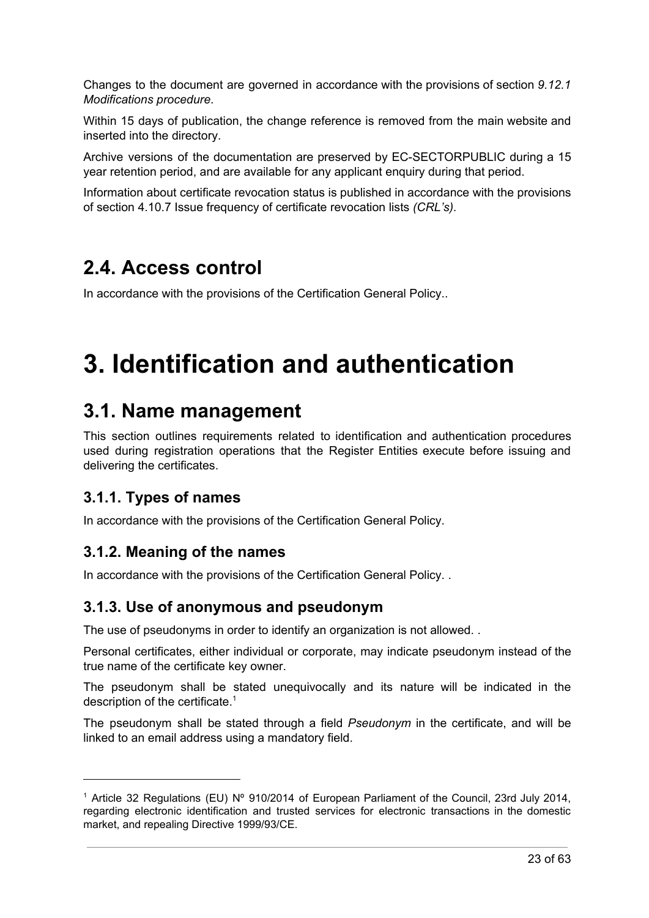Changes to the document are governed in accordance with the provisions of section *9.12.1 Modifications procedure*.

Within 15 days of publication, the change reference is removed from the main website and inserted into the directory.

Archive versions of the documentation are preserved by EC-SECTORPUBLIC during a 15 year retention period, and are available for any applicant enquiry during that period.

Information about certificate revocation status is published in accordance with the provisions of section 4.10.7 Issue frequency of certificate revocation lists *(CRL's).*

## 2.4. Access control

In accordance with the provisions of the Certification General Policy..

# 3. Identification and authentication

## 3.1. Name management

This section outlines requirements related to identification and authentication procedures used during registration operations that the Register Entities execute before issuing and delivering the certificates.

### 3.1.1. Types of names

In accordance with the provisions of the Certification General Policy.

### 3.1.2. Meaning of the names

In accordance with the provisions of the Certification General Policy. .

### 3.1.3. Use of anonymous and pseudonym

The use of pseudonyms in order to identify an organization is not allowed. .

Personal certificates, either individual or corporate, may indicate pseudonym instead of the true name of the certificate key owner.

The pseudonym shall be stated unequivocally and its nature will be indicated in the description of the certificate.[1]

The pseudonym shall be stated through a field *Pseudonym* in the certificate, and will be linked to an email address using a mandatory field.

---

[1] Article 32 Regulations (EU) Nº 910/2014 of European Parliament of the Council, 23rd July 2014, regarding electronic identification and trusted services for electronic transactions in the domestic market, and repealing Directive 1999/93/CE.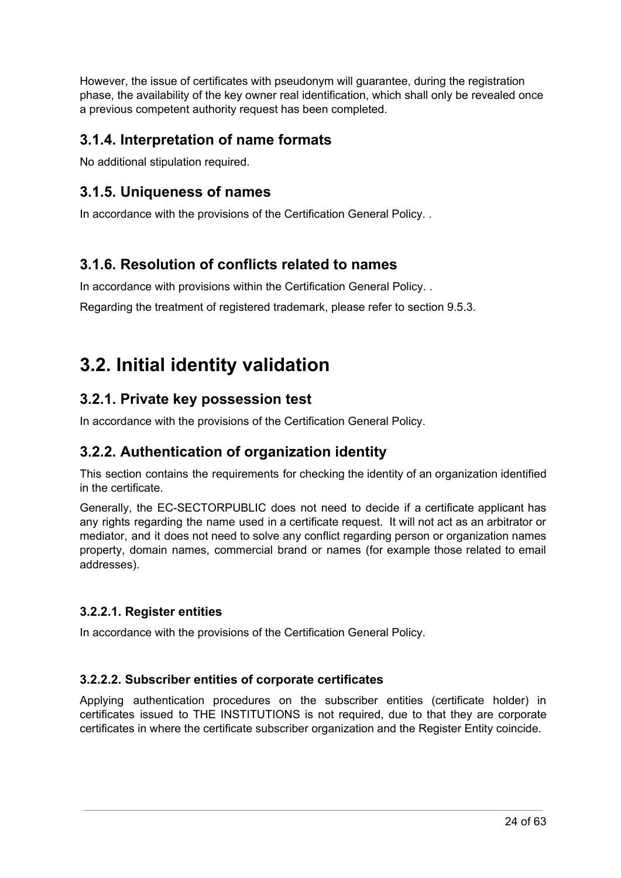However, the issue of certificates with pseudonym will guarantee, during the registration phase, the availability of the key owner real identification, which shall only be revealed once a previous competent authority request has been completed.

### 3.1.4. Interpretation of name formats

No additional stipulation required.

### 3.1.5. Uniqueness of names

In accordance with the provisions of the Certification General Policy. .

### 3.1.6. Resolution of conflicts related to names

In accordance with provisions within the Certification General Policy. .

Regarding the treatment of registered trademark, please refer to section 9.5.3.

## 3.2. Initial identity validation

### 3.2.1. Private key possession test

In accordance with the provisions of the Certification General Policy.

### 3.2.2. Authentication of organization identity

This section contains the requirements for checking the identity of an organization identified in the certificate.

Generally, the EC-SECTORPUBLIC does not need to decide if a certificate applicant has any rights regarding the name used in a certificate request. It will not act as an arbitrator or mediator, and it does not need to solve any conflict regarding person or organization names property, domain names, commercial brand or names (for example those related to email addresses).

#### 3.2.2.1. Register entities

In accordance with the provisions of the Certification General Policy.

#### 3.2.2.2. Subscriber entities of corporate certificates

Applying authentication procedures on the subscriber entities (certificate holder) in certificates issued to THE INSTITUTIONS is not required, due to that they are corporate certificates in where the certificate subscriber organization and the Register Entity coincide.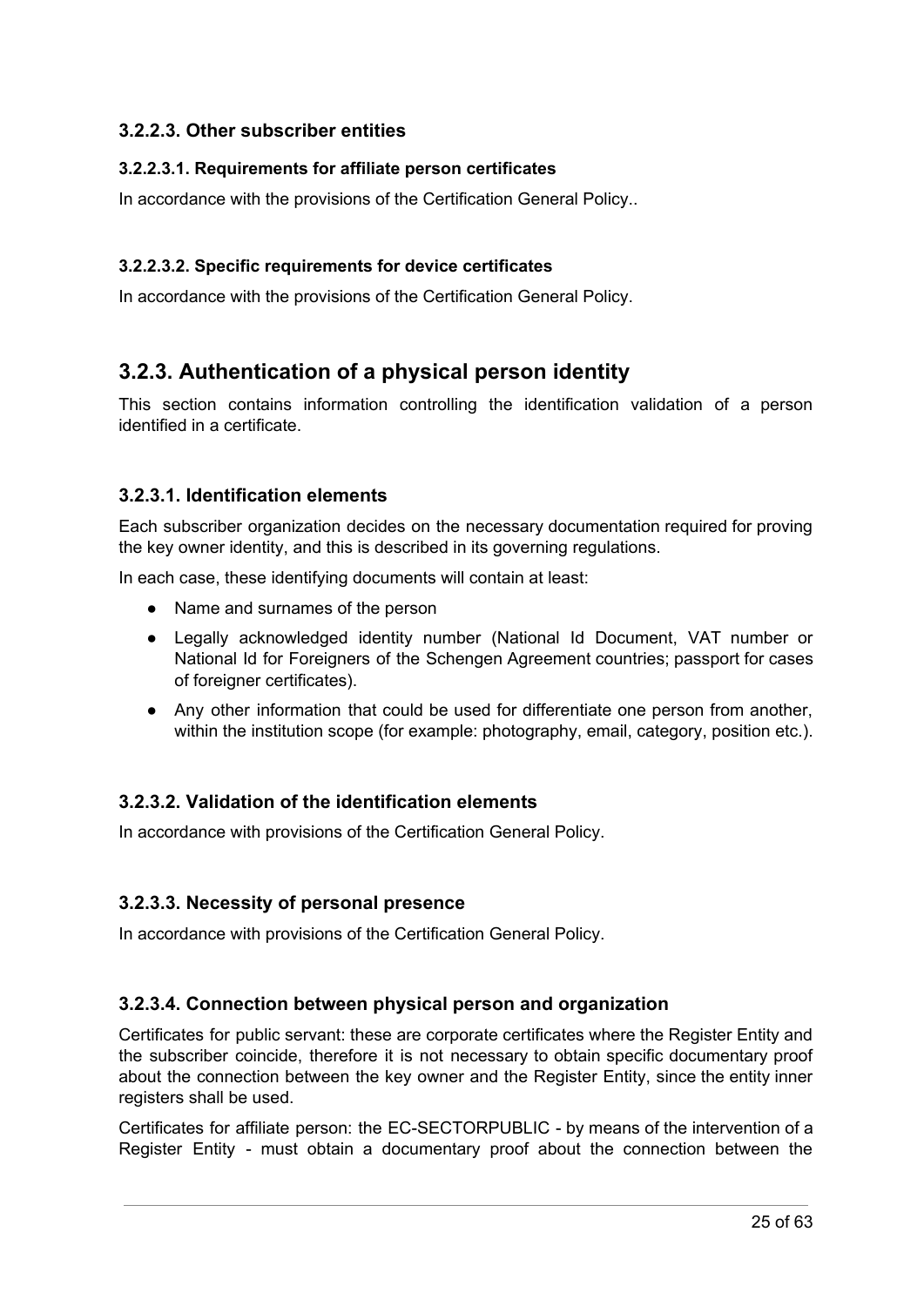### 3.2.2.3. Other subscriber entities

#### 3.2.2.3.1. Requirements for affiliate person certificates

In accordance with the provisions of the Certification General Policy..

#### 3.2.2.3.2. Specific requirements for device certificates

In accordance with the provisions of the Certification General Policy.

## 3.2.3. Authentication of a physical person identity

This section contains information controlling the identification validation of a person identified in a certificate.

### 3.2.3.1. Identification elements

Each subscriber organization decides on the necessary documentation required for proving the key owner identity, and this is described in its governing regulations.

In each case, these identifying documents will contain at least:

- Name and surnames of the person
- Legally acknowledged identity number (National Id Document, VAT number or National Id for Foreigners of the Schengen Agreement countries; passport for cases of foreigner certificates).
- Any other information that could be used for differentiate one person from another, within the institution scope (for example: photography, email, category, position etc.).

### 3.2.3.2. Validation of the identification elements

In accordance with provisions of the Certification General Policy.

### 3.2.3.3. Necessity of personal presence

In accordance with provisions of the Certification General Policy.

### 3.2.3.4. Connection between physical person and organization

Certificates for public servant: these are corporate certificates where the Register Entity and the subscriber coincide, therefore it is not necessary to obtain specific documentary proof about the connection between the key owner and the Register Entity, since the entity inner registers shall be used.

Certificates for affiliate person: the EC-SECTORPUBLIC - by means of the intervention of a Register Entity - must obtain a documentary proof about the connection between the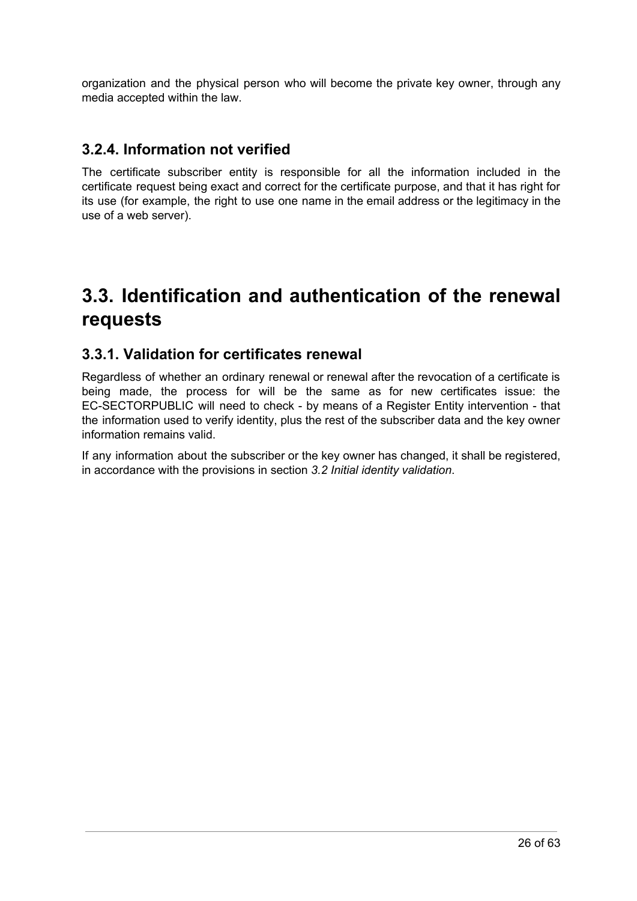organization and the physical person who will become the private key owner, through any media accepted within the law.

### 3.2.4. Information not verified

The certificate subscriber entity is responsible for all the information included in the certificate request being exact and correct for the certificate purpose, and that it has right for its use (for example, the right to use one name in the email address or the legitimacy in the use of a web server).

## 3.3. Identification and authentication of the renewal requests

### 3.3.1. Validation for certificates renewal

Regardless of whether an ordinary renewal or renewal after the revocation of a certificate is being made, the process for will be the same as for new certificates issue: the EC-SECTORPUBLIC will need to check - by means of a Register Entity intervention - that the information used to verify identity, plus the rest of the subscriber data and the key owner information remains valid.

If any information about the subscriber or the key owner has changed, it shall be registered, in accordance with the provisions in section *3.2 Initial identity validation*.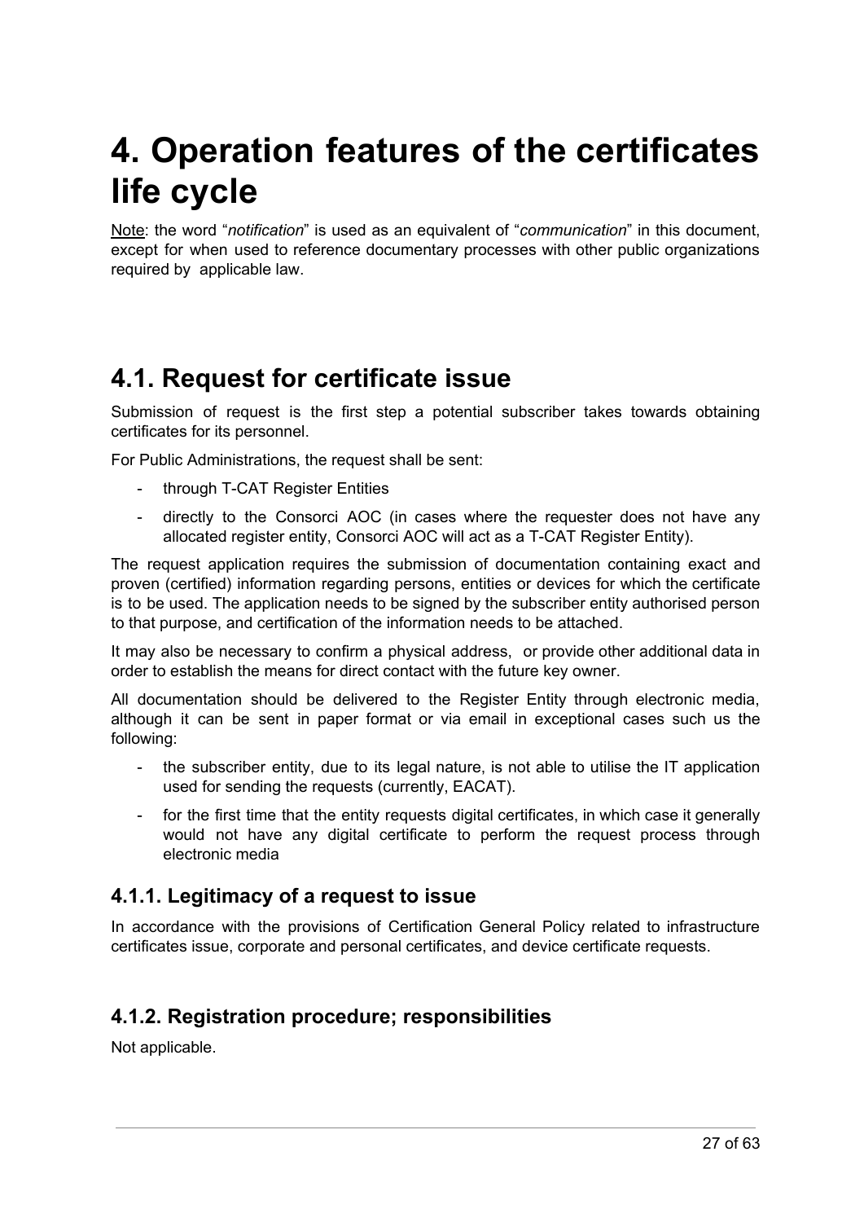# 4. Operation features of the certificates life cycle

Note: the word "*notification*" is used as an equivalent of "*communication*" in this document, except for when used to reference documentary processes with other public organizations required by applicable law.

## 4.1. Request for certificate issue

Submission of request is the first step a potential subscriber takes towards obtaining certificates for its personnel.

For Public Administrations, the request shall be sent:

- through T-CAT Register Entities
- directly to the Consorci AOC (in cases where the requester does not have any allocated register entity, Consorci AOC will act as a T-CAT Register Entity).

The request application requires the submission of documentation containing exact and proven (certified) information regarding persons, entities or devices for which the certificate is to be used. The application needs to be signed by the subscriber entity authorised person to that purpose, and certification of the information needs to be attached.

It may also be necessary to confirm a physical address, or provide other additional data in order to establish the means for direct contact with the future key owner.

All documentation should be delivered to the Register Entity through electronic media, although it can be sent in paper format or via email in exceptional cases such us the following:

- the subscriber entity, due to its legal nature, is not able to utilise the IT application used for sending the requests (currently, EACAT).
- for the first time that the entity requests digital certificates, in which case it generally would not have any digital certificate to perform the request process through electronic media

### 4.1.1. Legitimacy of a request to issue

In accordance with the provisions of Certification General Policy related to infrastructure certificates issue, corporate and personal certificates, and device certificate requests.

### 4.1.2. Registration procedure; responsibilities

Not applicable.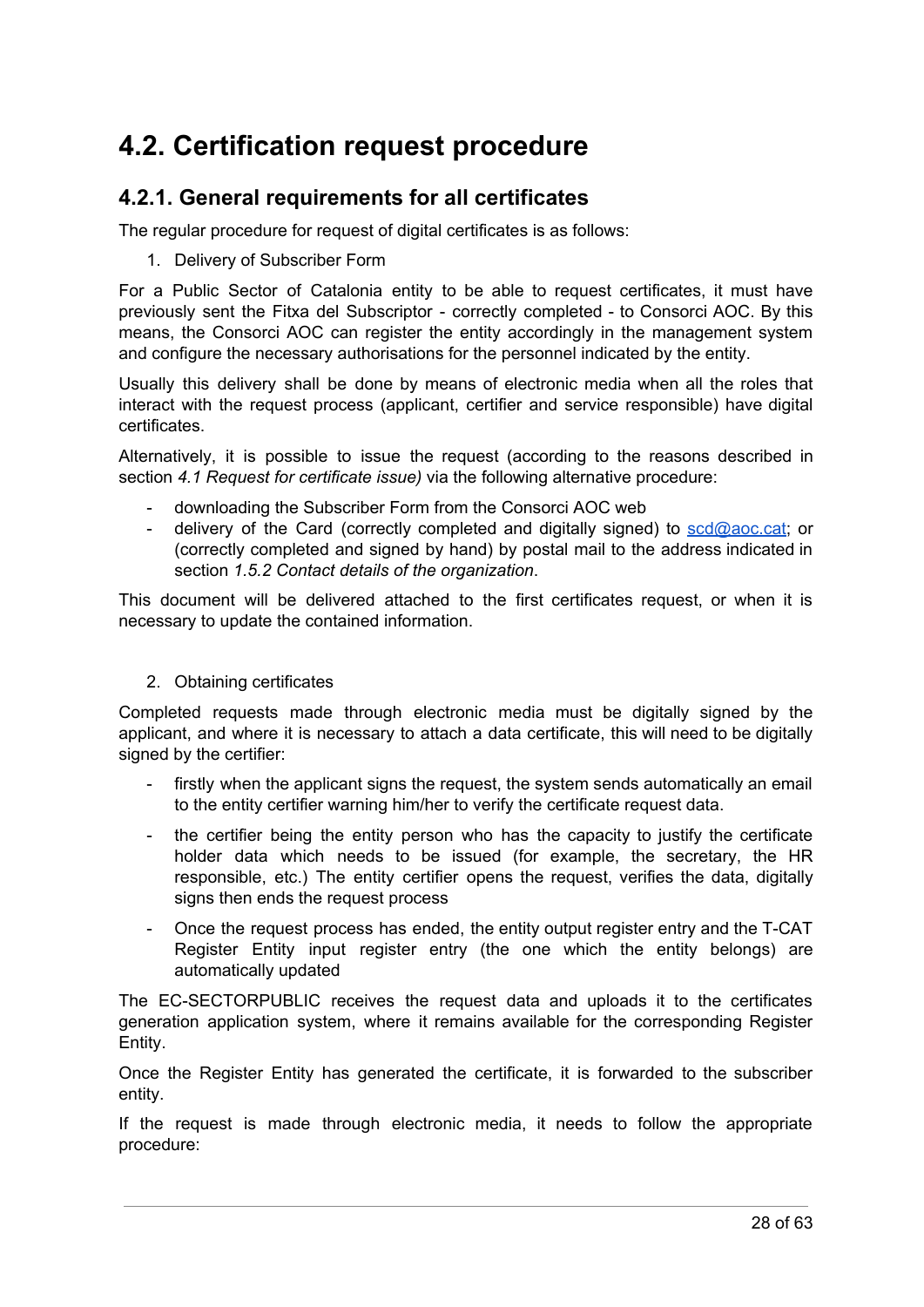# 4.2. Certification request procedure

## 4.2.1. General requirements for all certificates

The regular procedure for request of digital certificates is as follows:

1. Delivery of Subscriber Form

For a Public Sector of Catalonia entity to be able to request certificates, it must have previously sent the Fitxa del Subscriptor - correctly completed - to Consorci AOC. By this means, the Consorci AOC can register the entity accordingly in the management system and configure the necessary authorisations for the personnel indicated by the entity.

Usually this delivery shall be done by means of electronic media when all the roles that interact with the request process (applicant, certifier and service responsible) have digital certificates.

Alternatively, it is possible to issue the request (according to the reasons described in section *4.1 Request for certificate issue)* via the following alternative procedure:

- downloading the Subscriber Form from the Consorci AOC web
- delivery of the Card (correctly completed and digitally signed) to scd@aoc.cat; or (correctly completed and signed by hand) by postal mail to the address indicated in section *1.5.2 Contact details of the organization*.

This document will be delivered attached to the first certificates request, or when it is necessary to update the contained information.

2. Obtaining certificates

Completed requests made through electronic media must be digitally signed by the applicant, and where it is necessary to attach a data certificate, this will need to be digitally signed by the certifier:

- firstly when the applicant signs the request, the system sends automatically an email to the entity certifier warning him/her to verify the certificate request data.
- the certifier being the entity person who has the capacity to justify the certificate holder data which needs to be issued (for example, the secretary, the HR responsible, etc.) The entity certifier opens the request, verifies the data, digitally signs then ends the request process
- Once the request process has ended, the entity output register entry and the T-CAT Register Entity input register entry (the one which the entity belongs) are automatically updated

The EC-SECTORPUBLIC receives the request data and uploads it to the certificates generation application system, where it remains available for the corresponding Register Entity.

Once the Register Entity has generated the certificate, it is forwarded to the subscriber entity.

If the request is made through electronic media, it needs to follow the appropriate procedure: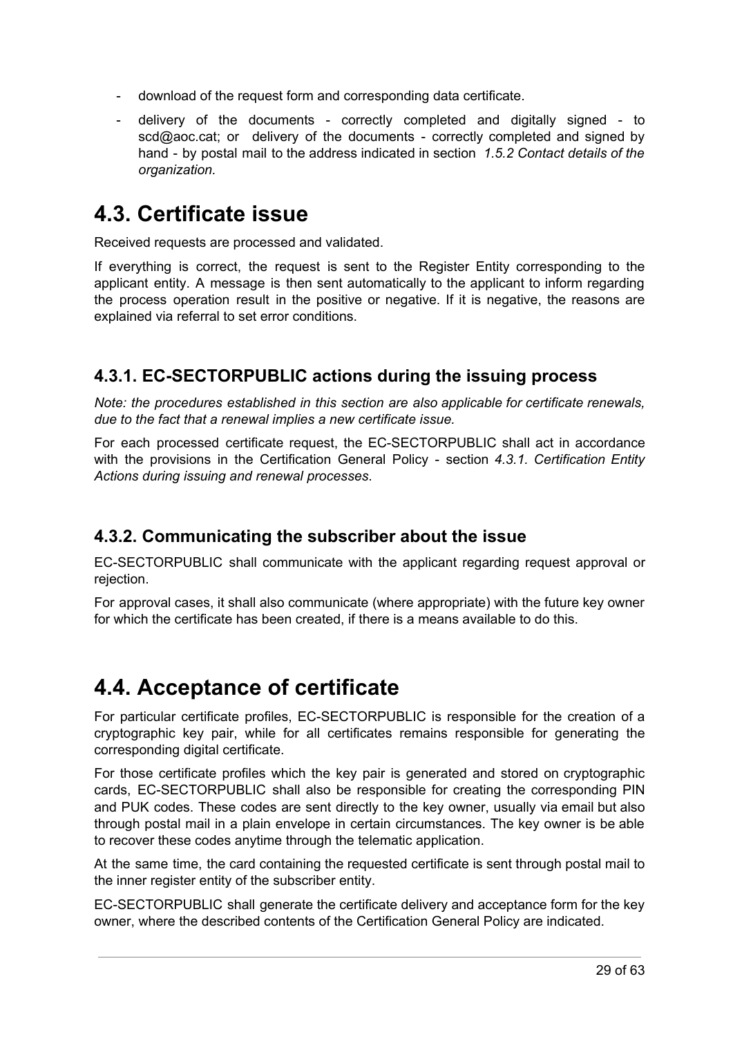- download of the request form and corresponding data certificate.
- delivery of the documents - correctly completed and digitally signed - to scd@aoc.cat; or delivery of the documents - correctly completed and signed by hand - by postal mail to the address indicated in section *1.5.2 Contact details of the organization.*

# 4.3. Certificate issue

Received requests are processed and validated.

If everything is correct, the request is sent to the Register Entity corresponding to the applicant entity. A message is then sent automatically to the applicant to inform regarding the process operation result in the positive or negative. If it is negative, the reasons are explained via referral to set error conditions.

## 4.3.1. EC-SECTORPUBLIC actions during the issuing process

*Note: the procedures established in this section are also applicable for certificate renewals, due to the fact that a renewal implies a new certificate issue.*

For each processed certificate request, the EC-SECTORPUBLIC shall act in accordance with the provisions in the Certification General Policy - section *4.3.1. Certification Entity Actions during issuing and renewal processes*.

## 4.3.2. Communicating the subscriber about the issue

EC-SECTORPUBLIC shall communicate with the applicant regarding request approval or rejection.

For approval cases, it shall also communicate (where appropriate) with the future key owner for which the certificate has been created, if there is a means available to do this.

# 4.4. Acceptance of certificate

For particular certificate profiles, EC-SECTORPUBLIC is responsible for the creation of a cryptographic key pair, while for all certificates remains responsible for generating the corresponding digital certificate.

For those certificate profiles which the key pair is generated and stored on cryptographic cards, EC-SECTORPUBLIC shall also be responsible for creating the corresponding PIN and PUK codes. These codes are sent directly to the key owner, usually via email but also through postal mail in a plain envelope in certain circumstances. The key owner is be able to recover these codes anytime through the telematic application.

At the same time, the card containing the requested certificate is sent through postal mail to the inner register entity of the subscriber entity.

EC-SECTORPUBLIC shall generate the certificate delivery and acceptance form for the key owner, where the described contents of the Certification General Policy are indicated.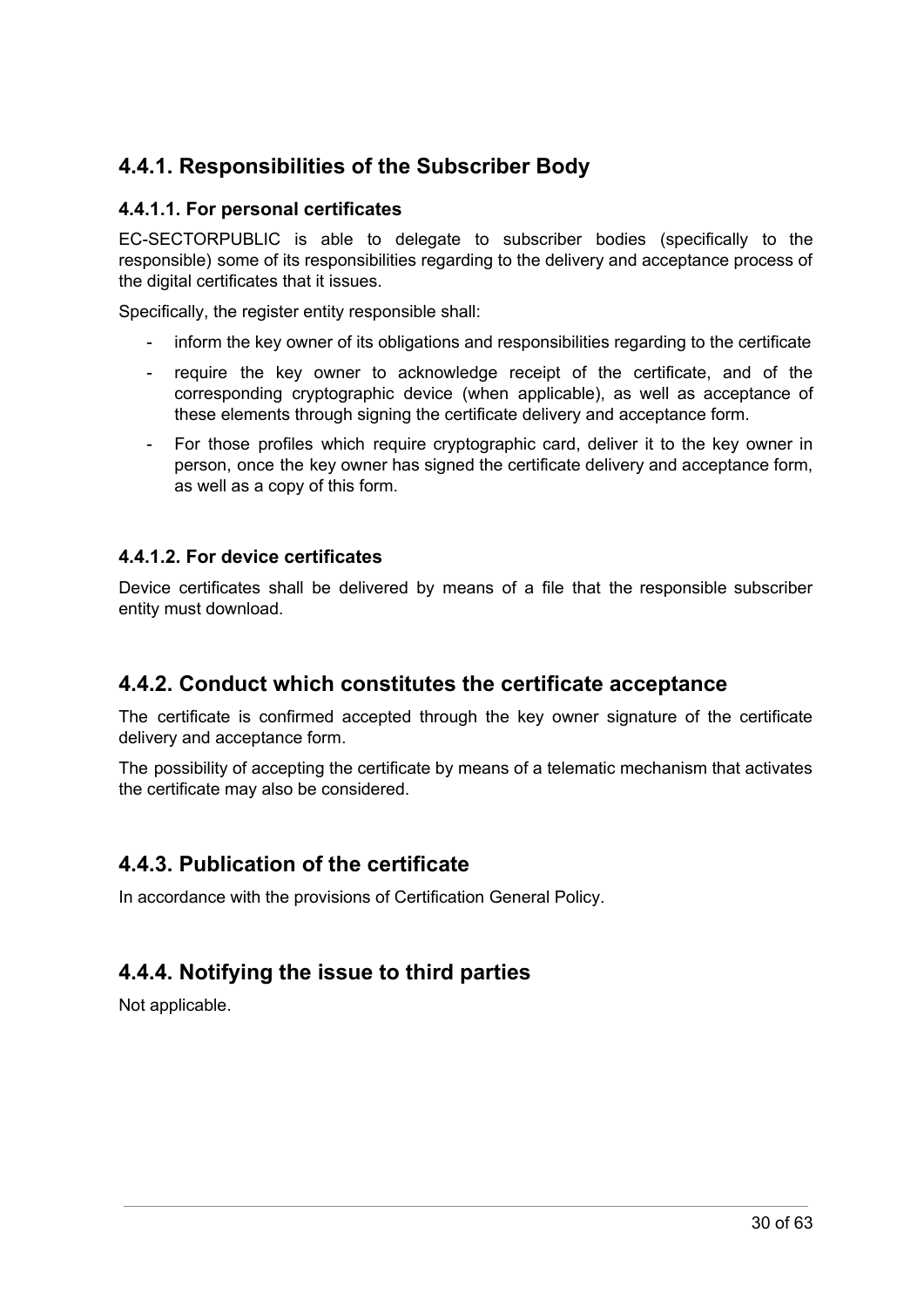### 4.4.1. Responsibilities of the Subscriber Body

#### 4.4.1.1. For personal certificates

EC-SECTORPUBLIC is able to delegate to subscriber bodies (specifically to the responsible) some of its responsibilities regarding to the delivery and acceptance process of the digital certificates that it issues.

Specifically, the register entity responsible shall:

- inform the key owner of its obligations and responsibilities regarding to the certificate
- require the key owner to acknowledge receipt of the certificate, and of the corresponding cryptographic device (when applicable), as well as acceptance of these elements through signing the certificate delivery and acceptance form.
- For those profiles which require cryptographic card, deliver it to the key owner in person, once the key owner has signed the certificate delivery and acceptance form, as well as a copy of this form.

#### 4.4.1.2. For device certificates

Device certificates shall be delivered by means of a file that the responsible subscriber entity must download.

### 4.4.2. Conduct which constitutes the certificate acceptance

The certificate is confirmed accepted through the key owner signature of the certificate delivery and acceptance form.

The possibility of accepting the certificate by means of a telematic mechanism that activates the certificate may also be considered.

### 4.4.3. Publication of the certificate

In accordance with the provisions of Certification General Policy.

### 4.4.4. Notifying the issue to third parties

Not applicable.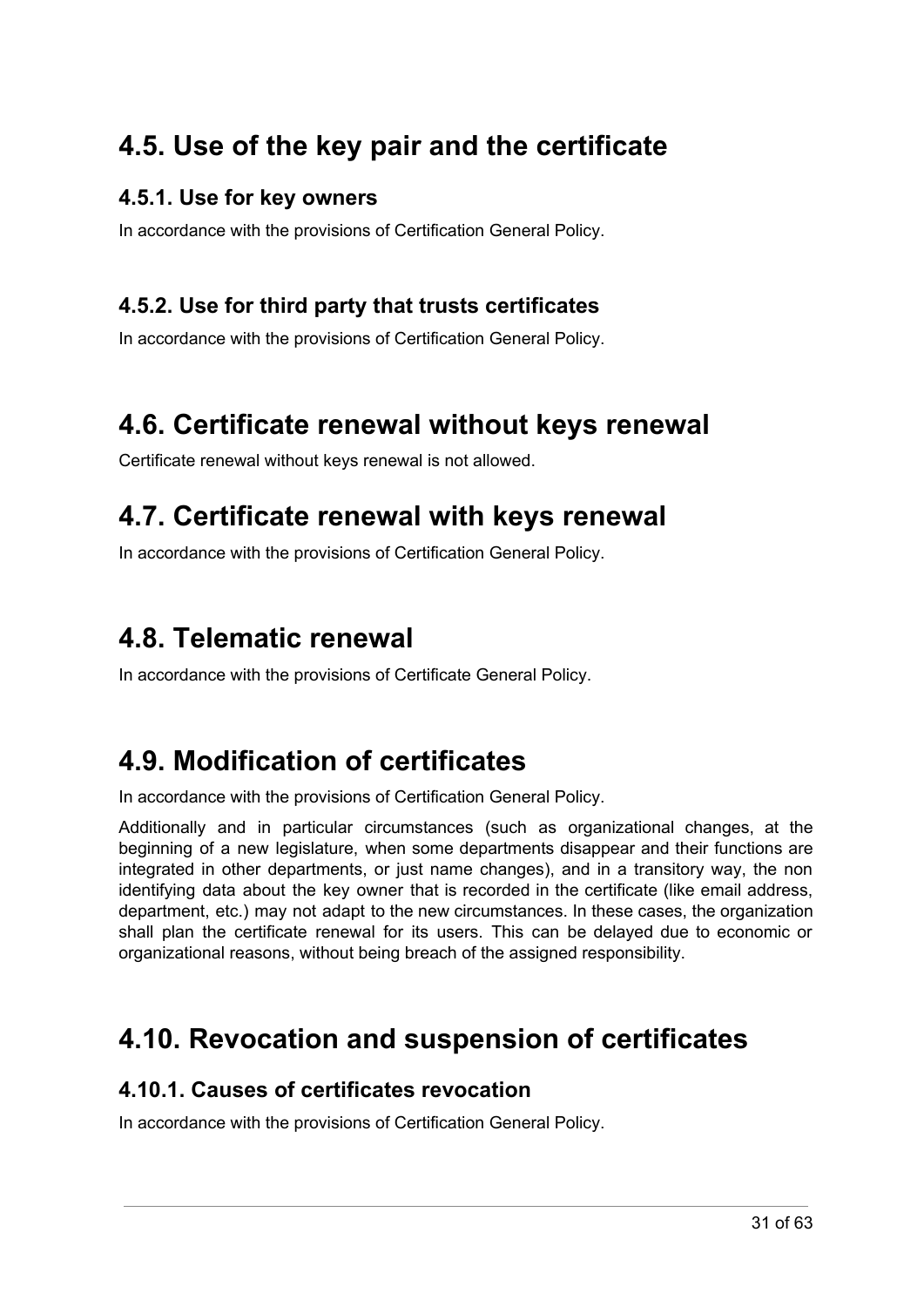## 4.5. Use of the key pair and the certificate

### 4.5.1. Use for key owners

In accordance with the provisions of Certification General Policy.

### 4.5.2. Use for third party that trusts certificates

In accordance with the provisions of Certification General Policy.

## 4.6. Certificate renewal without keys renewal

Certificate renewal without keys renewal is not allowed.

## 4.7. Certificate renewal with keys renewal

In accordance with the provisions of Certification General Policy.

## 4.8. Telematic renewal

In accordance with the provisions of Certificate General Policy.

## 4.9. Modification of certificates

In accordance with the provisions of Certification General Policy.

Additionally and in particular circumstances (such as organizational changes, at the beginning of a new legislature, when some departments disappear and their functions are integrated in other departments, or just name changes), and in a transitory way, the non identifying data about the key owner that is recorded in the certificate (like email address, department, etc.) may not adapt to the new circumstances. In these cases, the organization shall plan the certificate renewal for its users. This can be delayed due to economic or organizational reasons, without being breach of the assigned responsibility.

## 4.10. Revocation and suspension of certificates

### 4.10.1. Causes of certificates revocation

In accordance with the provisions of Certification General Policy.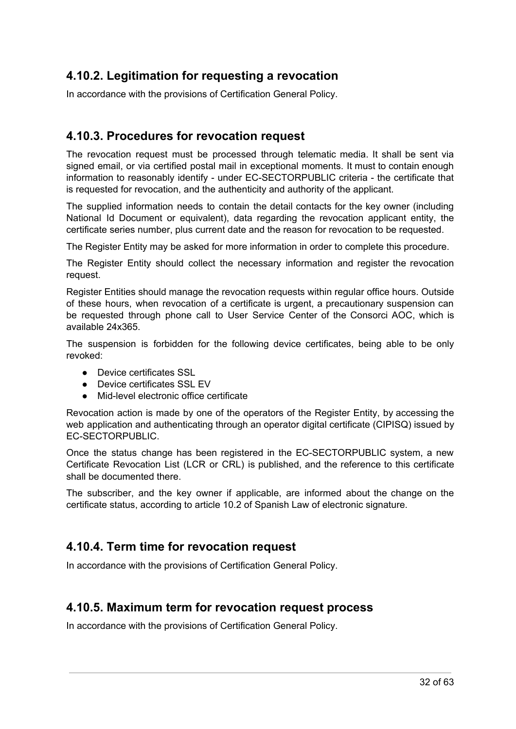### 4.10.2. Legitimation for requesting a revocation

In accordance with the provisions of Certification General Policy.

### 4.10.3. Procedures for revocation request

The revocation request must be processed through telematic media. It shall be sent via signed email, or via certified postal mail in exceptional moments. It must to contain enough information to reasonably identify - under EC-SECTORPUBLIC criteria - the certificate that is requested for revocation, and the authenticity and authority of the applicant.

The supplied information needs to contain the detail contacts for the key owner (including National Id Document or equivalent), data regarding the revocation applicant entity, the certificate series number, plus current date and the reason for revocation to be requested.

The Register Entity may be asked for more information in order to complete this procedure.

The Register Entity should collect the necessary information and register the revocation request.

Register Entities should manage the revocation requests within regular office hours. Outside of these hours, when revocation of a certificate is urgent, a precautionary suspension can be requested through phone call to User Service Center of the Consorci AOC, which is available 24x365.

The suspension is forbidden for the following device certificates, being able to be only revoked:

- Device certificates SSL
- Device certificates SSL EV
- Mid-level electronic office certificate

Revocation action is made by one of the operators of the Register Entity, by accessing the web application and authenticating through an operator digital certificate (CIPISQ) issued by EC-SECTORPUBLIC.

Once the status change has been registered in the EC-SECTORPUBLIC system, a new Certificate Revocation List (LCR or CRL) is published, and the reference to this certificate shall be documented there.

The subscriber, and the key owner if applicable, are informed about the change on the certificate status, according to article 10.2 of Spanish Law of electronic signature.

### 4.10.4. Term time for revocation request

In accordance with the provisions of Certification General Policy.

### 4.10.5. Maximum term for revocation request process

In accordance with the provisions of Certification General Policy.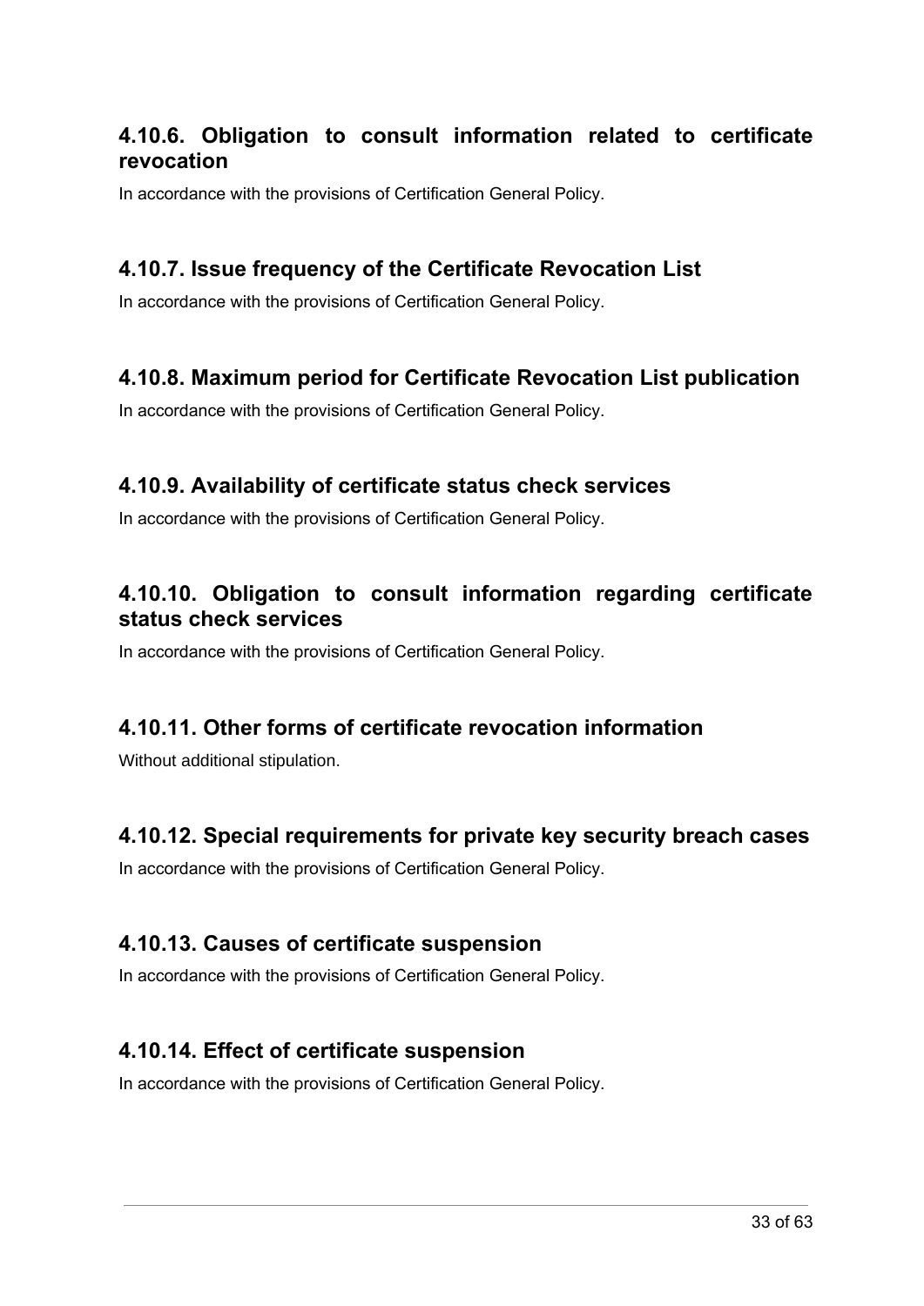### 4.10.6. Obligation to consult information related to certificate revocation

In accordance with the provisions of Certification General Policy.

### 4.10.7. Issue frequency of the Certificate Revocation List

In accordance with the provisions of Certification General Policy.

### 4.10.8. Maximum period for Certificate Revocation List publication

In accordance with the provisions of Certification General Policy.

### 4.10.9. Availability of certificate status check services

In accordance with the provisions of Certification General Policy.

### 4.10.10. Obligation to consult information regarding certificate status check services

In accordance with the provisions of Certification General Policy.

### 4.10.11. Other forms of certificate revocation information

Without additional stipulation.

### 4.10.12. Special requirements for private key security breach cases

In accordance with the provisions of Certification General Policy.

### 4.10.13. Causes of certificate suspension

In accordance with the provisions of Certification General Policy.

### 4.10.14. Effect of certificate suspension

In accordance with the provisions of Certification General Policy.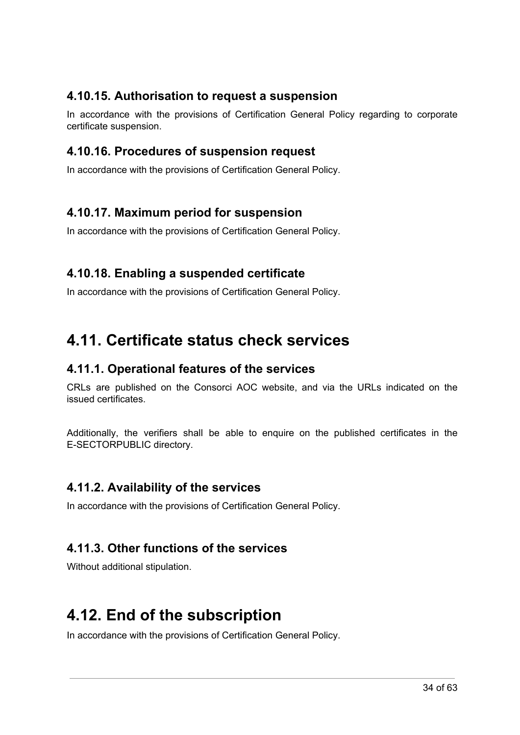### 4.10.15. Authorisation to request a suspension

In accordance with the provisions of Certification General Policy regarding to corporate certificate suspension.

### 4.10.16. Procedures of suspension request

In accordance with the provisions of Certification General Policy.

### 4.10.17. Maximum period for suspension

In accordance with the provisions of Certification General Policy.

### 4.10.18. Enabling a suspended certificate

In accordance with the provisions of Certification General Policy.

## 4.11. Certificate status check services

### 4.11.1. Operational features of the services

CRLs are published on the Consorci AOC website, and via the URLs indicated on the issued certificates.

Additionally, the verifiers shall be able to enquire on the published certificates in the E-SECTORPUBLIC directory.

### 4.11.2. Availability of the services

In accordance with the provisions of Certification General Policy.

### 4.11.3. Other functions of the services

Without additional stipulation.

## 4.12. End of the subscription

In accordance with the provisions of Certification General Policy.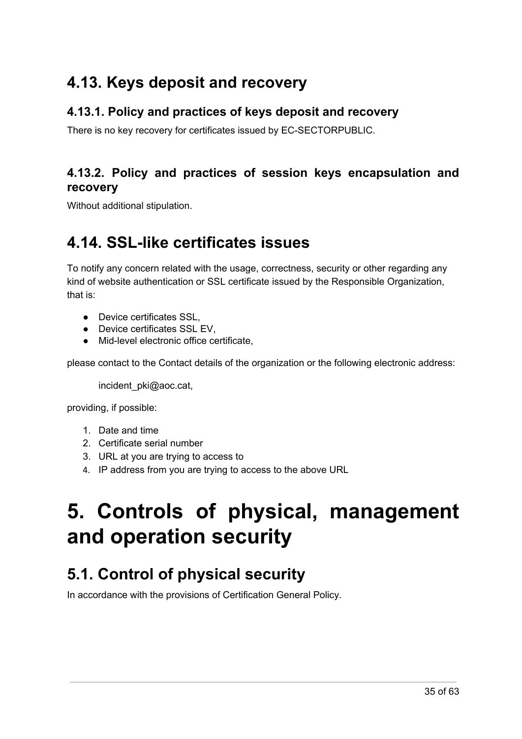## 4.13. Keys deposit and recovery

### 4.13.1. Policy and practices of keys deposit and recovery

There is no key recovery for certificates issued by EC-SECTORPUBLIC.

### 4.13.2. Policy and practices of session keys encapsulation and recovery

Without additional stipulation.

## 4.14. SSL-like certificates issues

To notify any concern related with the usage, correctness, security or other regarding any kind of website authentication or SSL certificate issued by the Responsible Organization, that is:

- Device certificates SSL,
- Device certificates SSL EV,
- Mid-level electronic office certificate,

please contact to the Contact details of the organization or the following electronic address:

incident_pki@aoc.cat,

providing, if possible:

1. Date and time
2. Certificate serial number
3. URL at you are trying to access to
4. IP address from you are trying to access to the above URL

# 5. Controls of physical, management and operation security

## 5.1. Control of physical security

In accordance with the provisions of Certification General Policy.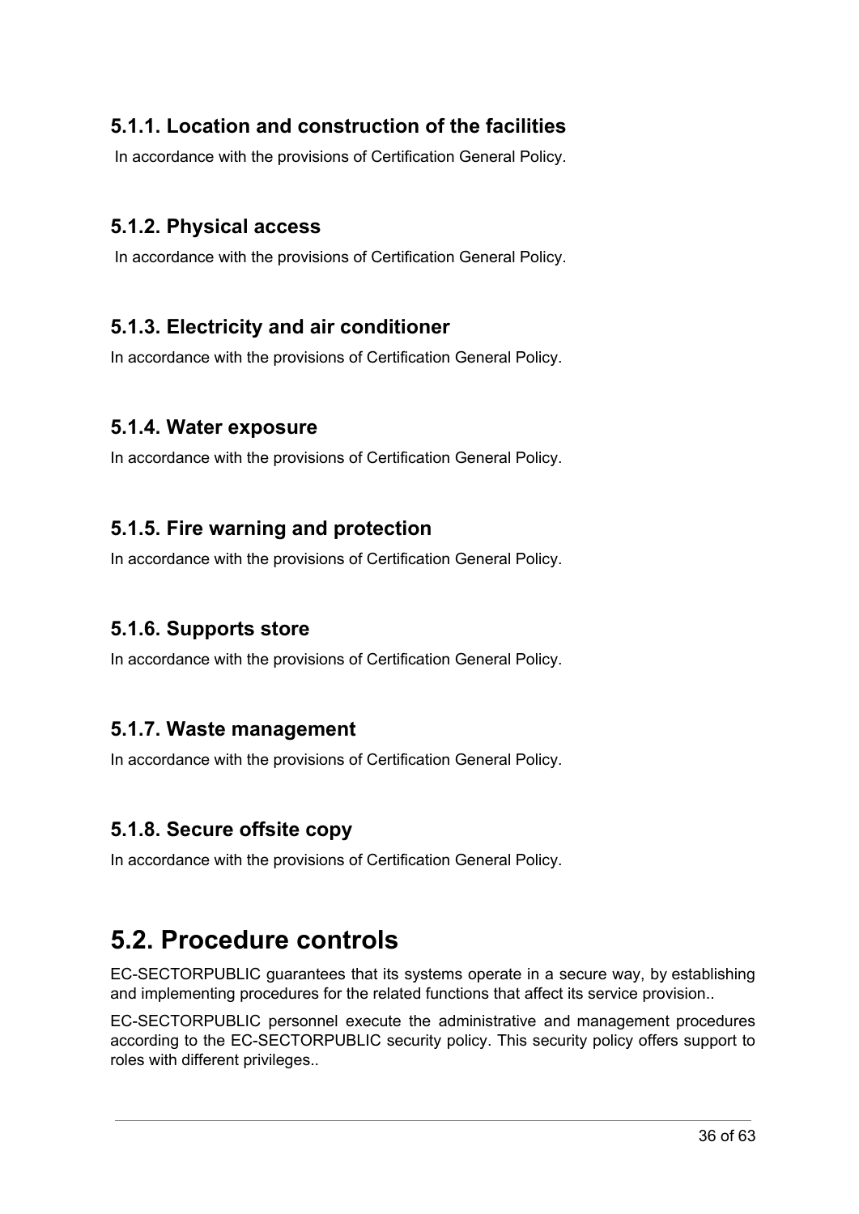### 5.1.1. Location and construction of the facilities

In accordance with the provisions of Certification General Policy.

### 5.1.2. Physical access

In accordance with the provisions of Certification General Policy.

### 5.1.3. Electricity and air conditioner

In accordance with the provisions of Certification General Policy.

### 5.1.4. Water exposure

In accordance with the provisions of Certification General Policy.

### 5.1.5. Fire warning and protection

In accordance with the provisions of Certification General Policy.

### 5.1.6. Supports store

In accordance with the provisions of Certification General Policy.

### 5.1.7. Waste management

In accordance with the provisions of Certification General Policy.

### 5.1.8. Secure offsite copy

In accordance with the provisions of Certification General Policy.

## 5.2. Procedure controls

EC-SECTORPUBLIC guarantees that its systems operate in a secure way, by establishing and implementing procedures for the related functions that affect its service provision..

EC-SECTORPUBLIC personnel execute the administrative and management procedures according to the EC-SECTORPUBLIC security policy. This security policy offers support to roles with different privileges..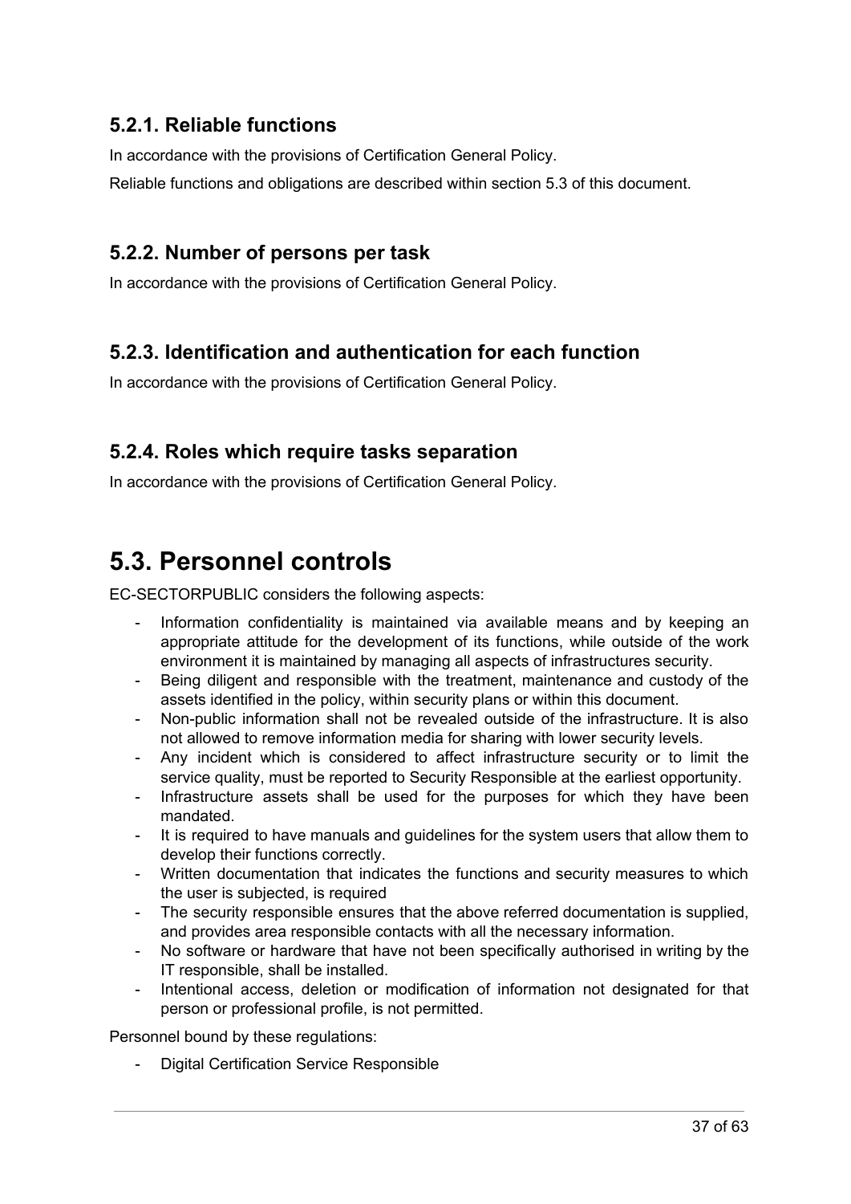### 5.2.1. Reliable functions

In accordance with the provisions of Certification General Policy.

Reliable functions and obligations are described within section 5.3 of this document.

### 5.2.2. Number of persons per task

In accordance with the provisions of Certification General Policy.

### 5.2.3. Identification and authentication for each function

In accordance with the provisions of Certification General Policy.

### 5.2.4. Roles which require tasks separation

In accordance with the provisions of Certification General Policy.

## 5.3. Personnel controls

EC-SECTORPUBLIC considers the following aspects:

- Information confidentiality is maintained via available means and by keeping an appropriate attitude for the development of its functions, while outside of the work environment it is maintained by managing all aspects of infrastructures security.
- Being diligent and responsible with the treatment, maintenance and custody of the assets identified in the policy, within security plans or within this document.
- Non-public information shall not be revealed outside of the infrastructure. It is also not allowed to remove information media for sharing with lower security levels.
- Any incident which is considered to affect infrastructure security or to limit the service quality, must be reported to Security Responsible at the earliest opportunity.
- Infrastructure assets shall be used for the purposes for which they have been mandated.
- It is required to have manuals and guidelines for the system users that allow them to develop their functions correctly.
- Written documentation that indicates the functions and security measures to which the user is subjected, is required
- The security responsible ensures that the above referred documentation is supplied, and provides area responsible contacts with all the necessary information.
- No software or hardware that have not been specifically authorised in writing by the IT responsible, shall be installed.
- Intentional access, deletion or modification of information not designated for that person or professional profile, is not permitted.

Personnel bound by these regulations:

- Digital Certification Service Responsible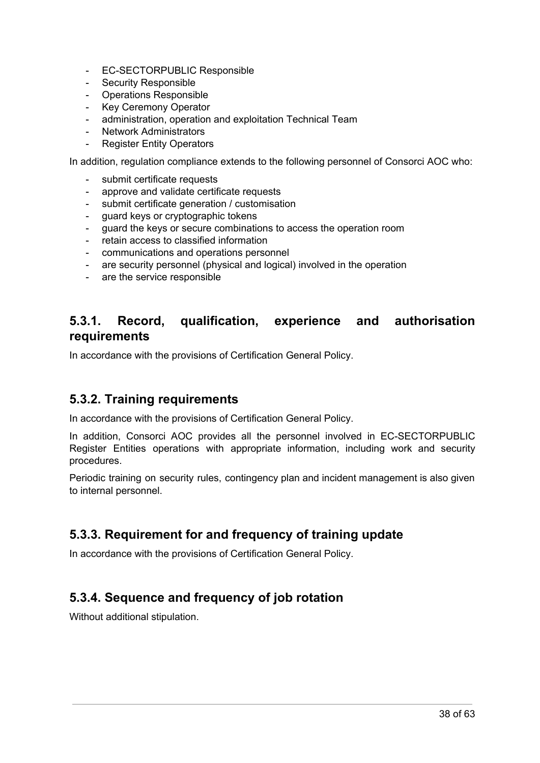- EC-SECTORPUBLIC Responsible
- Security Responsible
- Operations Responsible
- Key Ceremony Operator
- administration, operation and exploitation Technical Team
- Network Administrators
- Register Entity Operators

In addition, regulation compliance extends to the following personnel of Consorci AOC who:

- submit certificate requests
- approve and validate certificate requests
- submit certificate generation / customisation
- guard keys or cryptographic tokens
- guard the keys or secure combinations to access the operation room
- retain access to classified information
- communications and operations personnel
- are security personnel (physical and logical) involved in the operation
- are the service responsible

## 5.3.1. Record, qualification, experience and authorisation requirements

In accordance with the provisions of Certification General Policy.

## 5.3.2. Training requirements

In accordance with the provisions of Certification General Policy.

In addition, Consorci AOC provides all the personnel involved in EC-SECTORPUBLIC Register Entities operations with appropriate information, including work and security procedures.

Periodic training on security rules, contingency plan and incident management is also given to internal personnel.

## 5.3.3. Requirement for and frequency of training update

In accordance with the provisions of Certification General Policy.

## 5.3.4. Sequence and frequency of job rotation

Without additional stipulation.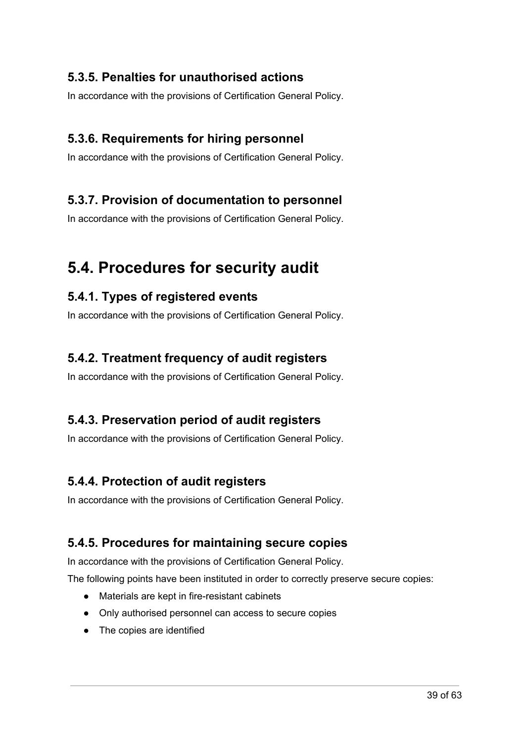### 5.3.5. Penalties for unauthorised actions

In accordance with the provisions of Certification General Policy.

### 5.3.6. Requirements for hiring personnel

In accordance with the provisions of Certification General Policy.

### 5.3.7. Provision of documentation to personnel

In accordance with the provisions of Certification General Policy.

## 5.4. Procedures for security audit

### 5.4.1. Types of registered events

In accordance with the provisions of Certification General Policy.

### 5.4.2. Treatment frequency of audit registers

In accordance with the provisions of Certification General Policy.

### 5.4.3. Preservation period of audit registers

In accordance with the provisions of Certification General Policy.

### 5.4.4. Protection of audit registers

In accordance with the provisions of Certification General Policy.

### 5.4.5. Procedures for maintaining secure copies

In accordance with the provisions of Certification General Policy.

The following points have been instituted in order to correctly preserve secure copies:

- Materials are kept in fire-resistant cabinets
- Only authorised personnel can access to secure copies
- The copies are identified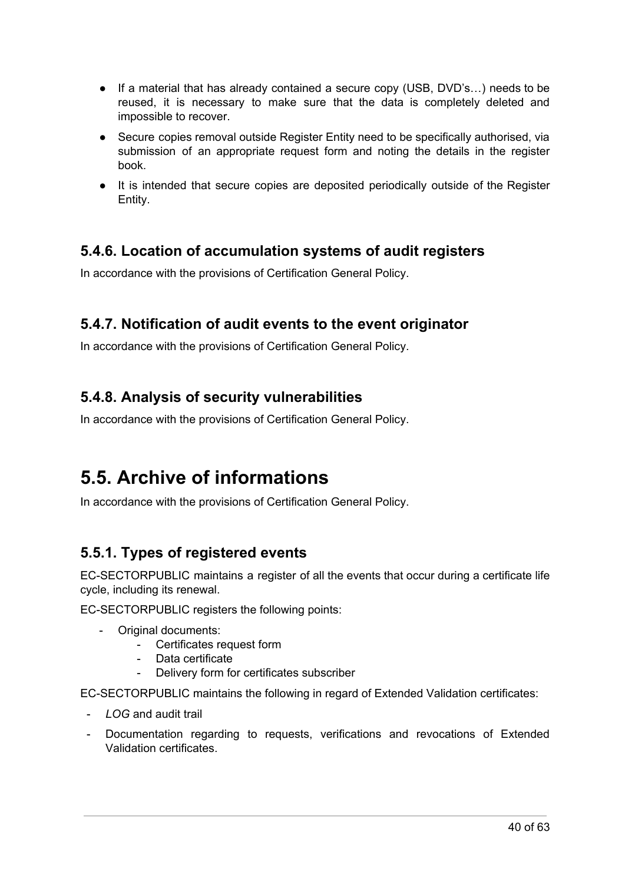- If a material that has already contained a secure copy (USB, DVD's…) needs to be reused, it is necessary to make sure that the data is completely deleted and impossible to recover.
- Secure copies removal outside Register Entity need to be specifically authorised, via submission of an appropriate request form and noting the details in the register book.
- It is intended that secure copies are deposited periodically outside of the Register Entity.

### 5.4.6. Location of accumulation systems of audit registers

In accordance with the provisions of Certification General Policy.

### 5.4.7. Notification of audit events to the event originator

In accordance with the provisions of Certification General Policy.

### 5.4.8. Analysis of security vulnerabilities

In accordance with the provisions of Certification General Policy.

## 5.5. Archive of informations

In accordance with the provisions of Certification General Policy.

### 5.5.1. Types of registered events

EC-SECTORPUBLIC maintains a register of all the events that occur during a certificate life cycle, including its renewal.

EC-SECTORPUBLIC registers the following points:

- Original documents:
  - Certificates request form
  - Data certificate
  - Delivery form for certificates subscriber

EC-SECTORPUBLIC maintains the following in regard of Extended Validation certificates:

- *LOG* and audit trail
- Documentation regarding to requests, verifications and revocations of Extended Validation certificates.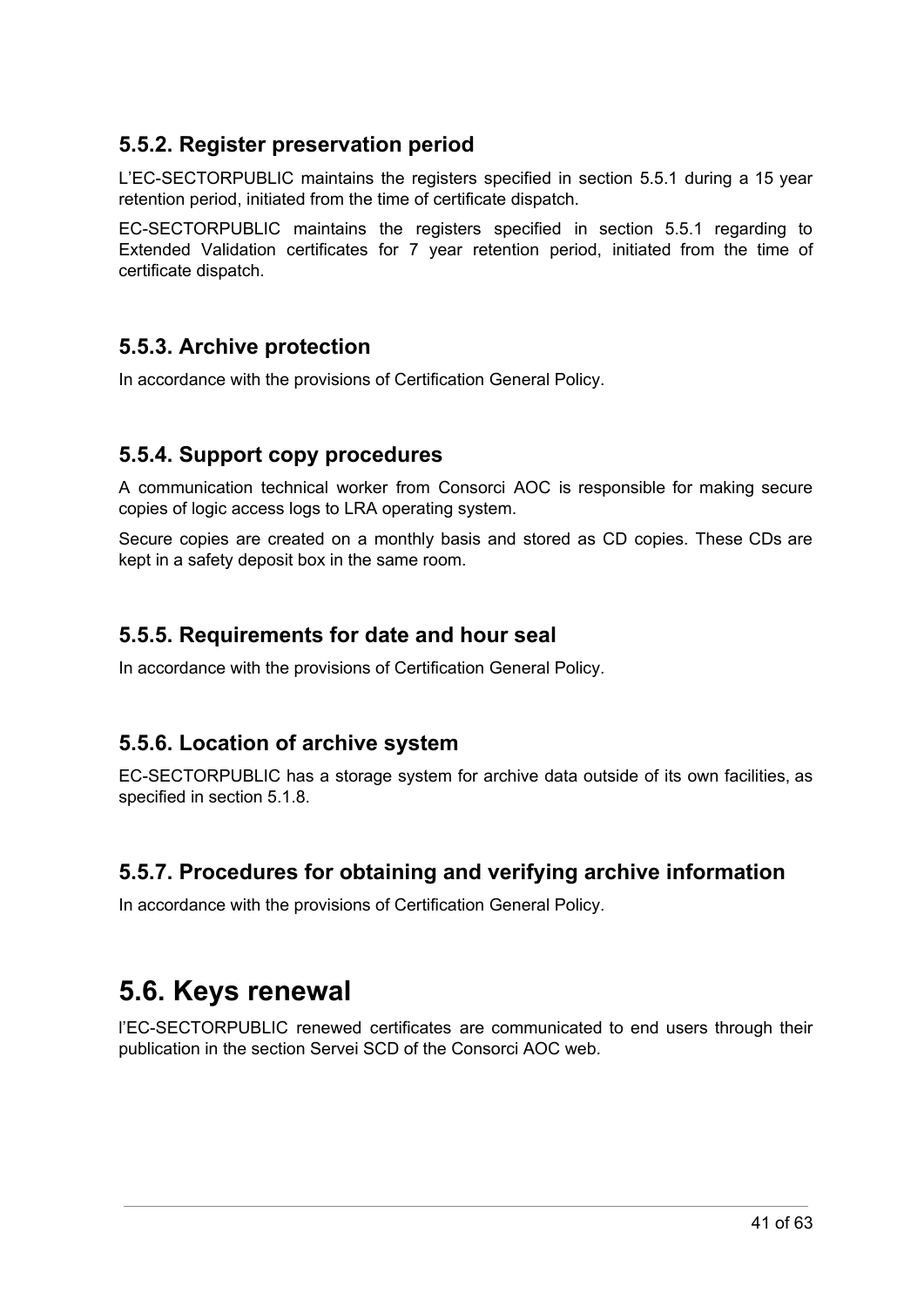### 5.5.2. Register preservation period

L'EC-SECTORPUBLIC maintains the registers specified in section 5.5.1 during a 15 year retention period, initiated from the time of certificate dispatch.

EC-SECTORPUBLIC maintains the registers specified in section 5.5.1 regarding to Extended Validation certificates for 7 year retention period, initiated from the time of certificate dispatch.

### 5.5.3. Archive protection

In accordance with the provisions of Certification General Policy.

### 5.5.4. Support copy procedures

A communication technical worker from Consorci AOC is responsible for making secure copies of logic access logs to LRA operating system.

Secure copies are created on a monthly basis and stored as CD copies. These CDs are kept in a safety deposit box in the same room.

### 5.5.5. Requirements for date and hour seal

In accordance with the provisions of Certification General Policy.

### 5.5.6. Location of archive system

EC-SECTORPUBLIC has a storage system for archive data outside of its own facilities, as specified in section 5.1.8.

### 5.5.7. Procedures for obtaining and verifying archive information

In accordance with the provisions of Certification General Policy.

## 5.6. Keys renewal

l'EC-SECTORPUBLIC renewed certificates are communicated to end users through their publication in the section Servei SCD of the Consorci AOC web.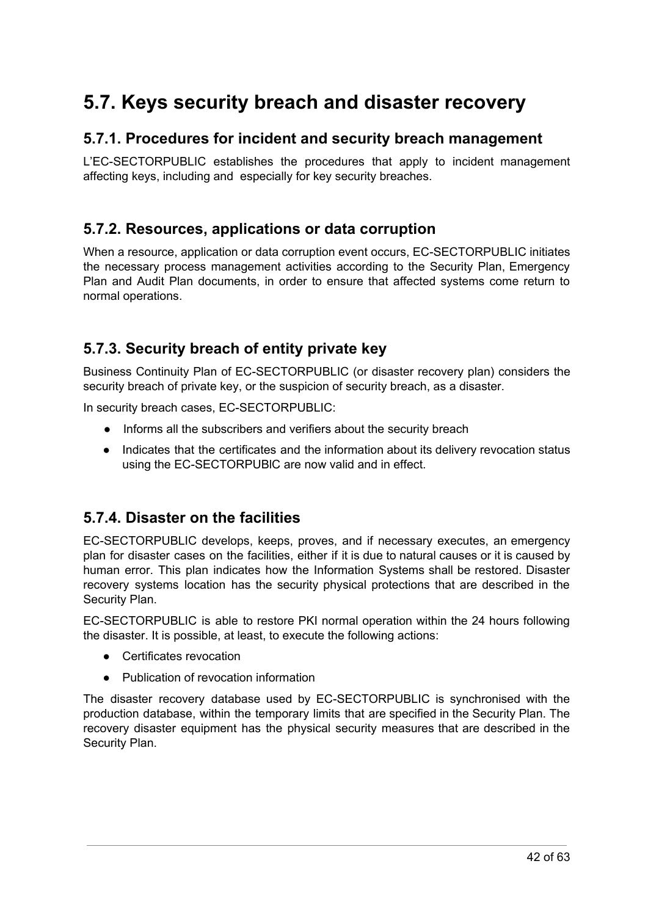# 5.7. Keys security breach and disaster recovery

## 5.7.1. Procedures for incident and security breach management

L'EC-SECTORPUBLIC establishes the procedures that apply to incident management affecting keys, including and especially for key security breaches.

## 5.7.2. Resources, applications or data corruption

When a resource, application or data corruption event occurs, EC-SECTORPUBLIC initiates the necessary process management activities according to the Security Plan, Emergency Plan and Audit Plan documents, in order to ensure that affected systems come return to normal operations.

## 5.7.3. Security breach of entity private key

Business Continuity Plan of EC-SECTORPUBLIC (or disaster recovery plan) considers the security breach of private key, or the suspicion of security breach, as a disaster.

In security breach cases, EC-SECTORPUBLIC:

- Informs all the subscribers and verifiers about the security breach
- Indicates that the certificates and the information about its delivery revocation status using the EC-SECTORPUBlC are now valid and in effect.

## 5.7.4. Disaster on the facilities

EC-SECTORPUBLIC develops, keeps, proves, and if necessary executes, an emergency plan for disaster cases on the facilities, either if it is due to natural causes or it is caused by human error. This plan indicates how the Information Systems shall be restored. Disaster recovery systems location has the security physical protections that are described in the Security Plan.

EC-SECTORPUBLIC is able to restore PKI normal operation within the 24 hours following the disaster. It is possible, at least, to execute the following actions:

- Certificates revocation
- Publication of revocation information

The disaster recovery database used by EC-SECTORPUBLIC is synchronised with the production database, within the temporary limits that are specified in the Security Plan. The recovery disaster equipment has the physical security measures that are described in the Security Plan.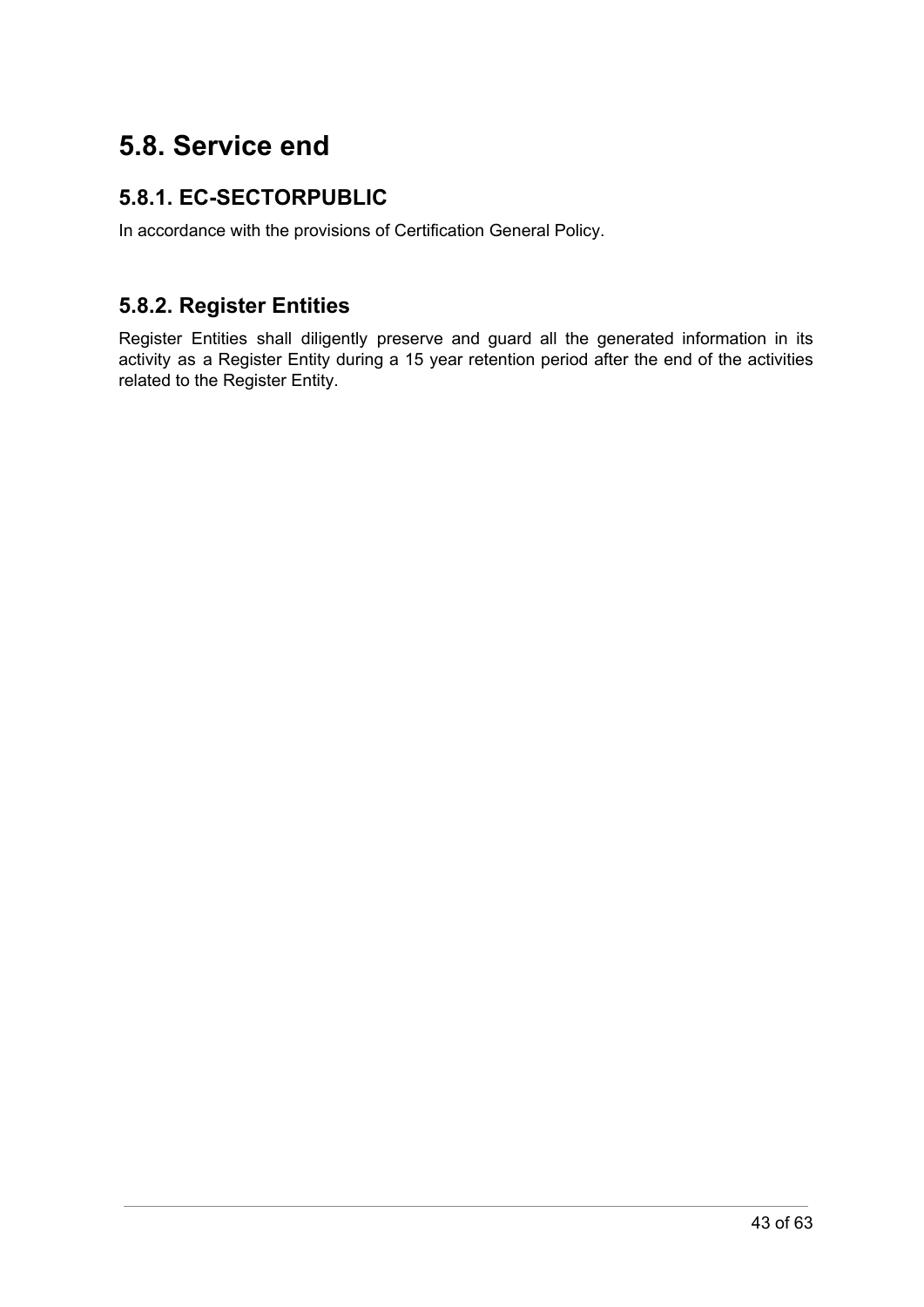## 5.8. Service end

### 5.8.1. EC-SECTORPUBLIC

In accordance with the provisions of Certification General Policy.

### 5.8.2. Register Entities

Register Entities shall diligently preserve and guard all the generated information in its activity as a Register Entity during a 15 year retention period after the end of the activities related to the Register Entity.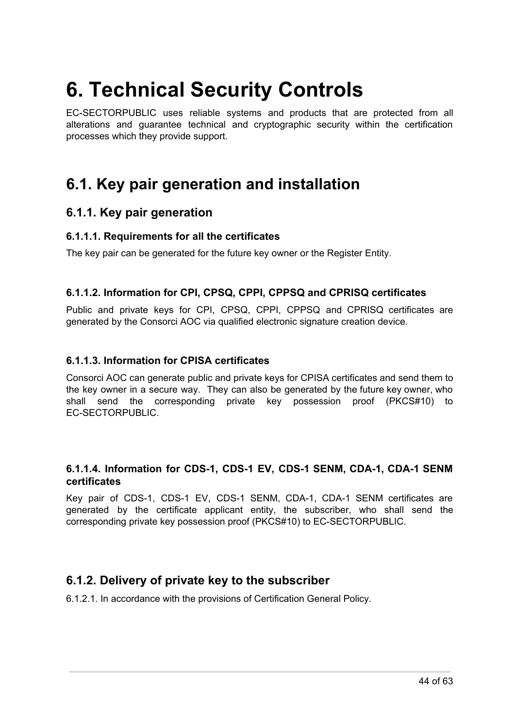# 6. Technical Security Controls

EC-SECTORPUBLIC uses reliable systems and products that are protected from all alterations and guarantee technical and cryptographic security within the certification processes which they provide support.

## 6.1. Key pair generation and installation

### 6.1.1. Key pair generation

#### 6.1.1.1. Requirements for all the certificates

The key pair can be generated for the future key owner or the Register Entity.

#### 6.1.1.2. Information for CPI, CPSQ, CPPI, CPPSQ and CPRISQ certificates

Public and private keys for CPI, CPSQ, CPPI, CPPSQ and CPRISQ certificates are generated by the Consorci AOC via qualified electronic signature creation device.

#### 6.1.1.3. Information for CPISA certificates

Consorci AOC can generate public and private keys for CPISA certificates and send them to the key owner in a secure way. They can also be generated by the future key owner, who shall send the corresponding private key possession proof (PKCS#10) to EC-SECTORPUBLIC.

#### 6.1.1.4. Information for CDS-1, CDS-1 EV, CDS-1 SENM, CDA-1, CDA-1 SENM certificates

Key pair of CDS-1, CDS-1 EV, CDS-1 SENM, CDA-1, CDA-1 SENM certificates are generated by the certificate applicant entity, the subscriber, who shall send the corresponding private key possession proof (PKCS#10) to EC-SECTORPUBLIC.

### 6.1.2. Delivery of private key to the subscriber

6.1.2.1. In accordance with the provisions of Certification General Policy.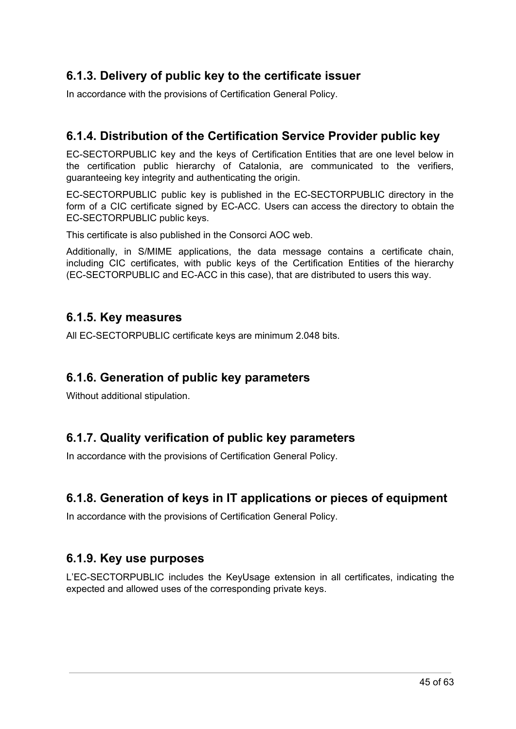### 6.1.3. Delivery of public key to the certificate issuer

In accordance with the provisions of Certification General Policy.

### 6.1.4. Distribution of the Certification Service Provider public key

EC-SECTORPUBLIC key and the keys of Certification Entities that are one level below in the certification public hierarchy of Catalonia, are communicated to the verifiers, guaranteeing key integrity and authenticating the origin.

EC-SECTORPUBLIC public key is published in the EC-SECTORPUBLIC directory in the form of a CIC certificate signed by EC-ACC. Users can access the directory to obtain the EC-SECTORPUBLIC public keys.

This certificate is also published in the Consorci AOC web.

Additionally, in S/MIME applications, the data message contains a certificate chain, including CIC certificates, with public keys of the Certification Entities of the hierarchy (EC-SECTORPUBLIC and EC-ACC in this case), that are distributed to users this way.

### 6.1.5. Key measures

All EC-SECTORPUBLIC certificate keys are minimum 2.048 bits.

### 6.1.6. Generation of public key parameters

Without additional stipulation.

### 6.1.7. Quality verification of public key parameters

In accordance with the provisions of Certification General Policy.

### 6.1.8. Generation of keys in IT applications or pieces of equipment

In accordance with the provisions of Certification General Policy.

### 6.1.9. Key use purposes

L'EC-SECTORPUBLIC includes the KeyUsage extension in all certificates, indicating the expected and allowed uses of the corresponding private keys.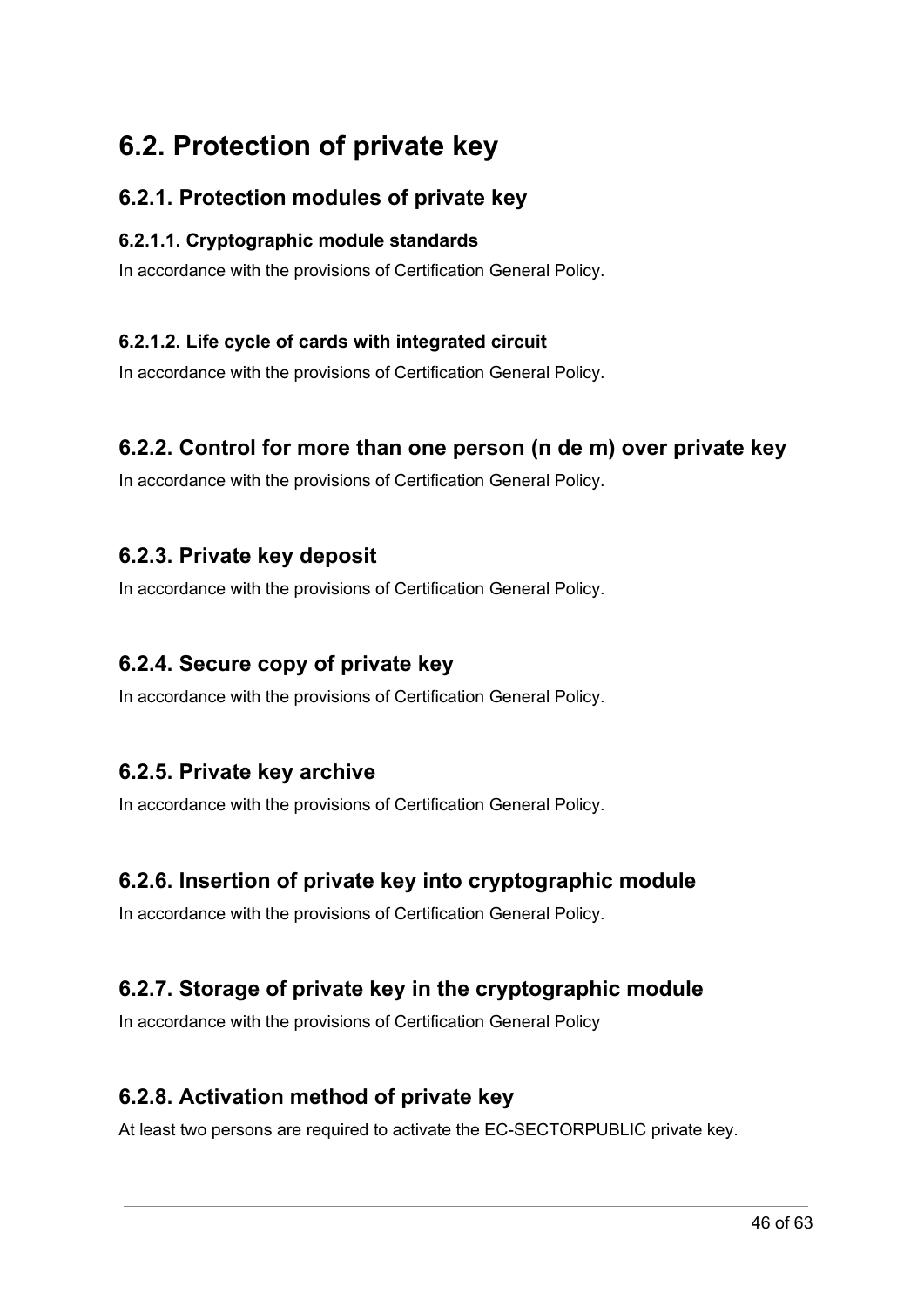## 6.2. Protection of private key

### 6.2.1. Protection modules of private key

#### 6.2.1.1. Cryptographic module standards

In accordance with the provisions of Certification General Policy.

#### 6.2.1.2. Life cycle of cards with integrated circuit

In accordance with the provisions of Certification General Policy.

### 6.2.2. Control for more than one person (n de m) over private key

In accordance with the provisions of Certification General Policy.

### 6.2.3. Private key deposit

In accordance with the provisions of Certification General Policy.

### 6.2.4. Secure copy of private key

In accordance with the provisions of Certification General Policy.

### 6.2.5. Private key archive

In accordance with the provisions of Certification General Policy.

### 6.2.6. Insertion of private key into cryptographic module

In accordance with the provisions of Certification General Policy.

### 6.2.7. Storage of private key in the cryptographic module

In accordance with the provisions of Certification General Policy

### 6.2.8. Activation method of private key

At least two persons are required to activate the EC-SECTORPUBLIC private key.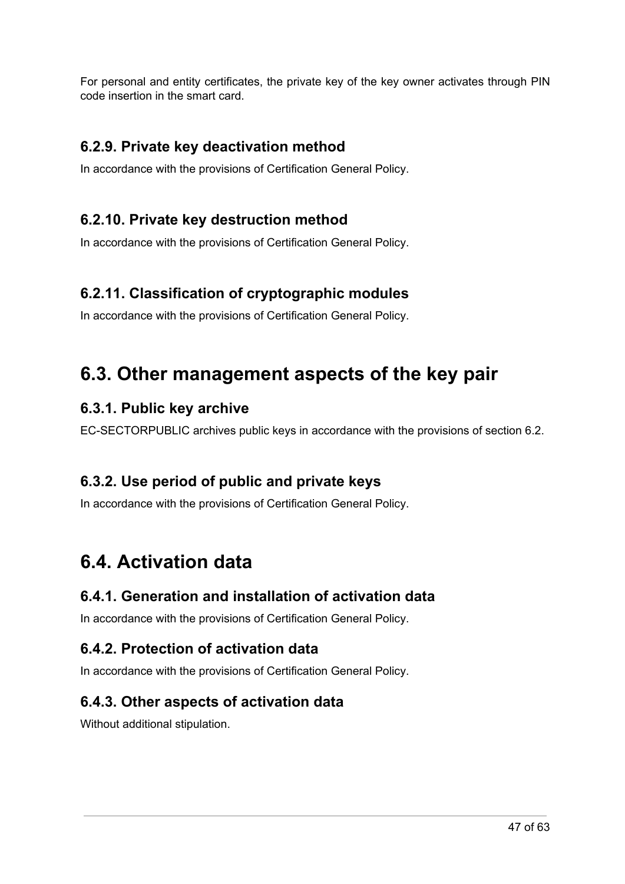For personal and entity certificates, the private key of the key owner activates through PIN code insertion in the smart card.

### 6.2.9. Private key deactivation method

In accordance with the provisions of Certification General Policy.

### 6.2.10. Private key destruction method

In accordance with the provisions of Certification General Policy.

### 6.2.11. Classification of cryptographic modules

In accordance with the provisions of Certification General Policy.

## 6.3. Other management aspects of the key pair

### 6.3.1. Public key archive

EC-SECTORPUBLIC archives public keys in accordance with the provisions of section 6.2.

### 6.3.2. Use period of public and private keys

In accordance with the provisions of Certification General Policy.

## 6.4. Activation data

### 6.4.1. Generation and installation of activation data

In accordance with the provisions of Certification General Policy.

### 6.4.2. Protection of activation data

In accordance with the provisions of Certification General Policy.

### 6.4.3. Other aspects of activation data

Without additional stipulation.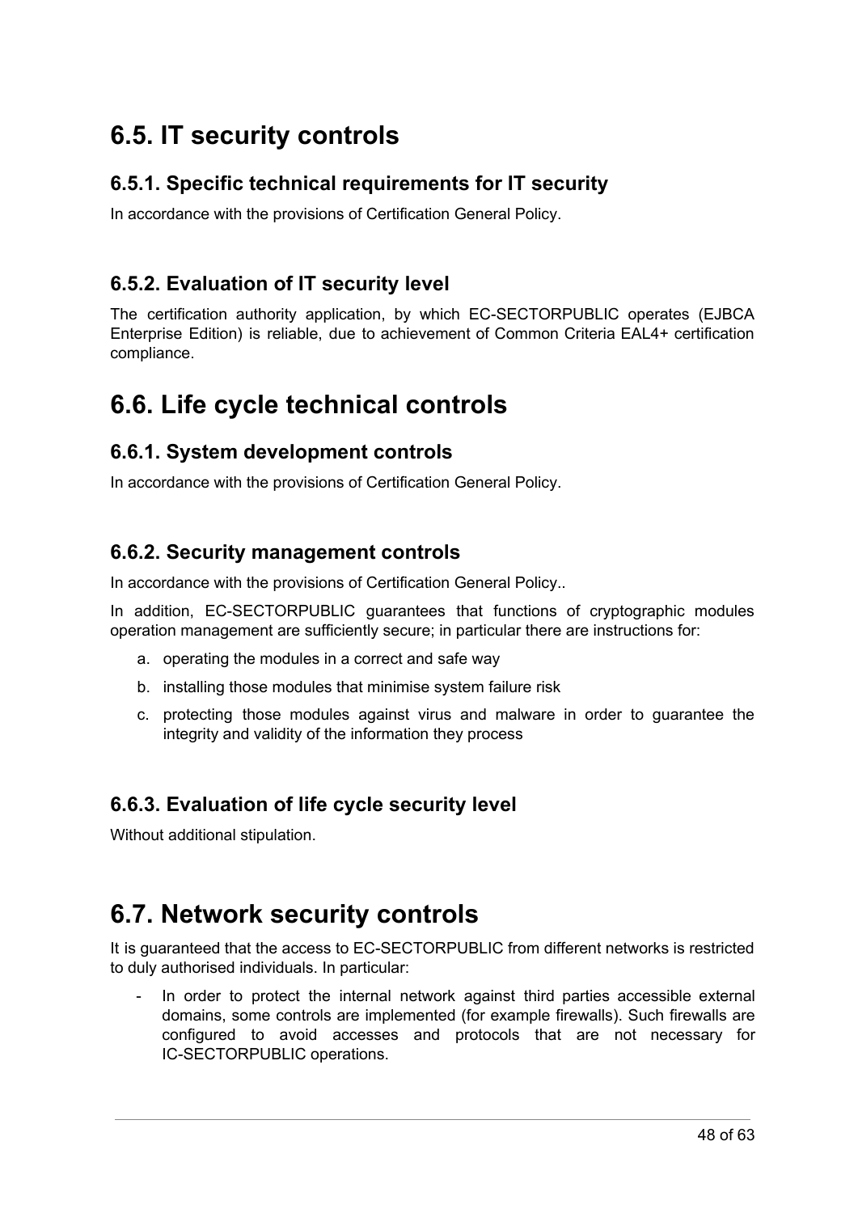## 6.5. IT security controls

### 6.5.1. Specific technical requirements for IT security

In accordance with the provisions of Certification General Policy.

### 6.5.2. Evaluation of IT security level

The certification authority application, by which EC-SECTORPUBLIC operates (EJBCA Enterprise Edition) is reliable, due to achievement of Common Criteria EAL4+ certification compliance.

## 6.6. Life cycle technical controls

### 6.6.1. System development controls

In accordance with the provisions of Certification General Policy.

### 6.6.2. Security management controls

In accordance with the provisions of Certification General Policy..

In addition, EC-SECTORPUBLIC guarantees that functions of cryptographic modules operation management are sufficiently secure; in particular there are instructions for:

a. operating the modules in a correct and safe way
b. installing those modules that minimise system failure risk
c. protecting those modules against virus and malware in order to guarantee the integrity and validity of the information they process

### 6.6.3. Evaluation of life cycle security level

Without additional stipulation.

## 6.7. Network security controls

It is guaranteed that the access to EC-SECTORPUBLIC from different networks is restricted to duly authorised individuals. In particular:

- In order to protect the internal network against third parties accessible external domains, some controls are implemented (for example firewalls). Such firewalls are configured to avoid accesses and protocols that are not necessary for IC-SECTORPUBLIC operations.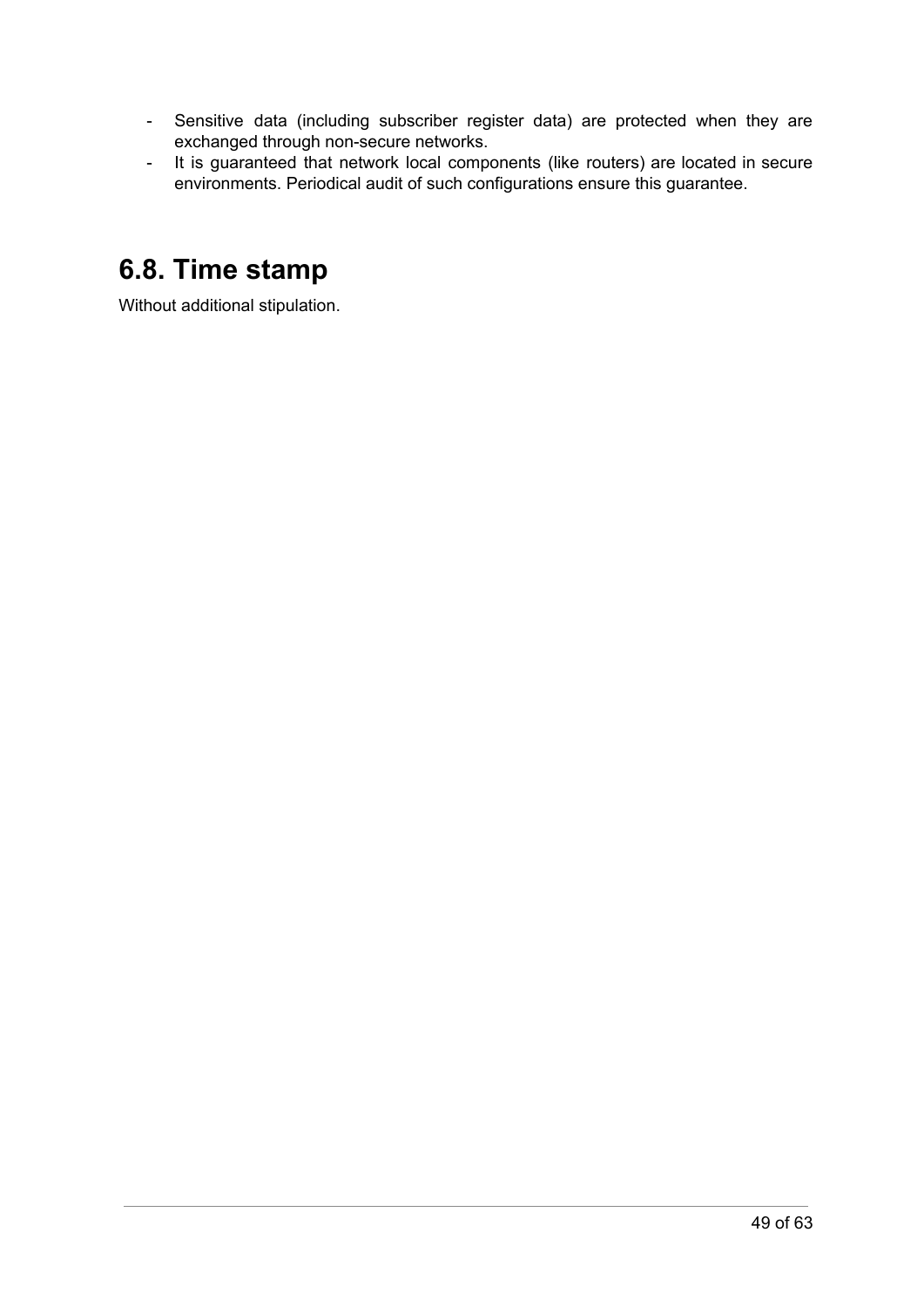- Sensitive data (including subscriber register data) are protected when they are exchanged through non-secure networks.
- It is guaranteed that network local components (like routers) are located in secure environments. Periodical audit of such configurations ensure this guarantee.

## 6.8. Time stamp

Without additional stipulation.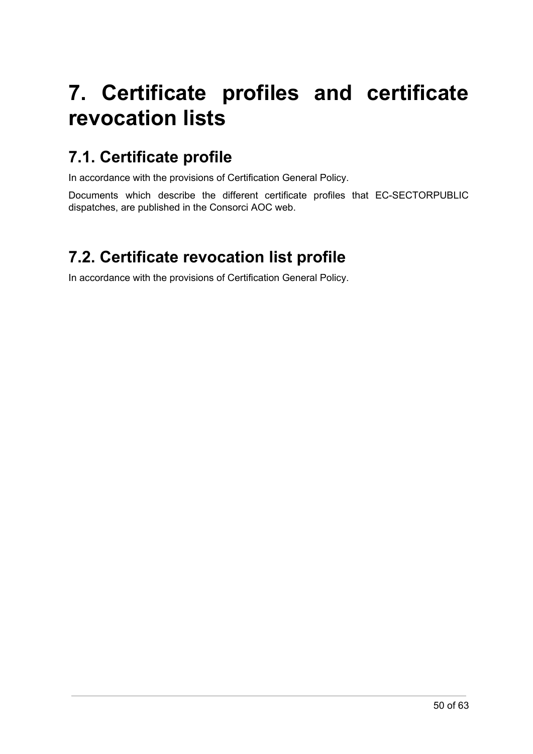# 7. Certificate profiles and certificate revocation lists

## 7.1. Certificate profile

In accordance with the provisions of Certification General Policy.

Documents which describe the different certificate profiles that EC-SECTORPUBLIC dispatches, are published in the Consorci AOC web.

## 7.2. Certificate revocation list profile

In accordance with the provisions of Certification General Policy.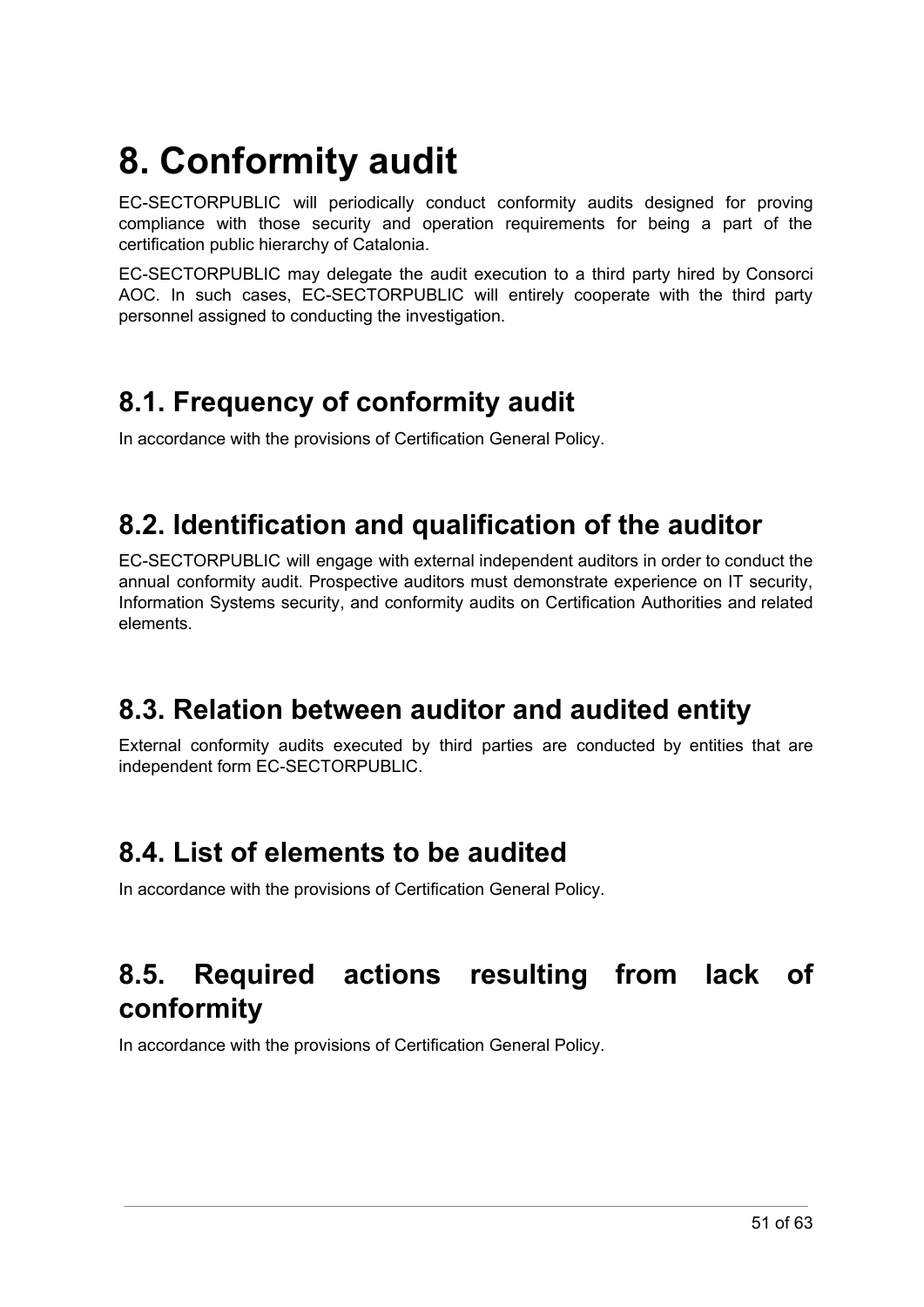# 8. Conformity audit

EC-SECTORPUBLIC will periodically conduct conformity audits designed for proving compliance with those security and operation requirements for being a part of the certification public hierarchy of Catalonia.

EC-SECTORPUBLIC may delegate the audit execution to a third party hired by Consorci AOC. In such cases, EC-SECTORPUBLIC will entirely cooperate with the third party personnel assigned to conducting the investigation.

## 8.1. Frequency of conformity audit

In accordance with the provisions of Certification General Policy.

## 8.2. Identification and qualification of the auditor

EC-SECTORPUBLIC will engage with external independent auditors in order to conduct the annual conformity audit. Prospective auditors must demonstrate experience on IT security, Information Systems security, and conformity audits on Certification Authorities and related elements.

## 8.3. Relation between auditor and audited entity

External conformity audits executed by third parties are conducted by entities that are independent form EC-SECTORPUBLIC.

## 8.4. List of elements to be audited

In accordance with the provisions of Certification General Policy.

## 8.5. Required actions resulting from lack of conformity

In accordance with the provisions of Certification General Policy.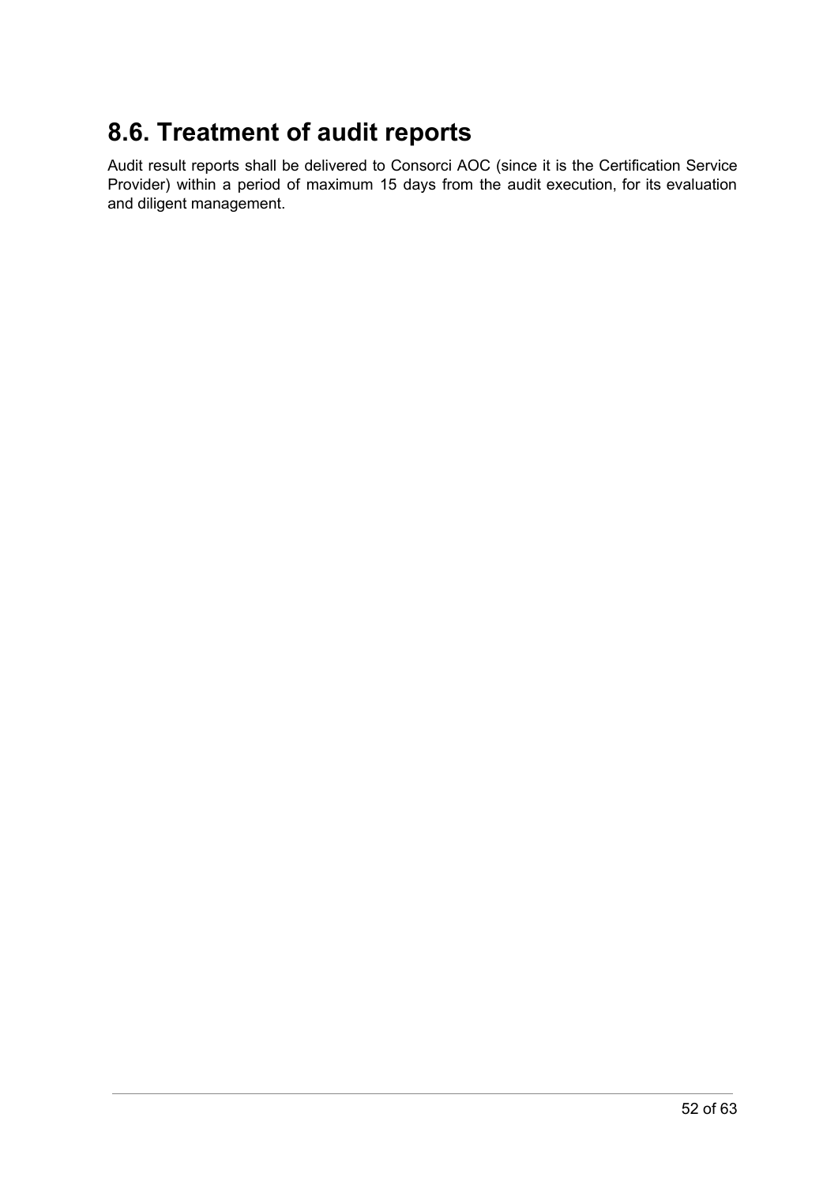## 8.6. Treatment of audit reports

Audit result reports shall be delivered to Consorci AOC (since it is the Certification Service Provider) within a period of maximum 15 days from the audit execution, for its evaluation and diligent management.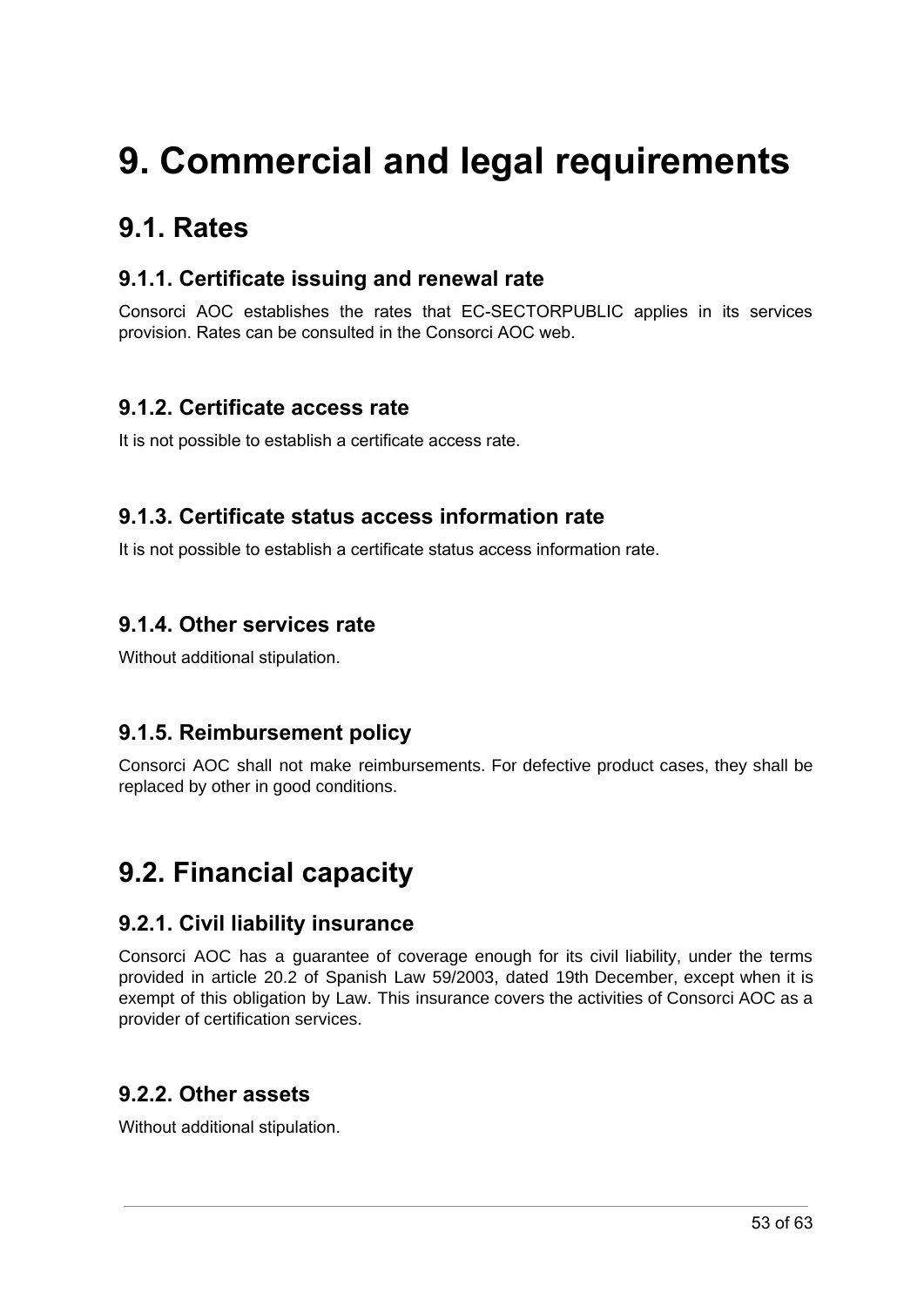# 9. Commercial and legal requirements

## 9.1. Rates

### 9.1.1. Certificate issuing and renewal rate

Consorci AOC establishes the rates that EC-SECTORPUBLIC applies in its services provision. Rates can be consulted in the Consorci AOC web.

### 9.1.2. Certificate access rate

It is not possible to establish a certificate access rate.

### 9.1.3. Certificate status access information rate

It is not possible to establish a certificate status access information rate.

### 9.1.4. Other services rate

Without additional stipulation.

### 9.1.5. Reimbursement policy

Consorci AOC shall not make reimbursements. For defective product cases, they shall be replaced by other in good conditions.

## 9.2. Financial capacity

### 9.2.1. Civil liability insurance

Consorci AOC has a guarantee of coverage enough for its civil liability, under the terms provided in article 20.2 of Spanish Law 59/2003, dated 19th December, except when it is exempt of this obligation by Law. This insurance covers the activities of Consorci AOC as a provider of certification services.

### 9.2.2. Other assets

Without additional stipulation.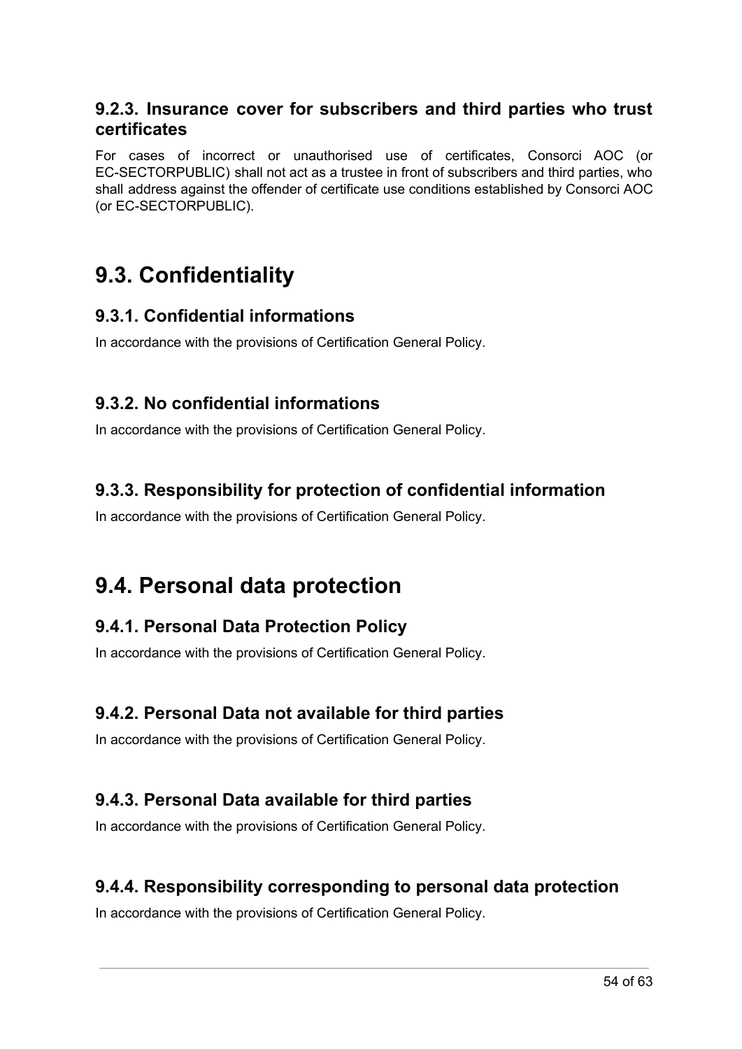### 9.2.3. Insurance cover for subscribers and third parties who trust certificates

For cases of incorrect or unauthorised use of certificates, Consorci AOC (or EC-SECTORPUBLIC) shall not act as a trustee in front of subscribers and third parties, who shall address against the offender of certificate use conditions established by Consorci AOC (or EC-SECTORPUBLIC).

## 9.3. Confidentiality

### 9.3.1. Confidential informations

In accordance with the provisions of Certification General Policy.

### 9.3.2. No confidential informations

In accordance with the provisions of Certification General Policy.

### 9.3.3. Responsibility for protection of confidential information

In accordance with the provisions of Certification General Policy.

## 9.4. Personal data protection

### 9.4.1. Personal Data Protection Policy

In accordance with the provisions of Certification General Policy.

### 9.4.2. Personal Data not available for third parties

In accordance with the provisions of Certification General Policy.

### 9.4.3. Personal Data available for third parties

In accordance with the provisions of Certification General Policy.

### 9.4.4. Responsibility corresponding to personal data protection

In accordance with the provisions of Certification General Policy.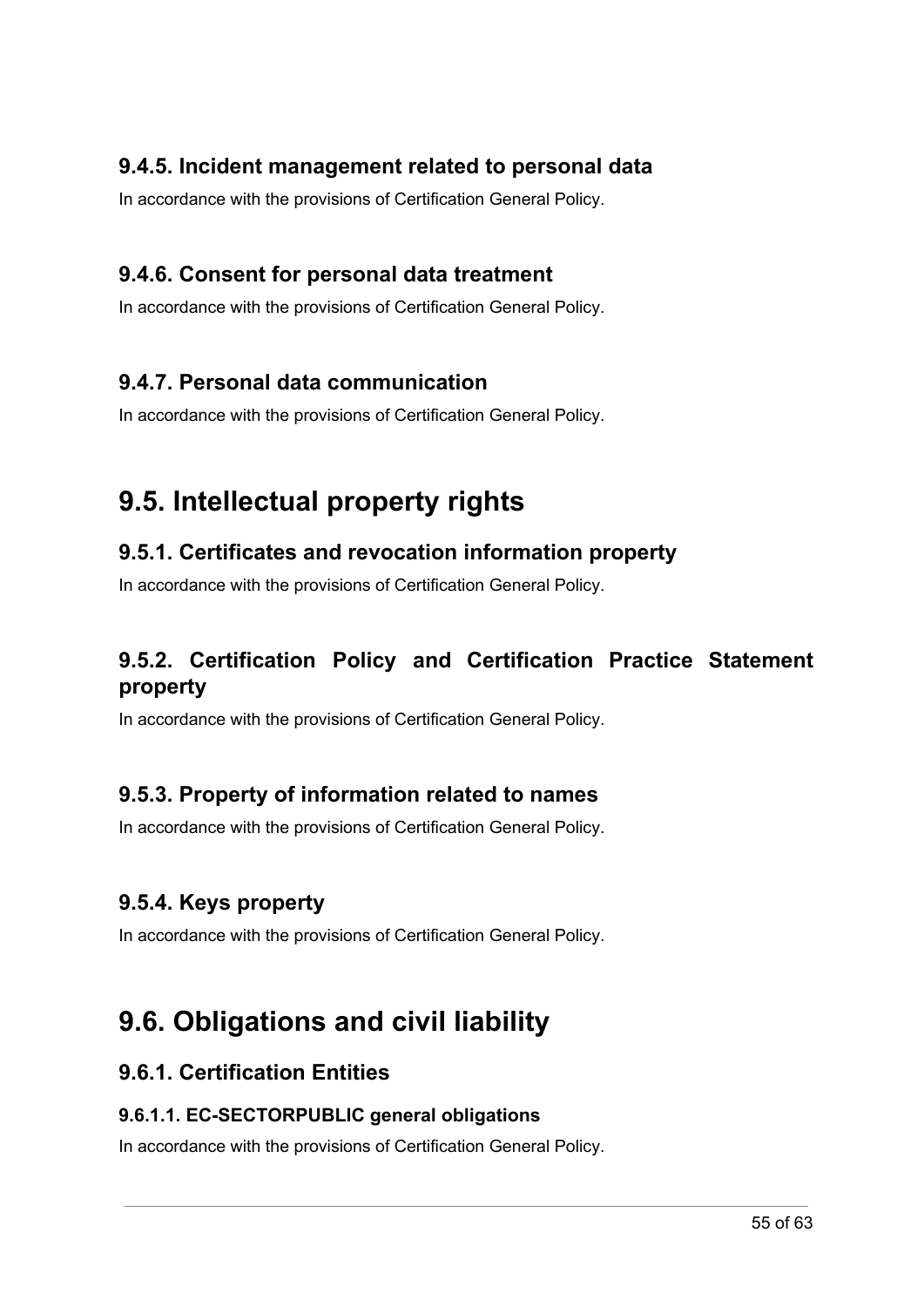### 9.4.5. Incident management related to personal data

In accordance with the provisions of Certification General Policy.

### 9.4.6. Consent for personal data treatment

In accordance with the provisions of Certification General Policy.

### 9.4.7. Personal data communication

In accordance with the provisions of Certification General Policy.

## 9.5. Intellectual property rights

### 9.5.1. Certificates and revocation information property

In accordance with the provisions of Certification General Policy.

### 9.5.2. Certification Policy and Certification Practice Statement property

In accordance with the provisions of Certification General Policy.

### 9.5.3. Property of information related to names

In accordance with the provisions of Certification General Policy.

### 9.5.4. Keys property

In accordance with the provisions of Certification General Policy.

## 9.6. Obligations and civil liability

### 9.6.1. Certification Entities

#### 9.6.1.1. EC-SECTORPUBLIC general obligations

In accordance with the provisions of Certification General Policy.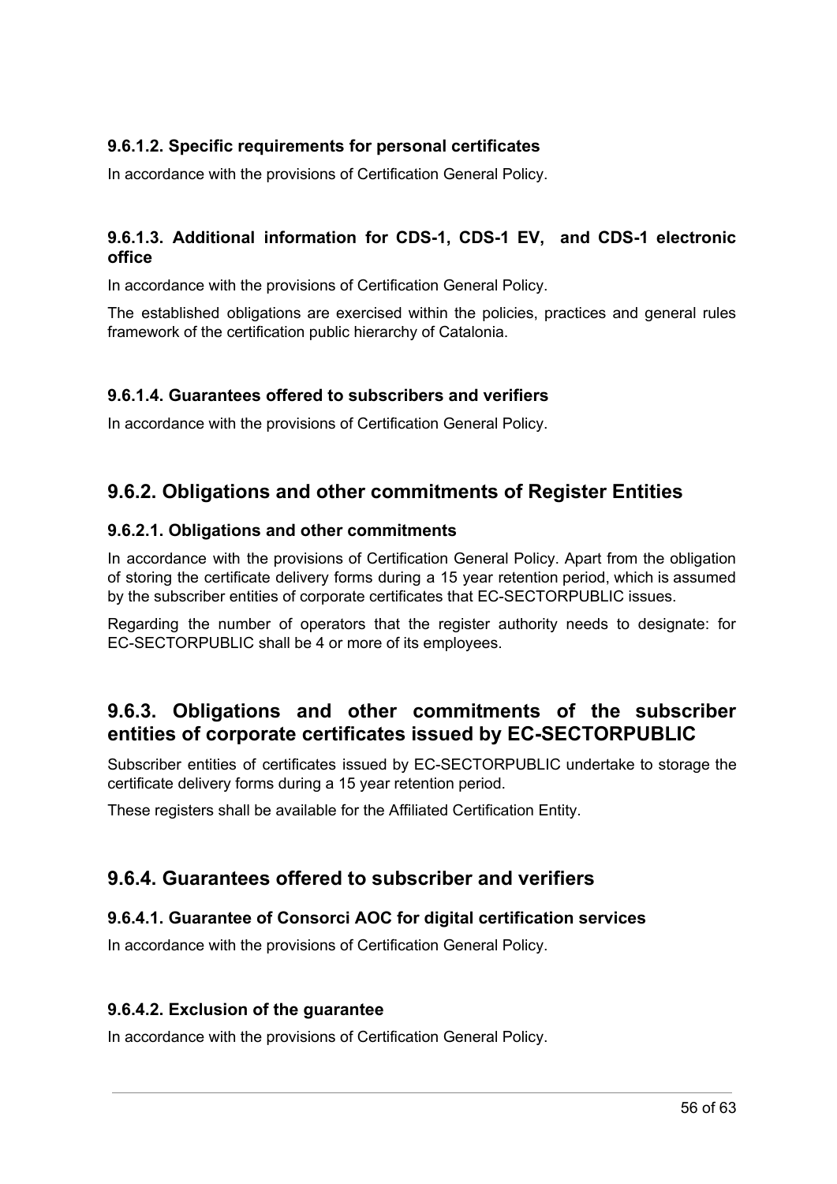#### 9.6.1.2. Specific requirements for personal certificates

In accordance with the provisions of Certification General Policy.

#### 9.6.1.3. Additional information for CDS-1, CDS-1 EV, and CDS-1 electronic office

In accordance with the provisions of Certification General Policy.

The established obligations are exercised within the policies, practices and general rules framework of the certification public hierarchy of Catalonia.

#### 9.6.1.4. Guarantees offered to subscribers and verifiers

In accordance with the provisions of Certification General Policy.

### 9.6.2. Obligations and other commitments of Register Entities

#### 9.6.2.1. Obligations and other commitments

In accordance with the provisions of Certification General Policy. Apart from the obligation of storing the certificate delivery forms during a 15 year retention period, which is assumed by the subscriber entities of corporate certificates that EC-SECTORPUBLIC issues.

Regarding the number of operators that the register authority needs to designate: for EC-SECTORPUBLIC shall be 4 or more of its employees.

### 9.6.3. Obligations and other commitments of the subscriber entities of corporate certificates issued by EC-SECTORPUBLIC

Subscriber entities of certificates issued by EC-SECTORPUBLIC undertake to storage the certificate delivery forms during a 15 year retention period.

These registers shall be available for the Affiliated Certification Entity.

### 9.6.4. Guarantees offered to subscriber and verifiers

#### 9.6.4.1. Guarantee of Consorci AOC for digital certification services

In accordance with the provisions of Certification General Policy.

#### 9.6.4.2. Exclusion of the guarantee

In accordance with the provisions of Certification General Policy.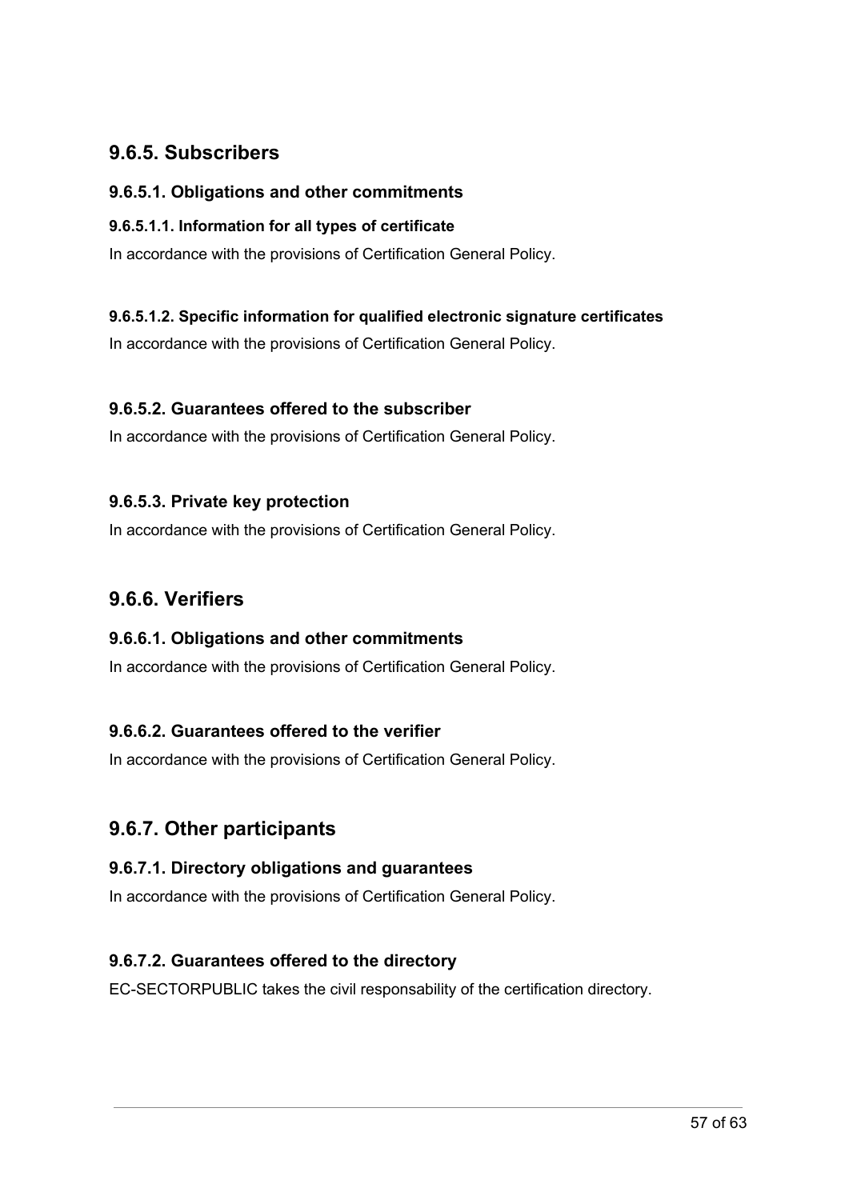## 9.6.5. Subscribers

### 9.6.5.1. Obligations and other commitments

#### 9.6.5.1.1. Information for all types of certificate

In accordance with the provisions of Certification General Policy.

#### 9.6.5.1.2. Specific information for qualified electronic signature certificates

In accordance with the provisions of Certification General Policy.

### 9.6.5.2. Guarantees offered to the subscriber

In accordance with the provisions of Certification General Policy.

### 9.6.5.3. Private key protection

In accordance with the provisions of Certification General Policy.

## 9.6.6. Verifiers

### 9.6.6.1. Obligations and other commitments

In accordance with the provisions of Certification General Policy.

### 9.6.6.2. Guarantees offered to the verifier

In accordance with the provisions of Certification General Policy.

## 9.6.7. Other participants

### 9.6.7.1. Directory obligations and guarantees

In accordance with the provisions of Certification General Policy.

### 9.6.7.2. Guarantees offered to the directory

EC-SECTORPUBLIC takes the civil responsability of the certification directory.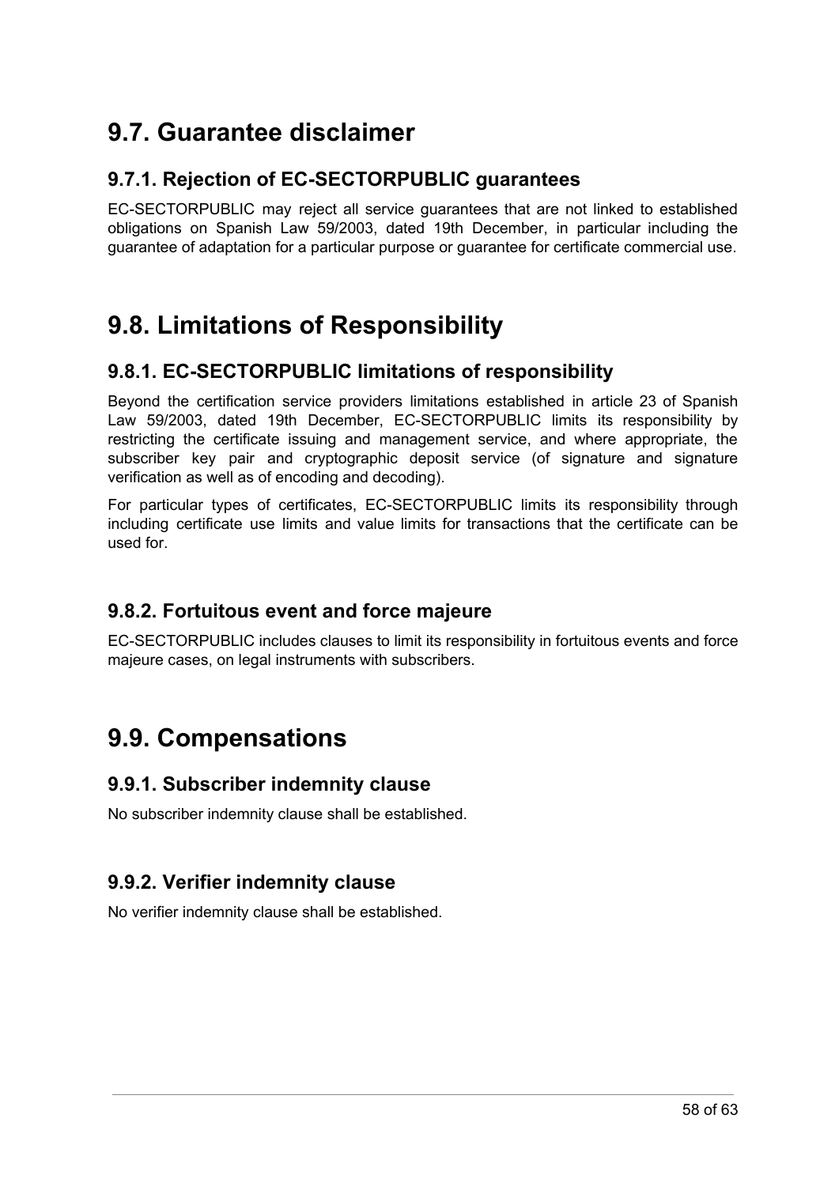## 9.7. Guarantee disclaimer

### 9.7.1. Rejection of EC-SECTORPUBLIC guarantees

EC-SECTORPUBLIC may reject all service guarantees that are not linked to established obligations on Spanish Law 59/2003, dated 19th December, in particular including the guarantee of adaptation for a particular purpose or guarantee for certificate commercial use.

## 9.8. Limitations of Responsibility

### 9.8.1. EC-SECTORPUBLIC limitations of responsibility

Beyond the certification service providers limitations established in article 23 of Spanish Law 59/2003, dated 19th December, EC-SECTORPUBLIC limits its responsibility by restricting the certificate issuing and management service, and where appropriate, the subscriber key pair and cryptographic deposit service (of signature and signature verification as well as of encoding and decoding).

For particular types of certificates, EC-SECTORPUBLIC limits its responsibility through including certificate use limits and value limits for transactions that the certificate can be used for.

### 9.8.2. Fortuitous event and force majeure

EC-SECTORPUBLIC includes clauses to limit its responsibility in fortuitous events and force majeure cases, on legal instruments with subscribers.

## 9.9. Compensations

### 9.9.1. Subscriber indemnity clause

No subscriber indemnity clause shall be established.

### 9.9.2. Verifier indemnity clause

No verifier indemnity clause shall be established.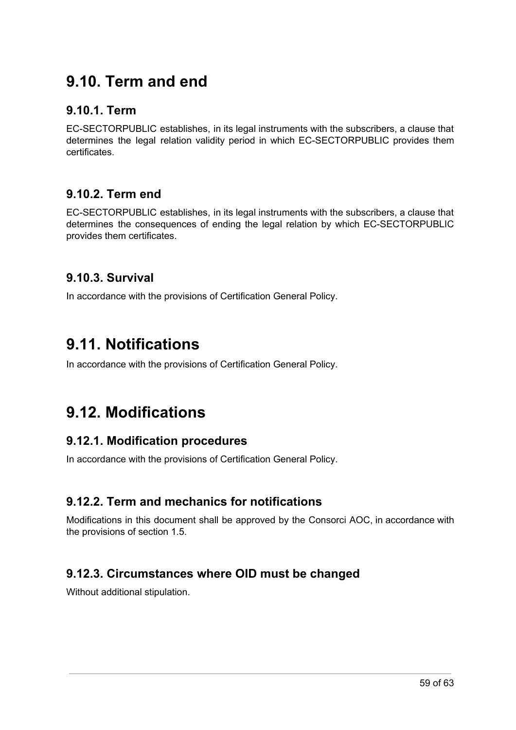# 9.10. Term and end

## 9.10.1. Term

EC-SECTORPUBLIC establishes, in its legal instruments with the subscribers, a clause that determines the legal relation validity period in which EC-SECTORPUBLIC provides them certificates.

## 9.10.2. Term end

EC-SECTORPUBLIC establishes, in its legal instruments with the subscribers, a clause that determines the consequences of ending the legal relation by which EC-SECTORPUBLIC provides them certificates.

## 9.10.3. Survival

In accordance with the provisions of Certification General Policy.

# 9.11. Notifications

In accordance with the provisions of Certification General Policy.

# 9.12. Modifications

## 9.12.1. Modification procedures

In accordance with the provisions of Certification General Policy.

## 9.12.2. Term and mechanics for notifications

Modifications in this document shall be approved by the Consorci AOC, in accordance with the provisions of section 1.5.

## 9.12.3. Circumstances where OID must be changed

Without additional stipulation.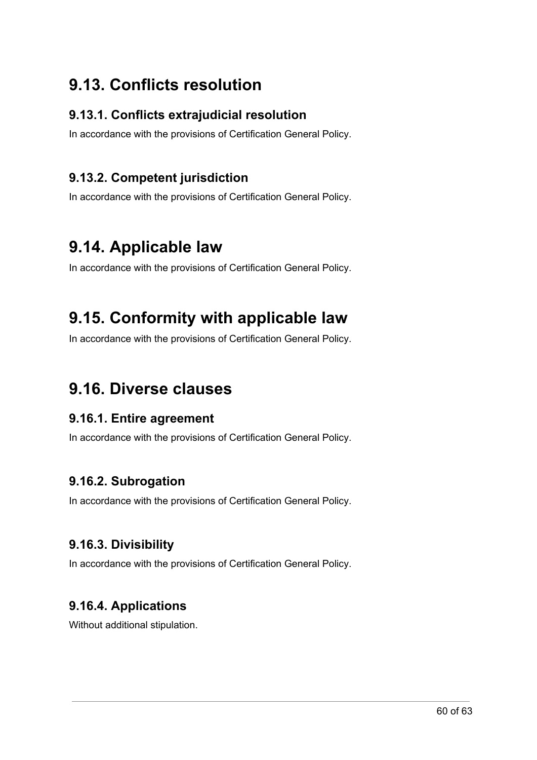## 9.13. Conflicts resolution

### 9.13.1. Conflicts extrajudicial resolution

In accordance with the provisions of Certification General Policy.

### 9.13.2. Competent jurisdiction

In accordance with the provisions of Certification General Policy.

## 9.14. Applicable law

In accordance with the provisions of Certification General Policy.

## 9.15. Conformity with applicable law

In accordance with the provisions of Certification General Policy.

## 9.16. Diverse clauses

### 9.16.1. Entire agreement

In accordance with the provisions of Certification General Policy.

### 9.16.2. Subrogation

In accordance with the provisions of Certification General Policy.

### 9.16.3. Divisibility

In accordance with the provisions of Certification General Policy.

### 9.16.4. Applications

Without additional stipulation.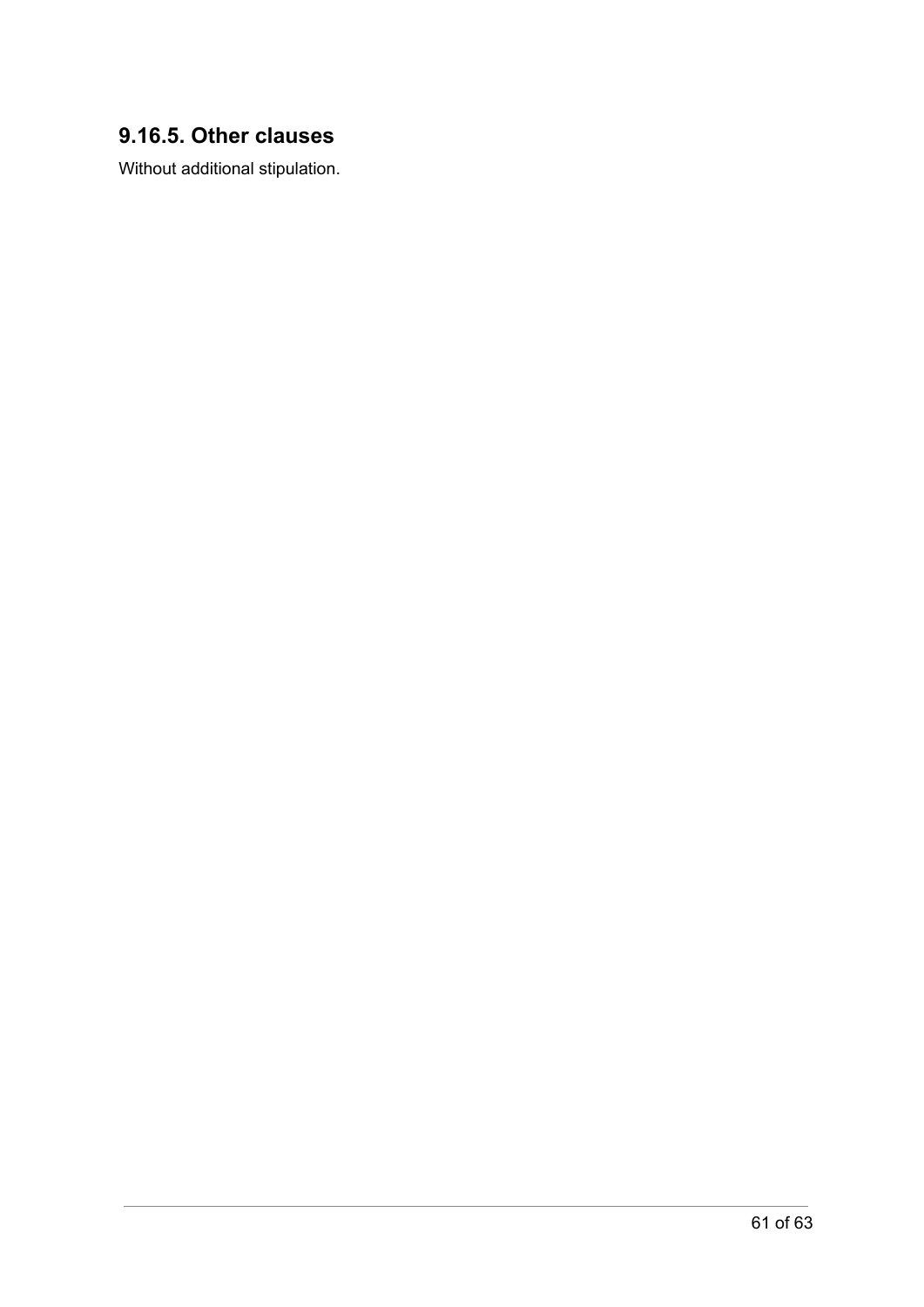### 9.16.5. Other clauses

Without additional stipulation.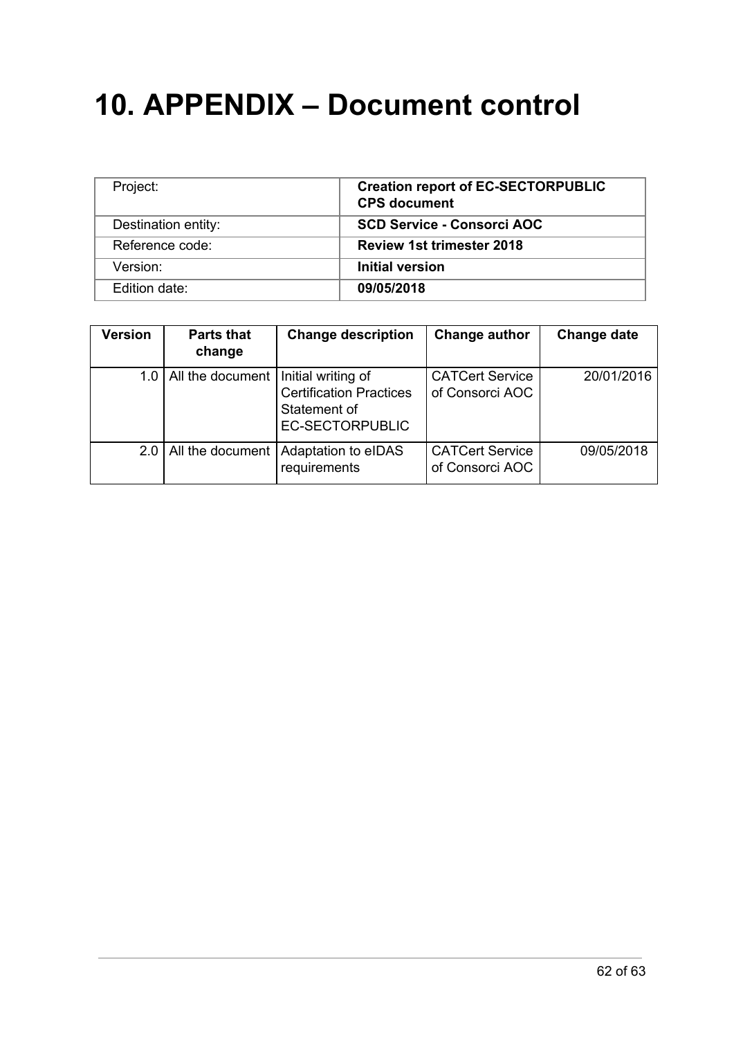# 10. APPENDIX – Document control

| | |
|---|---|
| Project: | **Creation report of EC-SECTORPUBLIC CPS document** |
| Destination entity: | **SCD Service - Consorci AOC** |
| Reference code: | **Review 1st trimester 2018** |
| Version: | **Initial version** |
| Edition date: | **09/05/2018** |

| Version | Parts that change | Change description | Change author | Change date |
|---|---|---|---|---|
| 1.0 | All the document | Initial writing of Certification Practices Statement of EC-SECTORPUBLIC | CATCert Service of Consorci AOC | 20/01/2016 |
| 2.0 | All the document | Adaptation to eIDAS requirements | CATCert Service of Consorci AOC | 09/05/2018 |